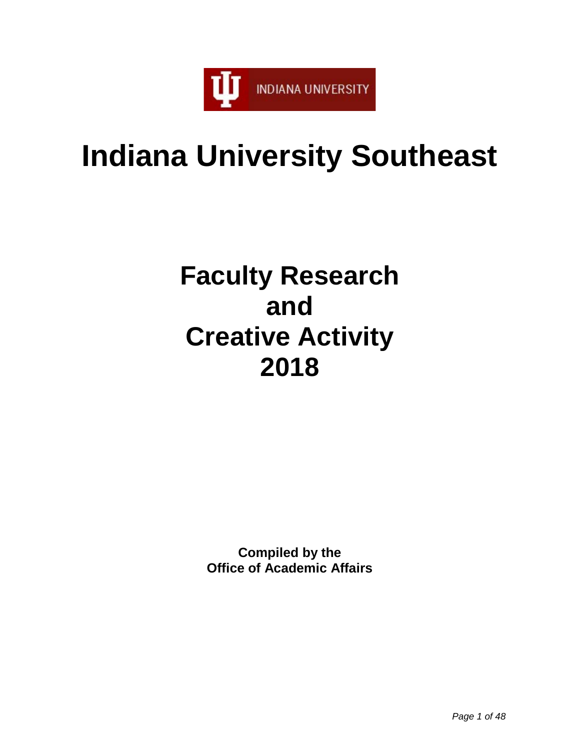INDIANA UNIVERSITY

# Indiana University Southeast

## Faculty Research and Creative Activity 2018

**Compiled by the**
**Office of Academic Affairs**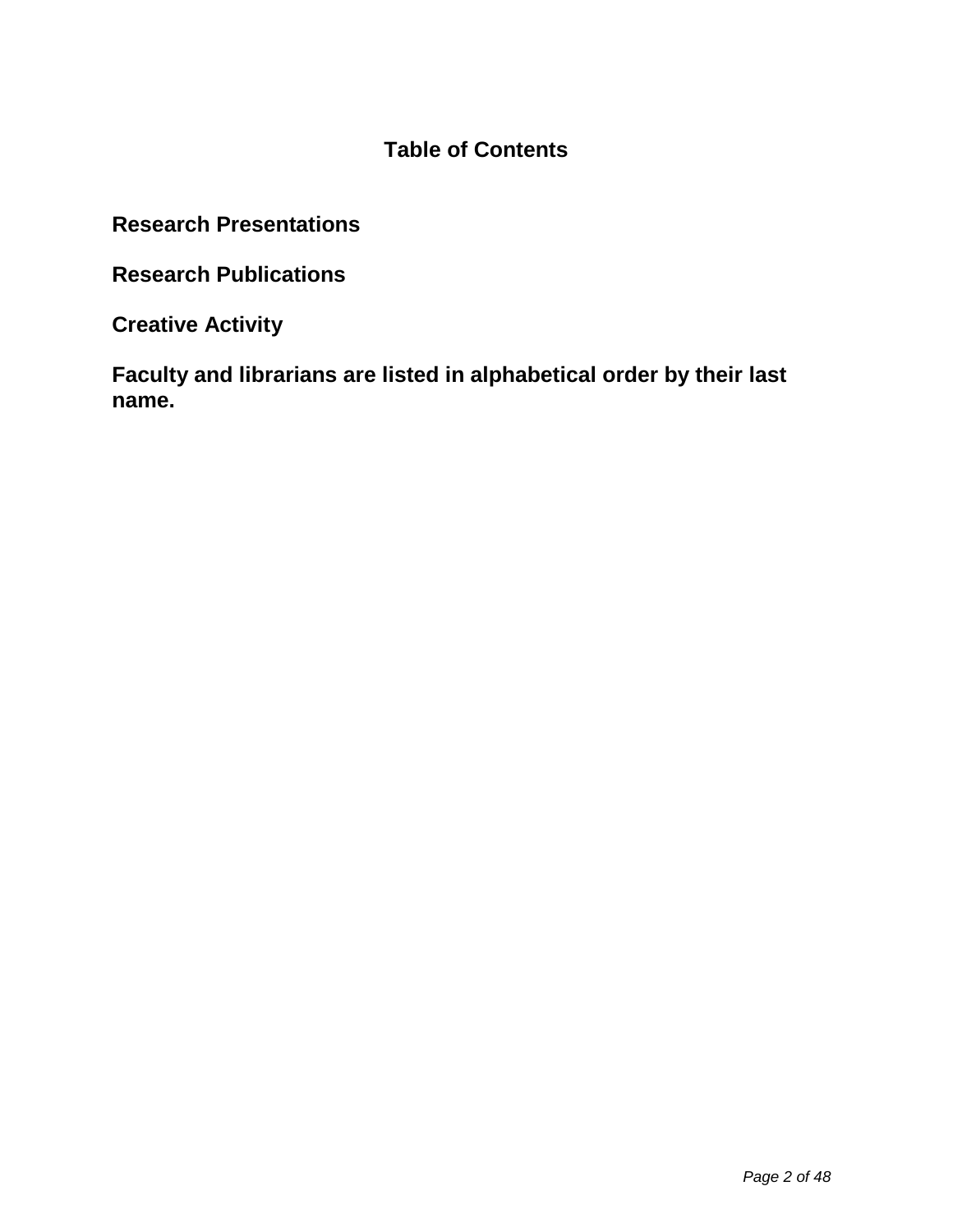# Table of Contents

**Research Presentations**

**Research Publications**

**Creative Activity**

**Faculty and librarians are listed in alphabetical order by their last name.**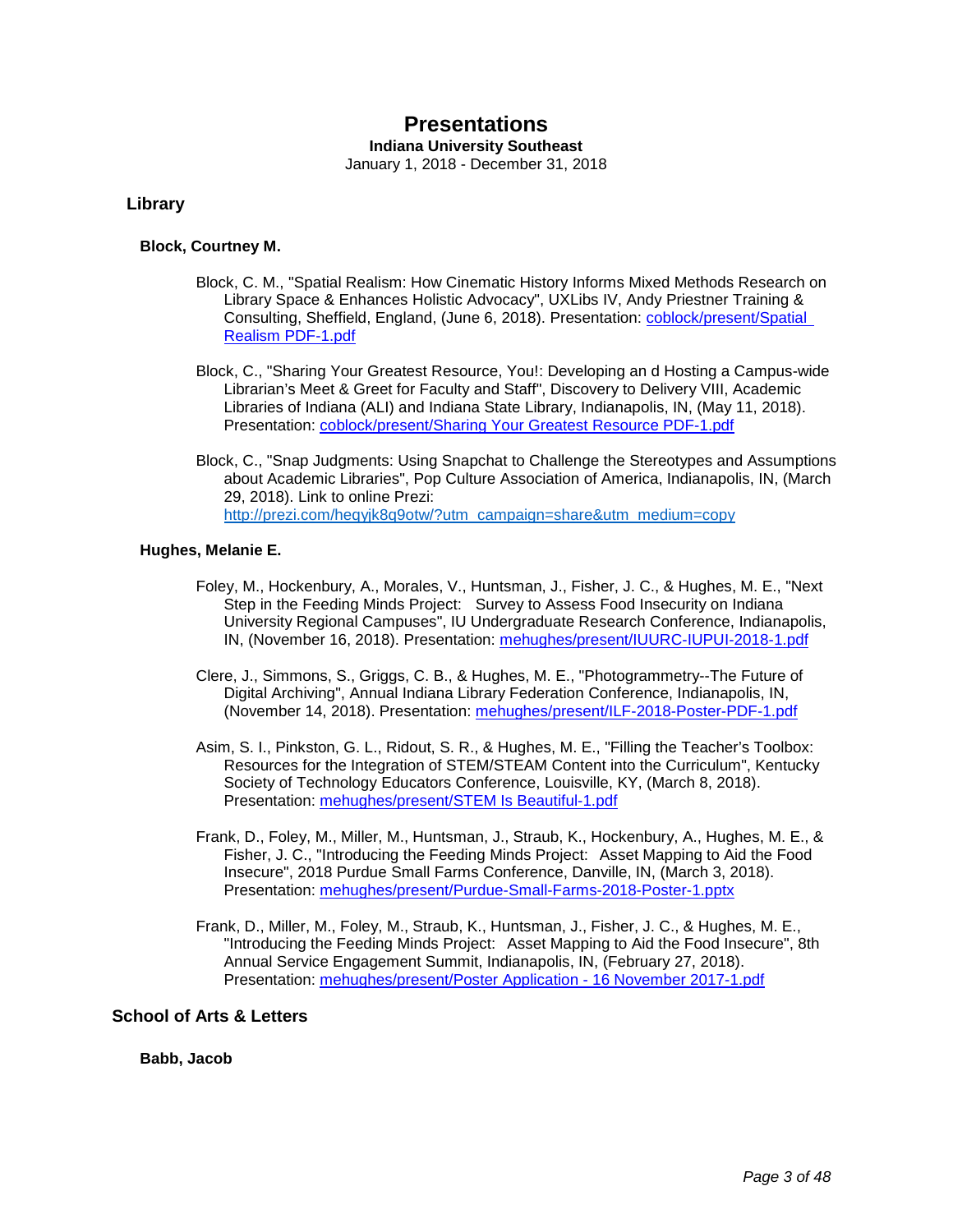# Presentations

**Indiana University Southeast**

January 1, 2018 - December 31, 2018

## Library

### Block, Courtney M.

Block, C. M., "Spatial Realism: How Cinematic History Informs Mixed Methods Research on Library Space & Enhances Holistic Advocacy", UXLibs IV, Andy Priestner Training & Consulting, Sheffield, England, (June 6, 2018). Presentation: [coblock/present/Spatial Realism PDF-1.pdf](coblock/present/Spatial Realism PDF-1.pdf)

Block, C., "Sharing Your Greatest Resource, You!: Developing an d Hosting a Campus-wide Librarian's Meet & Greet for Faculty and Staff", Discovery to Delivery VIII, Academic Libraries of Indiana (ALI) and Indiana State Library, Indianapolis, IN, (May 11, 2018). Presentation: [coblock/present/Sharing Your Greatest Resource PDF-1.pdf](coblock/present/Sharing Your Greatest Resource PDF-1.pdf)

Block, C., "Snap Judgments: Using Snapchat to Challenge the Stereotypes and Assumptions about Academic Libraries", Pop Culture Association of America, Indianapolis, IN, (March 29, 2018). Link to online Prezi: [http://prezi.com/heqyjk8q9otw/?utm_campaign=share&utm_medium=copy](http://prezi.com/heqyjk8q9otw/?utm_campaign=share&utm_medium=copy)

### Hughes, Melanie E.

Foley, M., Hockenbury, A., Morales, V., Huntsman, J., Fisher, J. C., & Hughes, M. E., "Next Step in the Feeding Minds Project: Survey to Assess Food Insecurity on Indiana University Regional Campuses", IU Undergraduate Research Conference, Indianapolis, IN, (November 16, 2018). Presentation: [mehughes/present/IUURC-IUPUI-2018-1.pdf](mehughes/present/IUURC-IUPUI-2018-1.pdf)

Clere, J., Simmons, S., Griggs, C. B., & Hughes, M. E., "Photogrammetry--The Future of Digital Archiving", Annual Indiana Library Federation Conference, Indianapolis, IN, (November 14, 2018). Presentation: [mehughes/present/ILF-2018-Poster-PDF-1.pdf](mehughes/present/ILF-2018-Poster-PDF-1.pdf)

Asim, S. I., Pinkston, G. L., Ridout, S. R., & Hughes, M. E., "Filling the Teacher's Toolbox: Resources for the Integration of STEM/STEAM Content into the Curriculum", Kentucky Society of Technology Educators Conference, Louisville, KY, (March 8, 2018). Presentation: [mehughes/present/STEM Is Beautiful-1.pdf](mehughes/present/STEM Is Beautiful-1.pdf)

Frank, D., Foley, M., Miller, M., Huntsman, J., Straub, K., Hockenbury, A., Hughes, M. E., & Fisher, J. C., "Introducing the Feeding Minds Project: Asset Mapping to Aid the Food Insecure", 2018 Purdue Small Farms Conference, Danville, IN, (March 3, 2018). Presentation: [mehughes/present/Purdue-Small-Farms-2018-Poster-1.pptx](mehughes/present/Purdue-Small-Farms-2018-Poster-1.pptx)

Frank, D., Miller, M., Foley, M., Straub, K., Huntsman, J., Fisher, J. C., & Hughes, M. E., "Introducing the Feeding Minds Project: Asset Mapping to Aid the Food Insecure", 8th Annual Service Engagement Summit, Indianapolis, IN, (February 27, 2018). Presentation: [mehughes/present/Poster Application - 16 November 2017-1.pdf](mehughes/present/Poster Application - 16 November 2017-1.pdf)

## School of Arts & Letters

### Babb, Jacob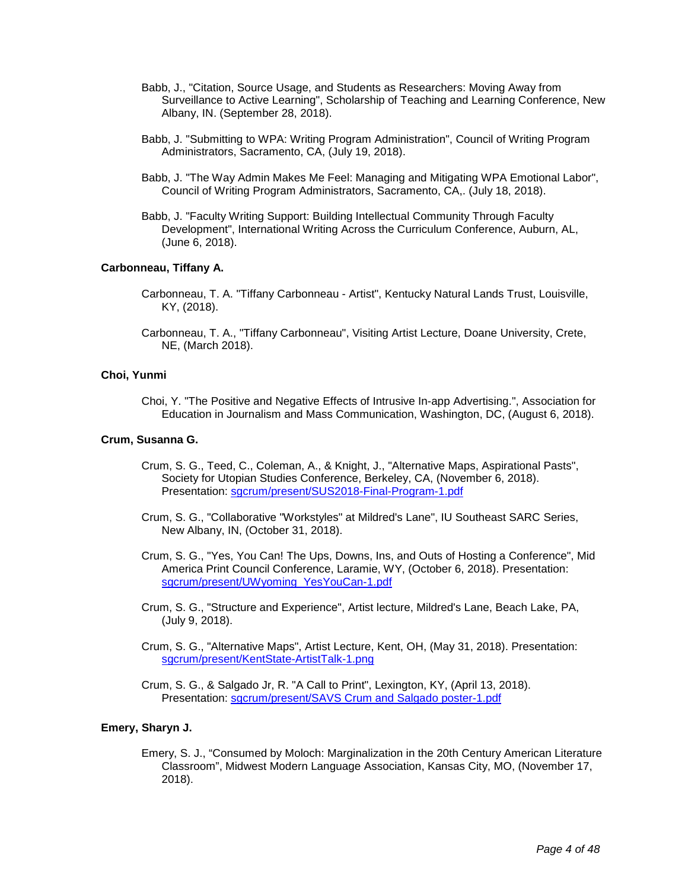Babb, J., "Citation, Source Usage, and Students as Researchers: Moving Away from Surveillance to Active Learning", Scholarship of Teaching and Learning Conference, New Albany, IN. (September 28, 2018).

Babb, J. "Submitting to WPA: Writing Program Administration", Council of Writing Program Administrators, Sacramento, CA, (July 19, 2018).

Babb, J. "The Way Admin Makes Me Feel: Managing and Mitigating WPA Emotional Labor", Council of Writing Program Administrators, Sacramento, CA,. (July 18, 2018).

Babb, J. "Faculty Writing Support: Building Intellectual Community Through Faculty Development", International Writing Across the Curriculum Conference, Auburn, AL, (June 6, 2018).

**Carbonneau, Tiffany A.**

Carbonneau, T. A. "Tiffany Carbonneau - Artist", Kentucky Natural Lands Trust, Louisville, KY, (2018).

Carbonneau, T. A., "Tiffany Carbonneau", Visiting Artist Lecture, Doane University, Crete, NE, (March 2018).

**Choi, Yunmi**

Choi, Y. "The Positive and Negative Effects of Intrusive In-app Advertising.", Association for Education in Journalism and Mass Communication, Washington, DC, (August 6, 2018).

**Crum, Susanna G.**

Crum, S. G., Teed, C., Coleman, A., & Knight, J., "Alternative Maps, Aspirational Pasts", Society for Utopian Studies Conference, Berkeley, CA, (November 6, 2018). Presentation: sgcrum/present/SUS2018-Final-Program-1.pdf

Crum, S. G., "Collaborative "Workstyles" at Mildred's Lane", IU Southeast SARC Series, New Albany, IN, (October 31, 2018).

Crum, S. G., "Yes, You Can! The Ups, Downs, Ins, and Outs of Hosting a Conference", Mid America Print Council Conference, Laramie, WY, (October 6, 2018). Presentation: sgcrum/present/UWyoming_YesYouCan-1.pdf

Crum, S. G., "Structure and Experience", Artist lecture, Mildred's Lane, Beach Lake, PA, (July 9, 2018).

Crum, S. G., "Alternative Maps", Artist Lecture, Kent, OH, (May 31, 2018). Presentation: sgcrum/present/KentState-ArtistTalk-1.png

Crum, S. G., & Salgado Jr, R. "A Call to Print", Lexington, KY, (April 13, 2018). Presentation: sgcrum/present/SAVS Crum and Salgado poster-1.pdf

**Emery, Sharyn J.**

Emery, S. J., "Consumed by Moloch: Marginalization in the 20th Century American Literature Classroom", Midwest Modern Language Association, Kansas City, MO, (November 17, 2018).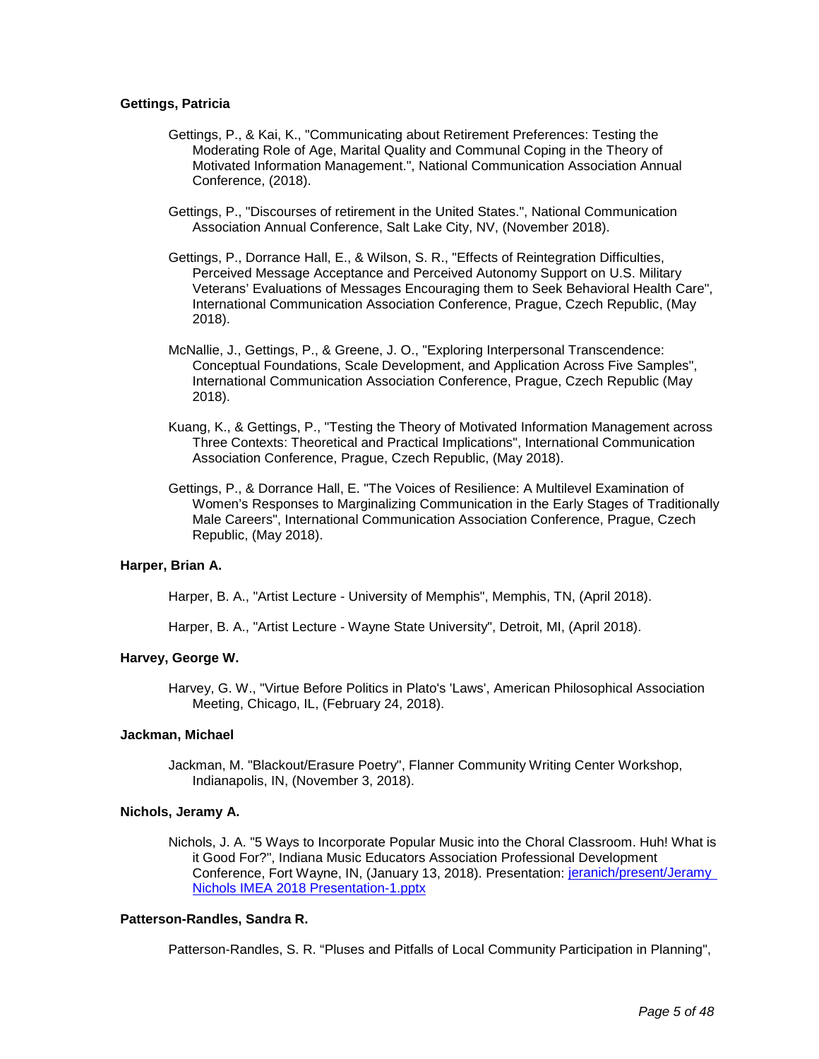**Gettings, Patricia**

Gettings, P., & Kai, K., "Communicating about Retirement Preferences: Testing the Moderating Role of Age, Marital Quality and Communal Coping in the Theory of Motivated Information Management.", National Communication Association Annual Conference, (2018).

Gettings, P., "Discourses of retirement in the United States.", National Communication Association Annual Conference, Salt Lake City, NV, (November 2018).

Gettings, P., Dorrance Hall, E., & Wilson, S. R., "Effects of Reintegration Difficulties, Perceived Message Acceptance and Perceived Autonomy Support on U.S. Military Veterans' Evaluations of Messages Encouraging them to Seek Behavioral Health Care", International Communication Association Conference, Prague, Czech Republic, (May 2018).

McNallie, J., Gettings, P., & Greene, J. O., "Exploring Interpersonal Transcendence: Conceptual Foundations, Scale Development, and Application Across Five Samples", International Communication Association Conference, Prague, Czech Republic (May 2018).

Kuang, K., & Gettings, P., "Testing the Theory of Motivated Information Management across Three Contexts: Theoretical and Practical Implications", International Communication Association Conference, Prague, Czech Republic, (May 2018).

Gettings, P., & Dorrance Hall, E. "The Voices of Resilience: A Multilevel Examination of Women's Responses to Marginalizing Communication in the Early Stages of Traditionally Male Careers", International Communication Association Conference, Prague, Czech Republic, (May 2018).

**Harper, Brian A.**

Harper, B. A., "Artist Lecture - University of Memphis", Memphis, TN, (April 2018).

Harper, B. A., "Artist Lecture - Wayne State University", Detroit, MI, (April 2018).

**Harvey, George W.**

Harvey, G. W., "Virtue Before Politics in Plato's 'Laws', American Philosophical Association Meeting, Chicago, IL, (February 24, 2018).

**Jackman, Michael**

Jackman, M. "Blackout/Erasure Poetry", Flanner Community Writing Center Workshop, Indianapolis, IN, (November 3, 2018).

**Nichols, Jeramy A.**

Nichols, J. A. "5 Ways to Incorporate Popular Music into the Choral Classroom. Huh! What is it Good For?", Indiana Music Educators Association Professional Development Conference, Fort Wayne, IN, (January 13, 2018). Presentation: [jeranich/present/Jeramy Nichols IMEA 2018 Presentation-1.pptx](jeranich/present/Jeramy Nichols IMEA 2018 Presentation-1.pptx)

**Patterson-Randles, Sandra R.**

Patterson-Randles, S. R. "Pluses and Pitfalls of Local Community Participation in Planning",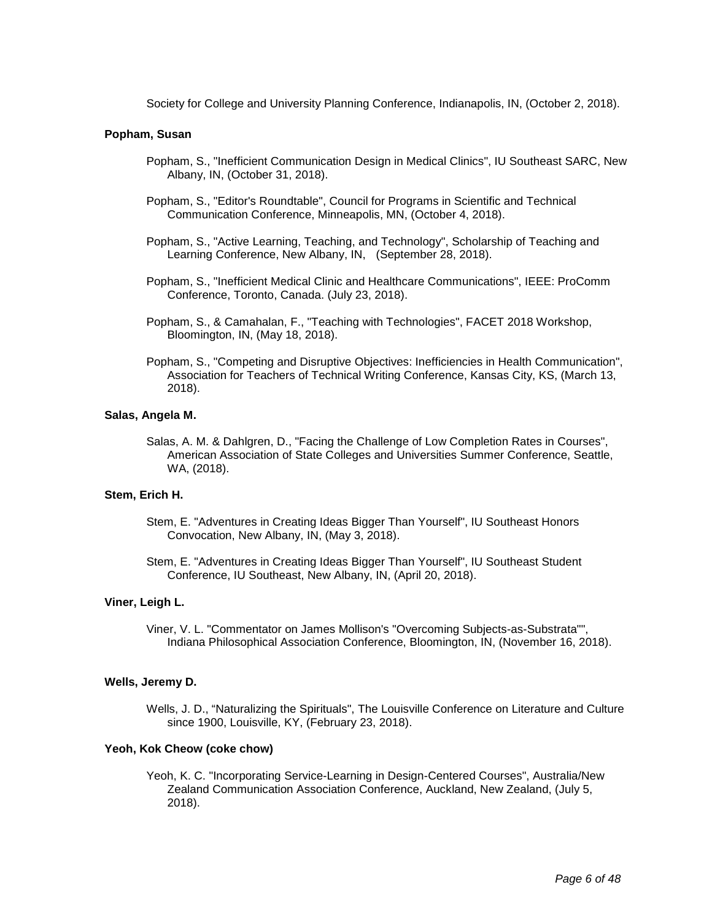Society for College and University Planning Conference, Indianapolis, IN, (October 2, 2018).

**Popham, Susan**

Popham, S., "Inefficient Communication Design in Medical Clinics", IU Southeast SARC, New Albany, IN, (October 31, 2018).

Popham, S., "Editor's Roundtable", Council for Programs in Scientific and Technical Communication Conference, Minneapolis, MN, (October 4, 2018).

Popham, S., "Active Learning, Teaching, and Technology", Scholarship of Teaching and Learning Conference, New Albany, IN, (September 28, 2018).

Popham, S., "Inefficient Medical Clinic and Healthcare Communications", IEEE: ProComm Conference, Toronto, Canada. (July 23, 2018).

Popham, S., & Camahalan, F., "Teaching with Technologies", FACET 2018 Workshop, Bloomington, IN, (May 18, 2018).

Popham, S., "Competing and Disruptive Objectives: Inefficiencies in Health Communication", Association for Teachers of Technical Writing Conference, Kansas City, KS, (March 13, 2018).

**Salas, Angela M.**

Salas, A. M. & Dahlgren, D., "Facing the Challenge of Low Completion Rates in Courses", American Association of State Colleges and Universities Summer Conference, Seattle, WA, (2018).

**Stem, Erich H.**

Stem, E. "Adventures in Creating Ideas Bigger Than Yourself", IU Southeast Honors Convocation, New Albany, IN, (May 3, 2018).

Stem, E. "Adventures in Creating Ideas Bigger Than Yourself", IU Southeast Student Conference, IU Southeast, New Albany, IN, (April 20, 2018).

**Viner, Leigh L.**

Viner, V. L. "Commentator on James Mollison's "Overcoming Subjects-as-Substrata"", Indiana Philosophical Association Conference, Bloomington, IN, (November 16, 2018).

**Wells, Jeremy D.**

Wells, J. D., "Naturalizing the Spirituals", The Louisville Conference on Literature and Culture since 1900, Louisville, KY, (February 23, 2018).

**Yeoh, Kok Cheow (coke chow)**

Yeoh, K. C. "Incorporating Service-Learning in Design-Centered Courses", Australia/New Zealand Communication Association Conference, Auckland, New Zealand, (July 5, 2018).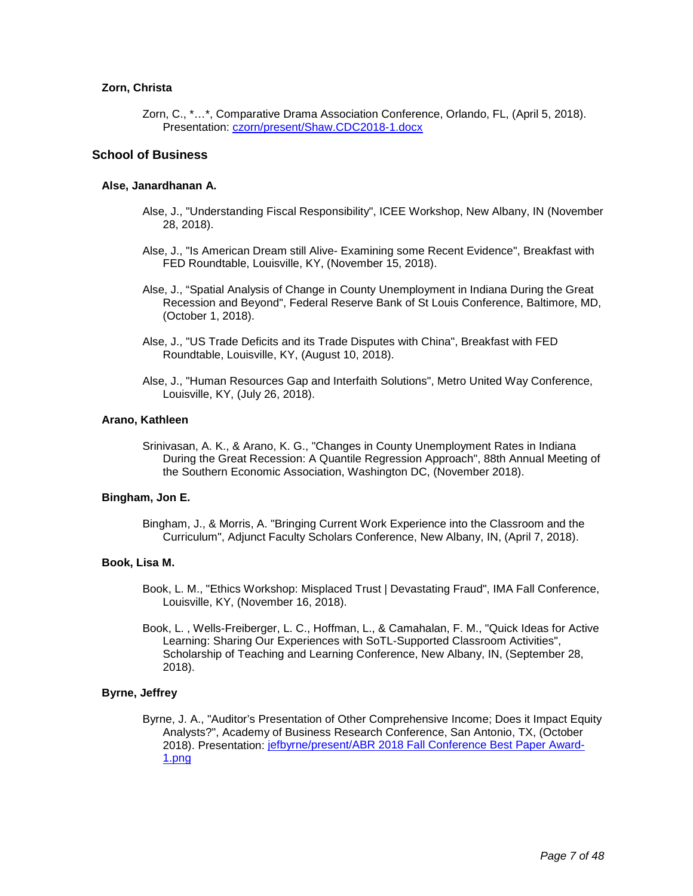#### Zorn, Christa

Zorn, C., *…*, Comparative Drama Association Conference, Orlando, FL, (April 5, 2018). Presentation: [czorn/present/Shaw.CDC2018-1.docx](czorn/present/Shaw.CDC2018-1.docx)

### School of Business

#### Alse, Janardhanan A.

Alse, J., "Understanding Fiscal Responsibility", ICEE Workshop, New Albany, IN (November 28, 2018).

Alse, J., "Is American Dream still Alive- Examining some Recent Evidence", Breakfast with FED Roundtable, Louisville, KY, (November 15, 2018).

Alse, J., "Spatial Analysis of Change in County Unemployment in Indiana During the Great Recession and Beyond", Federal Reserve Bank of St Louis Conference, Baltimore, MD, (October 1, 2018).

Alse, J., "US Trade Deficits and its Trade Disputes with China", Breakfast with FED Roundtable, Louisville, KY, (August 10, 2018).

Alse, J., "Human Resources Gap and Interfaith Solutions", Metro United Way Conference, Louisville, KY, (July 26, 2018).

#### Arano, Kathleen

Srinivasan, A. K., & Arano, K. G., "Changes in County Unemployment Rates in Indiana During the Great Recession: A Quantile Regression Approach", 88th Annual Meeting of the Southern Economic Association, Washington DC, (November 2018).

#### Bingham, Jon E.

Bingham, J., & Morris, A. "Bringing Current Work Experience into the Classroom and the Curriculum", Adjunct Faculty Scholars Conference, New Albany, IN, (April 7, 2018).

#### Book, Lisa M.

Book, L. M., "Ethics Workshop: Misplaced Trust | Devastating Fraud", IMA Fall Conference, Louisville, KY, (November 16, 2018).

Book, L. , Wells-Freiberger, L. C., Hoffman, L., & Camahalan, F. M., "Quick Ideas for Active Learning: Sharing Our Experiences with SoTL-Supported Classroom Activities", Scholarship of Teaching and Learning Conference, New Albany, IN, (September 28, 2018).

#### Byrne, Jeffrey

Byrne, J. A., "Auditor's Presentation of Other Comprehensive Income; Does it Impact Equity Analysts?", Academy of Business Research Conference, San Antonio, TX, (October 2018). Presentation: [jefbyrne/present/ABR 2018 Fall Conference Best Paper Award-1.png](jefbyrne/present/ABR 2018 Fall Conference Best Paper Award-1.png)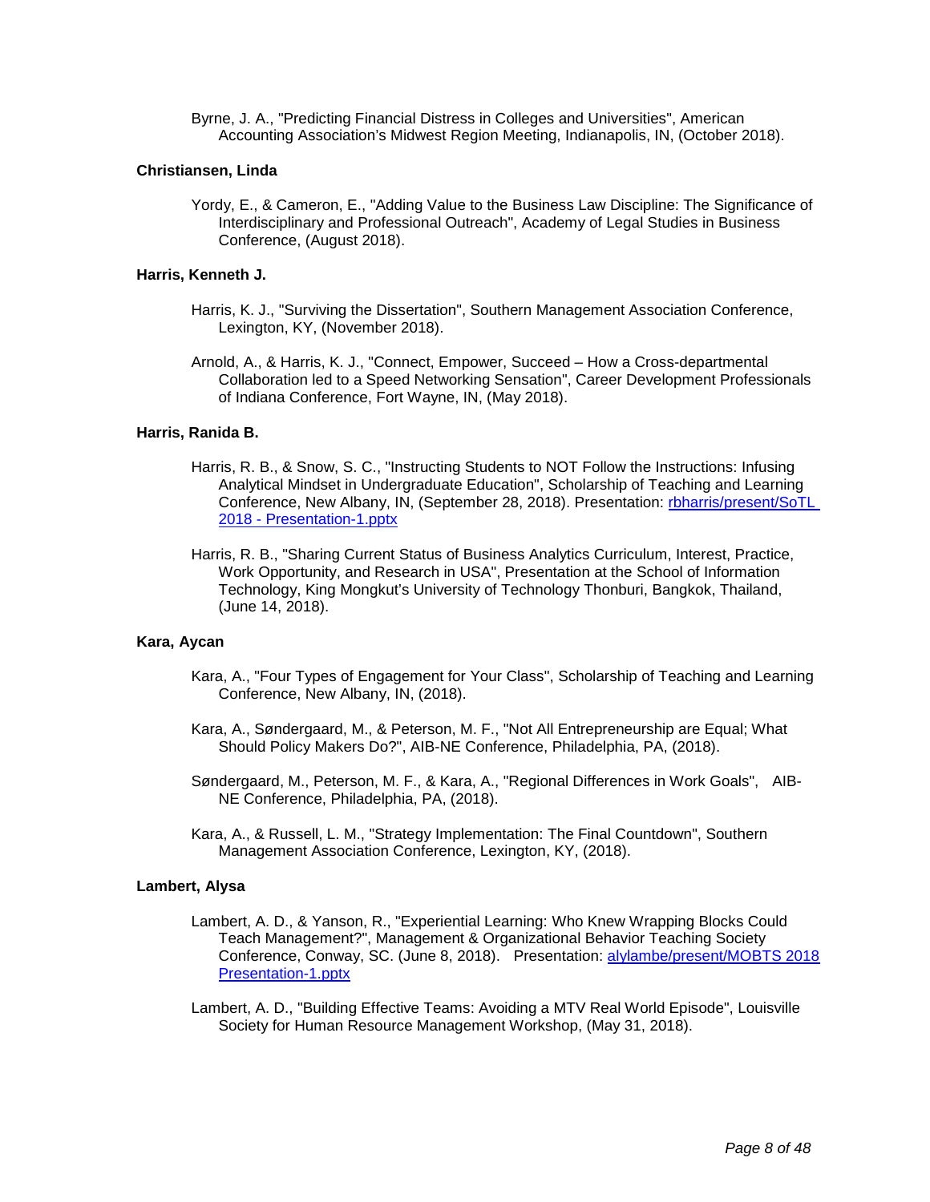Byrne, J. A., "Predicting Financial Distress in Colleges and Universities", American Accounting Association's Midwest Region Meeting, Indianapolis, IN, (October 2018).

**Christiansen, Linda**

Yordy, E., & Cameron, E., "Adding Value to the Business Law Discipline: The Significance of Interdisciplinary and Professional Outreach", Academy of Legal Studies in Business Conference, (August 2018).

**Harris, Kenneth J.**

Harris, K. J., "Surviving the Dissertation", Southern Management Association Conference, Lexington, KY, (November 2018).

Arnold, A., & Harris, K. J., "Connect, Empower, Succeed – How a Cross-departmental Collaboration led to a Speed Networking Sensation", Career Development Professionals of Indiana Conference, Fort Wayne, IN, (May 2018).

**Harris, Ranida B.**

Harris, R. B., & Snow, S. C., "Instructing Students to NOT Follow the Instructions: Infusing Analytical Mindset in Undergraduate Education", Scholarship of Teaching and Learning Conference, New Albany, IN, (September 28, 2018). Presentation: [rbharris/present/SoTL 2018 - Presentation-1.pptx](rbharris/present/SoTL 2018 - Presentation-1.pptx)

Harris, R. B., "Sharing Current Status of Business Analytics Curriculum, Interest, Practice, Work Opportunity, and Research in USA", Presentation at the School of Information Technology, King Mongkut's University of Technology Thonburi, Bangkok, Thailand, (June 14, 2018).

**Kara, Aycan**

Kara, A., "Four Types of Engagement for Your Class", Scholarship of Teaching and Learning Conference, New Albany, IN, (2018).

Kara, A., Søndergaard, M., & Peterson, M. F., "Not All Entrepreneurship are Equal; What Should Policy Makers Do?", AIB-NE Conference, Philadelphia, PA, (2018).

Søndergaard, M., Peterson, M. F., & Kara, A., "Regional Differences in Work Goals", AIB-NE Conference, Philadelphia, PA, (2018).

Kara, A., & Russell, L. M., "Strategy Implementation: The Final Countdown", Southern Management Association Conference, Lexington, KY, (2018).

**Lambert, Alysa**

Lambert, A. D., & Yanson, R., "Experiential Learning: Who Knew Wrapping Blocks Could Teach Management?", Management & Organizational Behavior Teaching Society Conference, Conway, SC. (June 8, 2018). Presentation: [alylambe/present/MOBTS 2018 Presentation-1.pptx](alylambe/present/MOBTS 2018 Presentation-1.pptx)

Lambert, A. D., "Building Effective Teams: Avoiding a MTV Real World Episode", Louisville Society for Human Resource Management Workshop, (May 31, 2018).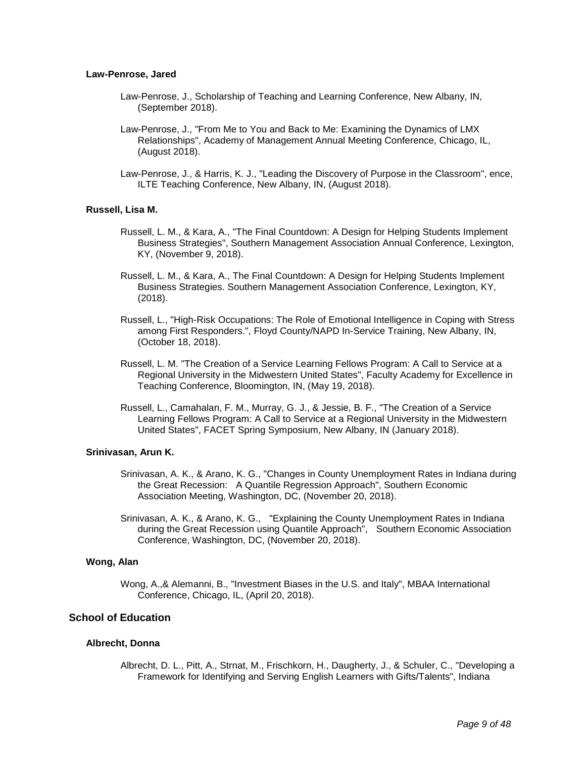#### Law-Penrose, Jared

Law-Penrose, J., Scholarship of Teaching and Learning Conference, New Albany, IN, (September 2018).

Law-Penrose, J., "From Me to You and Back to Me: Examining the Dynamics of LMX Relationships", Academy of Management Annual Meeting Conference, Chicago, IL, (August 2018).

Law-Penrose, J., & Harris, K. J., "Leading the Discovery of Purpose in the Classroom", ence, ILTE Teaching Conference, New Albany, IN, (August 2018).

#### Russell, Lisa M.

Russell, L. M., & Kara, A., "The Final Countdown: A Design for Helping Students Implement Business Strategies", Southern Management Association Annual Conference, Lexington, KY, (November 9, 2018).

Russell, L. M., & Kara, A., The Final Countdown: A Design for Helping Students Implement Business Strategies. Southern Management Association Conference, Lexington, KY, (2018).

Russell, L., "High-Risk Occupations: The Role of Emotional Intelligence in Coping with Stress among First Responders.", Floyd County/NAPD In-Service Training, New Albany, IN, (October 18, 2018).

Russell, L. M. "The Creation of a Service Learning Fellows Program: A Call to Service at a Regional University in the Midwestern United States", Faculty Academy for Excellence in Teaching Conference, Bloomington, IN, (May 19, 2018).

Russell, L., Camahalan, F. M., Murray, G. J., & Jessie, B. F., "The Creation of a Service Learning Fellows Program: A Call to Service at a Regional University in the Midwestern United States", FACET Spring Symposium, New Albany, IN (January 2018).

#### Srinivasan, Arun K.

Srinivasan, A. K., & Arano, K. G., "Changes in County Unemployment Rates in Indiana during the Great Recession: A Quantile Regression Approach", Southern Economic Association Meeting, Washington, DC, (November 20, 2018).

Srinivasan, A. K., & Arano, K. G., "Explaining the County Unemployment Rates in Indiana during the Great Recession using Quantile Approach", Southern Economic Association Conference, Washington, DC, (November 20, 2018).

#### Wong, Alan

Wong, A.,& Alemanni, B., "Investment Biases in the U.S. and Italy", MBAA International Conference, Chicago, IL, (April 20, 2018).

### School of Education

#### Albrecht, Donna

Albrecht, D. L., Pitt, A., Strnat, M., Frischkorn, H., Daugherty, J., & Schuler, C., "Developing a Framework for Identifying and Serving English Learners with Gifts/Talents", Indiana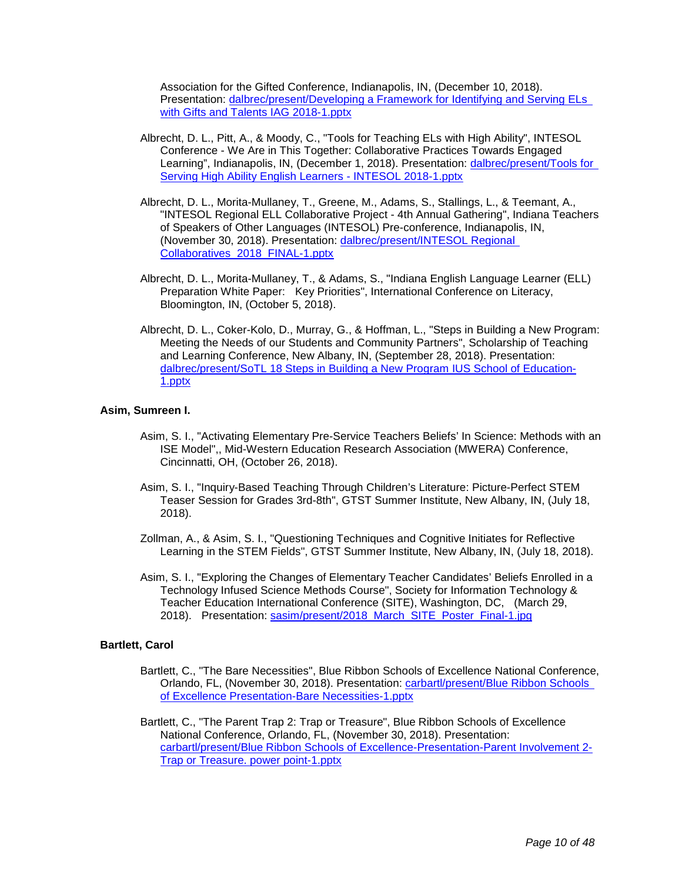Association for the Gifted Conference, Indianapolis, IN, (December 10, 2018). Presentation: dalbrec/present/Developing a Framework for Identifying and Serving ELs with Gifts and Talents IAG 2018-1.pptx

Albrecht, D. L., Pitt, A., & Moody, C., "Tools for Teaching ELs with High Ability", INTESOL Conference - We Are in This Together: Collaborative Practices Towards Engaged Learning", Indianapolis, IN, (December 1, 2018). Presentation: dalbrec/present/Tools for Serving High Ability English Learners - INTESOL 2018-1.pptx

Albrecht, D. L., Morita-Mullaney, T., Greene, M., Adams, S., Stallings, L., & Teemant, A., "INTESOL Regional ELL Collaborative Project - 4th Annual Gathering", Indiana Teachers of Speakers of Other Languages (INTESOL) Pre-conference, Indianapolis, IN, (November 30, 2018). Presentation: dalbrec/present/INTESOL Regional Collaboratives_2018_FINAL-1.pptx

Albrecht, D. L., Morita-Mullaney, T., & Adams, S., "Indiana English Language Learner (ELL) Preparation White Paper: Key Priorities", International Conference on Literacy, Bloomington, IN, (October 5, 2018).

Albrecht, D. L., Coker-Kolo, D., Murray, G., & Hoffman, L., "Steps in Building a New Program: Meeting the Needs of our Students and Community Partners", Scholarship of Teaching and Learning Conference, New Albany, IN, (September 28, 2018). Presentation: dalbrec/present/SoTL 18 Steps in Building a New Program IUS School of Education-1.pptx

**Asim, Sumreen I.**

Asim, S. I., "Activating Elementary Pre-Service Teachers Beliefs' In Science: Methods with an ISE Model",, Mid-Western Education Research Association (MWERA) Conference, Cincinnatti, OH, (October 26, 2018).

Asim, S. I., "Inquiry-Based Teaching Through Children's Literature: Picture-Perfect STEM Teaser Session for Grades 3rd-8th", GTST Summer Institute, New Albany, IN, (July 18, 2018).

Zollman, A., & Asim, S. I., "Questioning Techniques and Cognitive Initiates for Reflective Learning in the STEM Fields", GTST Summer Institute, New Albany, IN, (July 18, 2018).

Asim, S. I., "Exploring the Changes of Elementary Teacher Candidates' Beliefs Enrolled in a Technology Infused Science Methods Course", Society for Information Technology & Teacher Education International Conference (SITE), Washington, DC, (March 29, 2018). Presentation: sasim/present/2018_March_SITE_Poster_Final-1.jpg

**Bartlett, Carol**

Bartlett, C., "The Bare Necessities", Blue Ribbon Schools of Excellence National Conference, Orlando, FL, (November 30, 2018). Presentation: carbartl/present/Blue Ribbon Schools of Excellence Presentation-Bare Necessities-1.pptx

Bartlett, C., "The Parent Trap 2: Trap or Treasure", Blue Ribbon Schools of Excellence National Conference, Orlando, FL, (November 30, 2018). Presentation: carbartl/present/Blue Ribbon Schools of Excellence-Presentation-Parent Involvement 2-Trap or Treasure. power point-1.pptx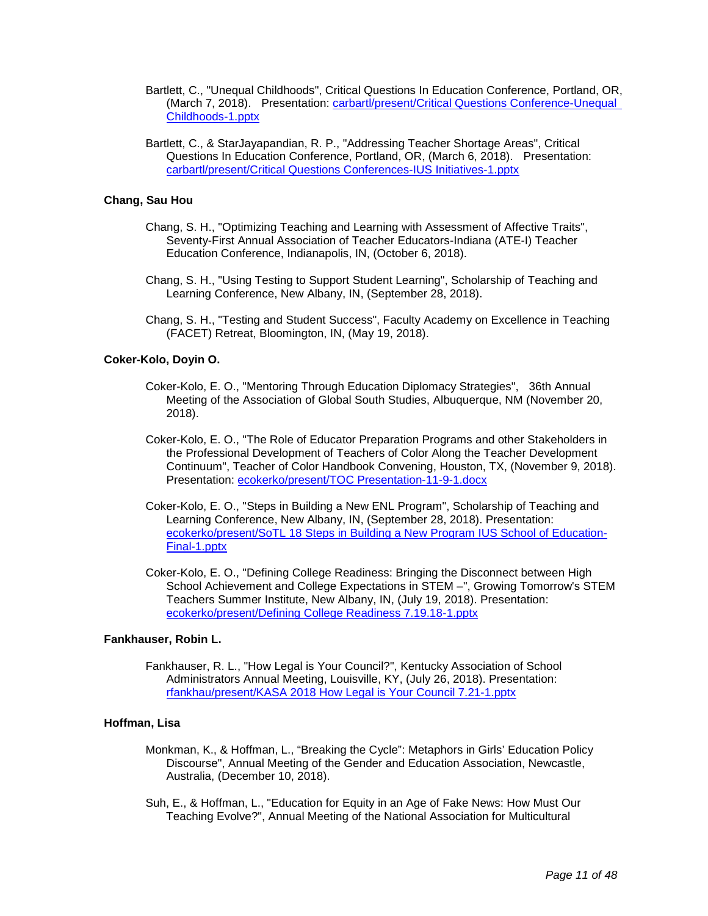Bartlett, C., "Unequal Childhoods", Critical Questions In Education Conference, Portland, OR, (March 7, 2018). Presentation: carbartl/present/Critical Questions Conference-Unequal Childhoods-1.pptx

Bartlett, C., & StarJayapandian, R. P., "Addressing Teacher Shortage Areas", Critical Questions In Education Conference, Portland, OR, (March 6, 2018). Presentation: carbartl/present/Critical Questions Conferences-IUS Initiatives-1.pptx

**Chang, Sau Hou**

Chang, S. H., "Optimizing Teaching and Learning with Assessment of Affective Traits", Seventy-First Annual Association of Teacher Educators-Indiana (ATE-I) Teacher Education Conference, Indianapolis, IN, (October 6, 2018).

Chang, S. H., "Using Testing to Support Student Learning", Scholarship of Teaching and Learning Conference, New Albany, IN, (September 28, 2018).

Chang, S. H., "Testing and Student Success", Faculty Academy on Excellence in Teaching (FACET) Retreat, Bloomington, IN, (May 19, 2018).

**Coker-Kolo, Doyin O.**

Coker-Kolo, E. O., "Mentoring Through Education Diplomacy Strategies", 36th Annual Meeting of the Association of Global South Studies, Albuquerque, NM (November 20, 2018).

Coker-Kolo, E. O., "The Role of Educator Preparation Programs and other Stakeholders in the Professional Development of Teachers of Color Along the Teacher Development Continuum", Teacher of Color Handbook Convening, Houston, TX, (November 9, 2018). Presentation: ecokerko/present/TOC Presentation-11-9-1.docx

Coker-Kolo, E. O., "Steps in Building a New ENL Program", Scholarship of Teaching and Learning Conference, New Albany, IN, (September 28, 2018). Presentation: ecokerko/present/SoTL 18 Steps in Building a New Program IUS School of Education-Final-1.pptx

Coker-Kolo, E. O., "Defining College Readiness: Bringing the Disconnect between High School Achievement and College Expectations in STEM –", Growing Tomorrow's STEM Teachers Summer Institute, New Albany, IN, (July 19, 2018). Presentation: ecokerko/present/Defining College Readiness 7.19.18-1.pptx

**Fankhauser, Robin L.**

Fankhauser, R. L., "How Legal is Your Council?", Kentucky Association of School Administrators Annual Meeting, Louisville, KY, (July 26, 2018). Presentation: rfankhau/present/KASA 2018 How Legal is Your Council 7.21-1.pptx

**Hoffman, Lisa**

Monkman, K., & Hoffman, L., "Breaking the Cycle": Metaphors in Girls' Education Policy Discourse", Annual Meeting of the Gender and Education Association, Newcastle, Australia, (December 10, 2018).

Suh, E., & Hoffman, L., "Education for Equity in an Age of Fake News: How Must Our Teaching Evolve?", Annual Meeting of the National Association for Multicultural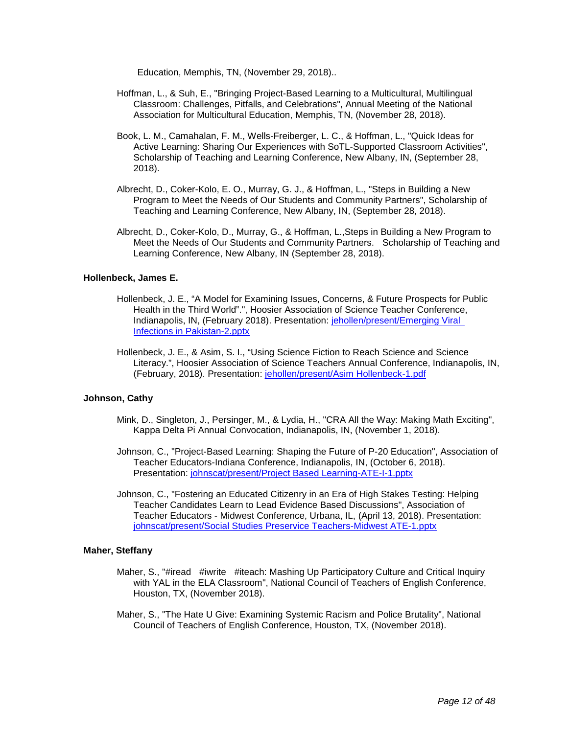Education, Memphis, TN, (November 29, 2018)..

Hoffman, L., & Suh, E., "Bringing Project-Based Learning to a Multicultural, Multilingual Classroom: Challenges, Pitfalls, and Celebrations", Annual Meeting of the National Association for Multicultural Education, Memphis, TN, (November 28, 2018).

Book, L. M., Camahalan, F. M., Wells-Freiberger, L. C., & Hoffman, L., "Quick Ideas for Active Learning: Sharing Our Experiences with SoTL-Supported Classroom Activities", Scholarship of Teaching and Learning Conference, New Albany, IN, (September 28, 2018).

Albrecht, D., Coker-Kolo, E. O., Murray, G. J., & Hoffman, L., "Steps in Building a New Program to Meet the Needs of Our Students and Community Partners", Scholarship of Teaching and Learning Conference, New Albany, IN, (September 28, 2018).

Albrecht, D., Coker-Kolo, D., Murray, G., & Hoffman, L.,Steps in Building a New Program to Meet the Needs of Our Students and Community Partners. Scholarship of Teaching and Learning Conference, New Albany, IN (September 28, 2018).

**Hollenbeck, James E.**

Hollenbeck, J. E., "A Model for Examining Issues, Concerns, & Future Prospects for Public Health in the Third World".", Hoosier Association of Science Teacher Conference, Indianapolis, IN, (February 2018). Presentation: jehollen/present/Emerging Viral Infections in Pakistan-2.pptx

Hollenbeck, J. E., & Asim, S. I., "Using Science Fiction to Reach Science and Science Literacy.", Hoosier Association of Science Teachers Annual Conference, Indianapolis, IN, (February, 2018). Presentation: jehollen/present/Asim Hollenbeck-1.pdf

**Johnson, Cathy**

Mink, D., Singleton, J., Persinger, M., & Lydia, H., "CRA All the Way: Making Math Exciting", Kappa Delta Pi Annual Convocation, Indianapolis, IN, (November 1, 2018).

Johnson, C., "Project-Based Learning: Shaping the Future of P-20 Education", Association of Teacher Educators-Indiana Conference, Indianapolis, IN, (October 6, 2018). Presentation: johnscat/present/Project Based Learning-ATE-I-1.pptx

Johnson, C., "Fostering an Educated Citizenry in an Era of High Stakes Testing: Helping Teacher Candidates Learn to Lead Evidence Based Discussions", Association of Teacher Educators - Midwest Conference, Urbana, IL, (April 13, 2018). Presentation: johnscat/present/Social Studies Preservice Teachers-Midwest ATE-1.pptx

**Maher, Steffany**

Maher, S., "#iread #iwrite #iteach: Mashing Up Participatory Culture and Critical Inquiry with YAL in the ELA Classroom", National Council of Teachers of English Conference, Houston, TX, (November 2018).

Maher, S., "The Hate U Give: Examining Systemic Racism and Police Brutality", National Council of Teachers of English Conference, Houston, TX, (November 2018).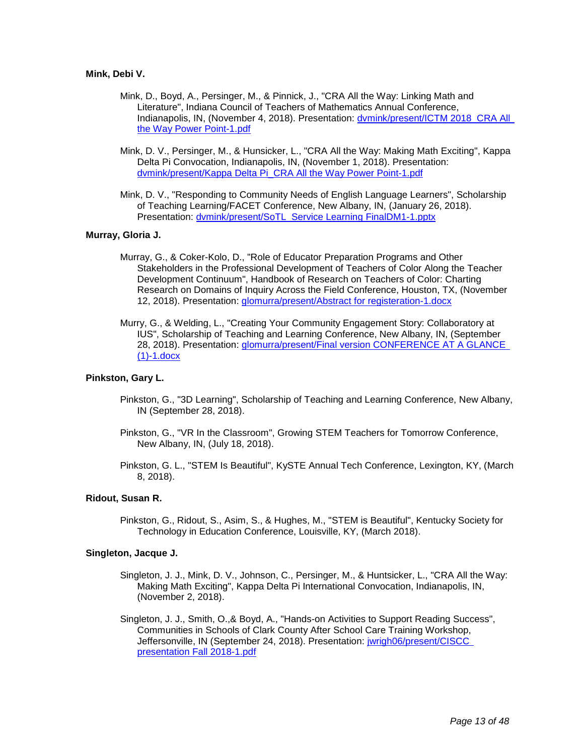**Mink, Debi V.**

Mink, D., Boyd, A., Persinger, M., & Pinnick, J., "CRA All the Way: Linking Math and Literature", Indiana Council of Teachers of Mathematics Annual Conference, Indianapolis, IN, (November 4, 2018). Presentation: dvmink/present/ICTM 2018_CRA All the Way Power Point-1.pdf

Mink, D. V., Persinger, M., & Hunsicker, L., "CRA All the Way: Making Math Exciting", Kappa Delta Pi Convocation, Indianapolis, IN, (November 1, 2018). Presentation: dvmink/present/Kappa Delta Pi_CRA All the Way Power Point-1.pdf

Mink, D. V., "Responding to Community Needs of English Language Learners", Scholarship of Teaching Learning/FACET Conference, New Albany, IN, (January 26, 2018). Presentation: dvmink/present/SoTL_Service Learning FinalDM1-1.pptx

**Murray, Gloria J.**

Murray, G., & Coker-Kolo, D., "Role of Educator Preparation Programs and Other Stakeholders in the Professional Development of Teachers of Color Along the Teacher Development Continuum", Handbook of Research on Teachers of Color: Charting Research on Domains of Inquiry Across the Field Conference, Houston, TX, (November 12, 2018). Presentation: glomurra/present/Abstract for registeration-1.docx

Murry, G., & Welding, L., "Creating Your Community Engagement Story: Collaboratory at IUS", Scholarship of Teaching and Learning Conference, New Albany, IN, (September 28, 2018). Presentation: glomurra/present/Final version CONFERENCE AT A GLANCE (1)-1.docx

**Pinkston, Gary L.**

Pinkston, G., "3D Learning", Scholarship of Teaching and Learning Conference, New Albany, IN (September 28, 2018).

Pinkston, G., "VR In the Classroom", Growing STEM Teachers for Tomorrow Conference, New Albany, IN, (July 18, 2018).

Pinkston, G. L., "STEM Is Beautiful", KySTE Annual Tech Conference, Lexington, KY, (March 8, 2018).

**Ridout, Susan R.**

Pinkston, G., Ridout, S., Asim, S., & Hughes, M., "STEM is Beautiful", Kentucky Society for Technology in Education Conference, Louisville, KY, (March 2018).

**Singleton, Jacque J.**

Singleton, J. J., Mink, D. V., Johnson, C., Persinger, M., & Huntsicker, L., "CRA All the Way: Making Math Exciting", Kappa Delta Pi International Convocation, Indianapolis, IN, (November 2, 2018).

Singleton, J. J., Smith, O.,& Boyd, A., "Hands-on Activities to Support Reading Success", Communities in Schools of Clark County After School Care Training Workshop, Jeffersonville, IN (September 24, 2018). Presentation: jwrigh06/present/CISCC presentation Fall 2018-1.pdf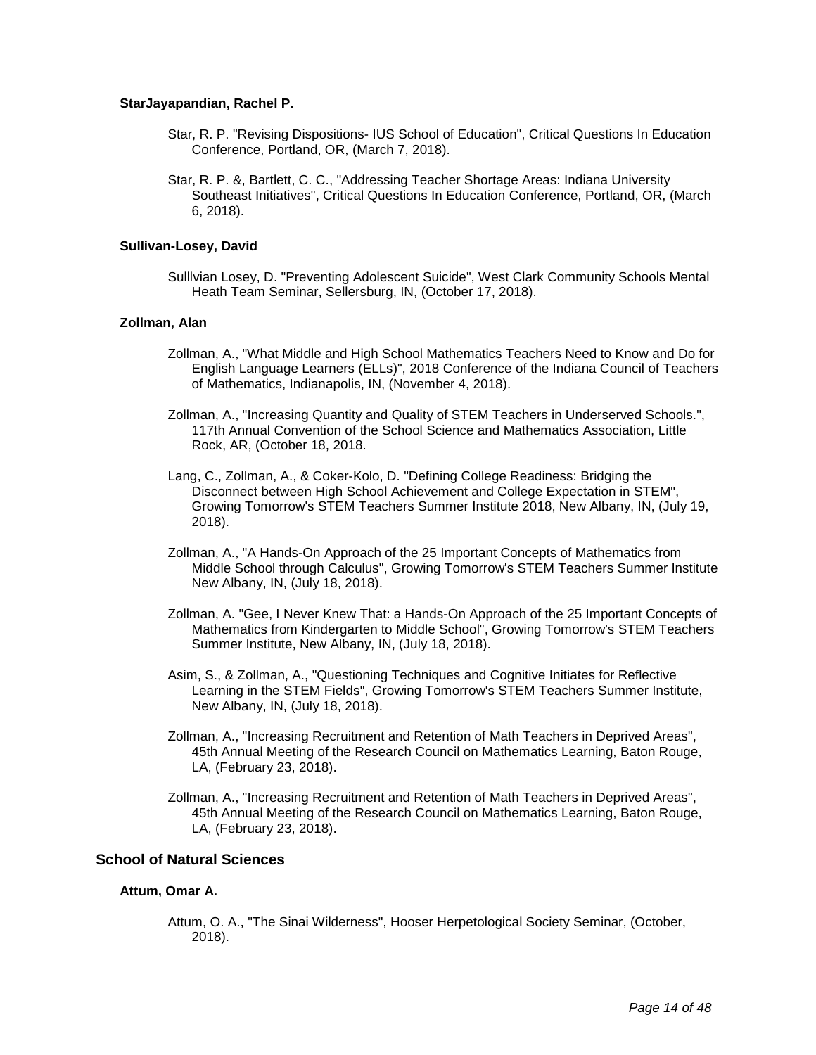#### StarJayapandian, Rachel P.

Star, R. P. "Revising Dispositions- IUS School of Education", Critical Questions In Education Conference, Portland, OR, (March 7, 2018).

Star, R. P. &, Bartlett, C. C., "Addressing Teacher Shortage Areas: Indiana University Southeast Initiatives", Critical Questions In Education Conference, Portland, OR, (March 6, 2018).

#### Sullivan-Losey, David

Sulllvian Losey, D. "Preventing Adolescent Suicide", West Clark Community Schools Mental Heath Team Seminar, Sellersburg, IN, (October 17, 2018).

#### Zollman, Alan

Zollman, A., "What Middle and High School Mathematics Teachers Need to Know and Do for English Language Learners (ELLs)", 2018 Conference of the Indiana Council of Teachers of Mathematics, Indianapolis, IN, (November 4, 2018).

Zollman, A., "Increasing Quantity and Quality of STEM Teachers in Underserved Schools.", 117th Annual Convention of the School Science and Mathematics Association, Little Rock, AR, (October 18, 2018.

Lang, C., Zollman, A., & Coker-Kolo, D. "Defining College Readiness: Bridging the Disconnect between High School Achievement and College Expectation in STEM", Growing Tomorrow's STEM Teachers Summer Institute 2018, New Albany, IN, (July 19, 2018).

Zollman, A., "A Hands-On Approach of the 25 Important Concepts of Mathematics from Middle School through Calculus", Growing Tomorrow's STEM Teachers Summer Institute New Albany, IN, (July 18, 2018).

Zollman, A. "Gee, I Never Knew That: a Hands-On Approach of the 25 Important Concepts of Mathematics from Kindergarten to Middle School", Growing Tomorrow's STEM Teachers Summer Institute, New Albany, IN, (July 18, 2018).

Asim, S., & Zollman, A., "Questioning Techniques and Cognitive Initiates for Reflective Learning in the STEM Fields", Growing Tomorrow's STEM Teachers Summer Institute, New Albany, IN, (July 18, 2018).

Zollman, A., "Increasing Recruitment and Retention of Math Teachers in Deprived Areas", 45th Annual Meeting of the Research Council on Mathematics Learning, Baton Rouge, LA, (February 23, 2018).

Zollman, A., "Increasing Recruitment and Retention of Math Teachers in Deprived Areas", 45th Annual Meeting of the Research Council on Mathematics Learning, Baton Rouge, LA, (February 23, 2018).

### School of Natural Sciences

#### Attum, Omar A.

Attum, O. A., "The Sinai Wilderness", Hooser Herpetological Society Seminar, (October, 2018).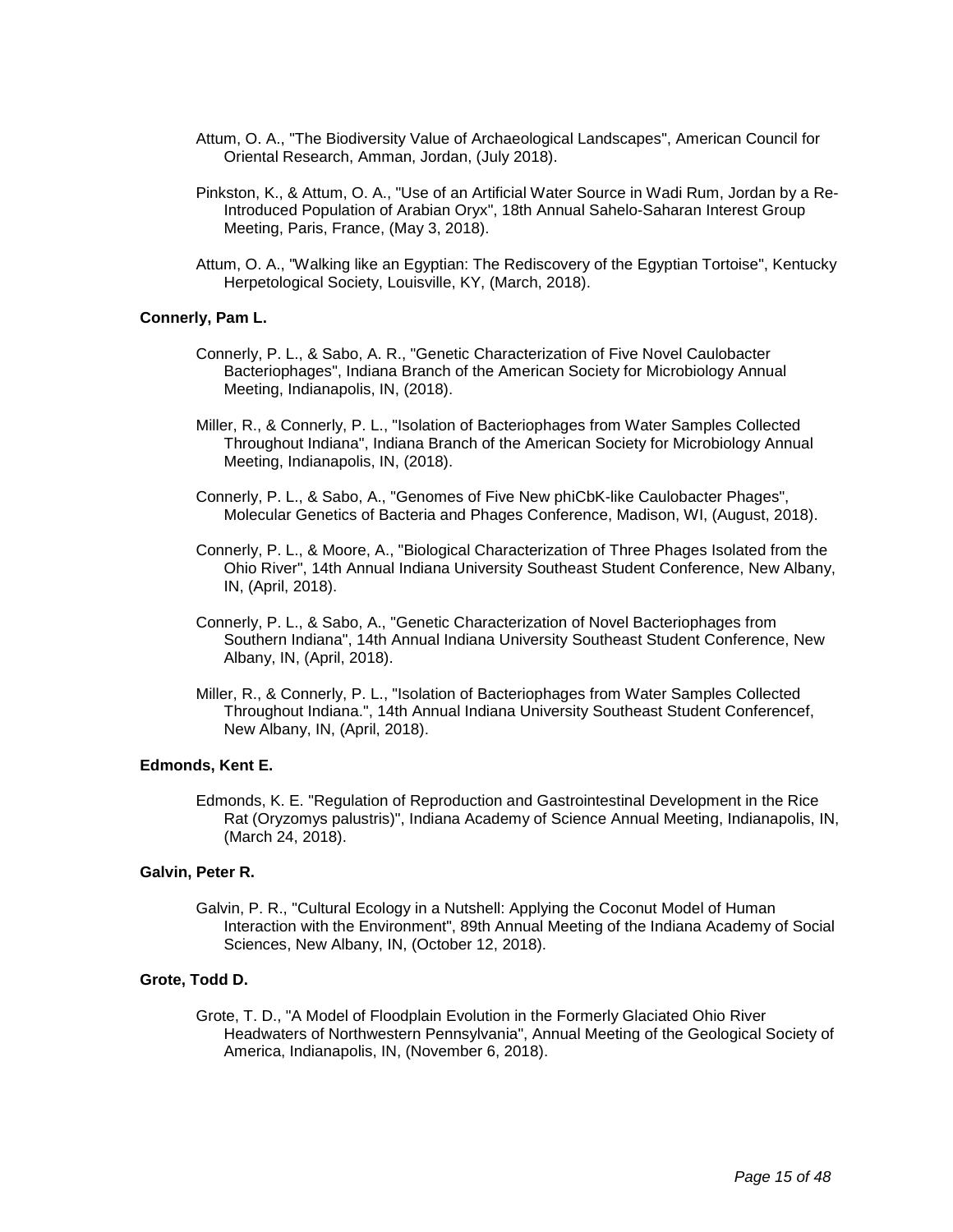Attum, O. A., "The Biodiversity Value of Archaeological Landscapes", American Council for Oriental Research, Amman, Jordan, (July 2018).

Pinkston, K., & Attum, O. A., "Use of an Artificial Water Source in Wadi Rum, Jordan by a Re-Introduced Population of Arabian Oryx", 18th Annual Sahelo-Saharan Interest Group Meeting, Paris, France, (May 3, 2018).

Attum, O. A., "Walking like an Egyptian: The Rediscovery of the Egyptian Tortoise", Kentucky Herpetological Society, Louisville, KY, (March, 2018).

**Connerly, Pam L.**

Connerly, P. L., & Sabo, A. R., "Genetic Characterization of Five Novel Caulobacter Bacteriophages", Indiana Branch of the American Society for Microbiology Annual Meeting, Indianapolis, IN, (2018).

Miller, R., & Connerly, P. L., "Isolation of Bacteriophages from Water Samples Collected Throughout Indiana", Indiana Branch of the American Society for Microbiology Annual Meeting, Indianapolis, IN, (2018).

Connerly, P. L., & Sabo, A., "Genomes of Five New phiCbK-like Caulobacter Phages", Molecular Genetics of Bacteria and Phages Conference, Madison, WI, (August, 2018).

Connerly, P. L., & Moore, A., "Biological Characterization of Three Phages Isolated from the Ohio River", 14th Annual Indiana University Southeast Student Conference, New Albany, IN, (April, 2018).

Connerly, P. L., & Sabo, A., "Genetic Characterization of Novel Bacteriophages from Southern Indiana", 14th Annual Indiana University Southeast Student Conference, New Albany, IN, (April, 2018).

Miller, R., & Connerly, P. L., "Isolation of Bacteriophages from Water Samples Collected Throughout Indiana.", 14th Annual Indiana University Southeast Student Conferencef, New Albany, IN, (April, 2018).

**Edmonds, Kent E.**

Edmonds, K. E. "Regulation of Reproduction and Gastrointestinal Development in the Rice Rat (Oryzomys palustris)", Indiana Academy of Science Annual Meeting, Indianapolis, IN, (March 24, 2018).

**Galvin, Peter R.**

Galvin, P. R., "Cultural Ecology in a Nutshell: Applying the Coconut Model of Human Interaction with the Environment", 89th Annual Meeting of the Indiana Academy of Social Sciences, New Albany, IN, (October 12, 2018).

**Grote, Todd D.**

Grote, T. D., "A Model of Floodplain Evolution in the Formerly Glaciated Ohio River Headwaters of Northwestern Pennsylvania", Annual Meeting of the Geological Society of America, Indianapolis, IN, (November 6, 2018).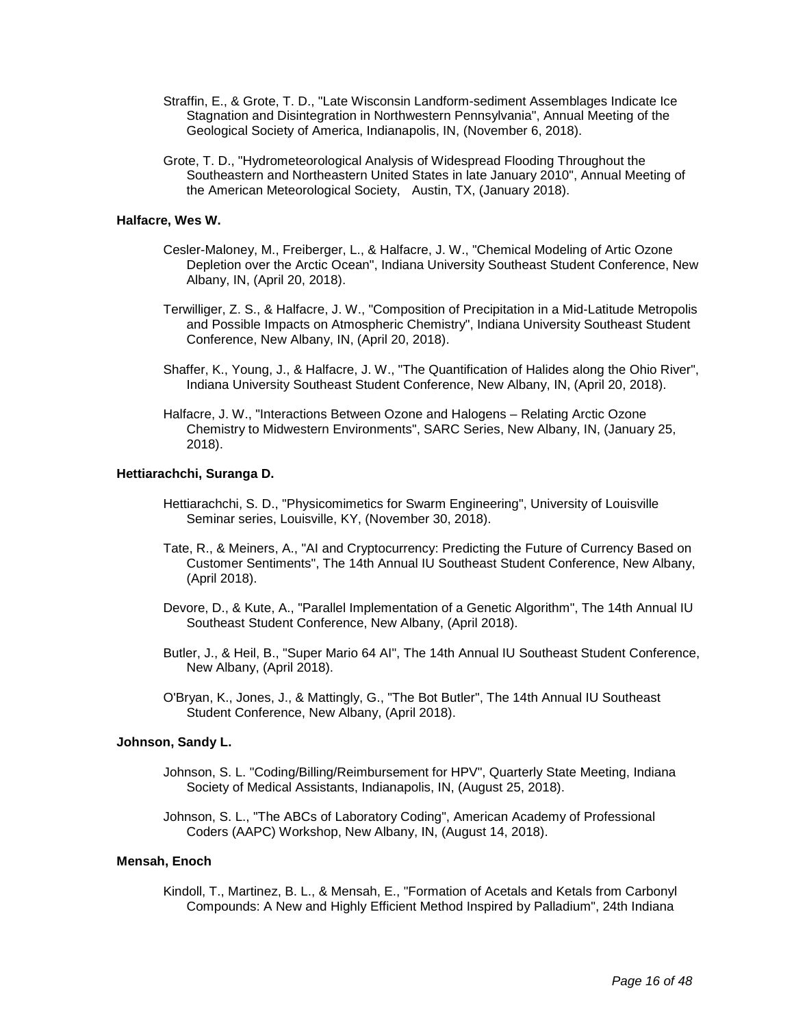Straffin, E., & Grote, T. D., "Late Wisconsin Landform-sediment Assemblages Indicate Ice Stagnation and Disintegration in Northwestern Pennsylvania", Annual Meeting of the Geological Society of America, Indianapolis, IN, (November 6, 2018).

Grote, T. D., "Hydrometeorological Analysis of Widespread Flooding Throughout the Southeastern and Northeastern United States in late January 2010", Annual Meeting of the American Meteorological Society, Austin, TX, (January 2018).

**Halfacre, Wes W.**

Cesler-Maloney, M., Freiberger, L., & Halfacre, J. W., "Chemical Modeling of Artic Ozone Depletion over the Arctic Ocean", Indiana University Southeast Student Conference, New Albany, IN, (April 20, 2018).

Terwilliger, Z. S., & Halfacre, J. W., "Composition of Precipitation in a Mid-Latitude Metropolis and Possible Impacts on Atmospheric Chemistry", Indiana University Southeast Student Conference, New Albany, IN, (April 20, 2018).

Shaffer, K., Young, J., & Halfacre, J. W., "The Quantification of Halides along the Ohio River", Indiana University Southeast Student Conference, New Albany, IN, (April 20, 2018).

Halfacre, J. W., "Interactions Between Ozone and Halogens – Relating Arctic Ozone Chemistry to Midwestern Environments", SARC Series, New Albany, IN, (January 25, 2018).

**Hettiarachchi, Suranga D.**

Hettiarachchi, S. D., "Physicomimetics for Swarm Engineering", University of Louisville Seminar series, Louisville, KY, (November 30, 2018).

Tate, R., & Meiners, A., "AI and Cryptocurrency: Predicting the Future of Currency Based on Customer Sentiments", The 14th Annual IU Southeast Student Conference, New Albany, (April 2018).

Devore, D., & Kute, A., "Parallel Implementation of a Genetic Algorithm", The 14th Annual IU Southeast Student Conference, New Albany, (April 2018).

Butler, J., & Heil, B., "Super Mario 64 AI", The 14th Annual IU Southeast Student Conference, New Albany, (April 2018).

O'Bryan, K., Jones, J., & Mattingly, G., "The Bot Butler", The 14th Annual IU Southeast Student Conference, New Albany, (April 2018).

**Johnson, Sandy L.**

Johnson, S. L. "Coding/Billing/Reimbursement for HPV", Quarterly State Meeting, Indiana Society of Medical Assistants, Indianapolis, IN, (August 25, 2018).

Johnson, S. L., "The ABCs of Laboratory Coding", American Academy of Professional Coders (AAPC) Workshop, New Albany, IN, (August 14, 2018).

**Mensah, Enoch**

Kindoll, T., Martinez, B. L., & Mensah, E., "Formation of Acetals and Ketals from Carbonyl Compounds: A New and Highly Efficient Method Inspired by Palladium", 24th Indiana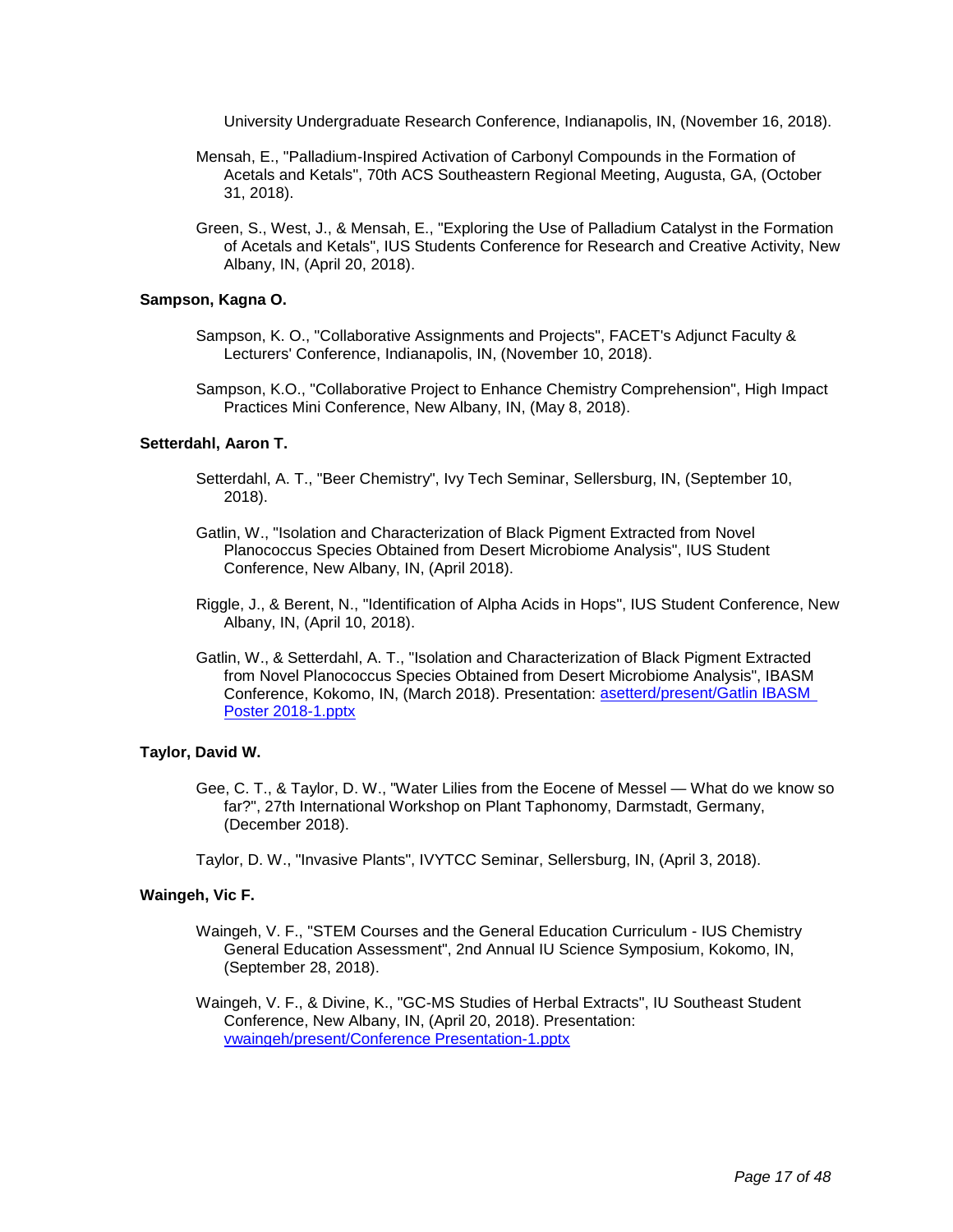University Undergraduate Research Conference, Indianapolis, IN, (November 16, 2018).

Mensah, E., "Palladium-Inspired Activation of Carbonyl Compounds in the Formation of Acetals and Ketals", 70th ACS Southeastern Regional Meeting, Augusta, GA, (October 31, 2018).

Green, S., West, J., & Mensah, E., "Exploring the Use of Palladium Catalyst in the Formation of Acetals and Ketals", IUS Students Conference for Research and Creative Activity, New Albany, IN, (April 20, 2018).

**Sampson, Kagna O.**

Sampson, K. O., "Collaborative Assignments and Projects", FACET's Adjunct Faculty & Lecturers' Conference, Indianapolis, IN, (November 10, 2018).

Sampson, K.O., "Collaborative Project to Enhance Chemistry Comprehension", High Impact Practices Mini Conference, New Albany, IN, (May 8, 2018).

**Setterdahl, Aaron T.**

Setterdahl, A. T., "Beer Chemistry", Ivy Tech Seminar, Sellersburg, IN, (September 10, 2018).

Gatlin, W., "Isolation and Characterization of Black Pigment Extracted from Novel Planococcus Species Obtained from Desert Microbiome Analysis", IUS Student Conference, New Albany, IN, (April 2018).

Riggle, J., & Berent, N., "Identification of Alpha Acids in Hops", IUS Student Conference, New Albany, IN, (April 10, 2018).

Gatlin, W., & Setterdahl, A. T., "Isolation and Characterization of Black Pigment Extracted from Novel Planococcus Species Obtained from Desert Microbiome Analysis", IBASM Conference, Kokomo, IN, (March 2018). Presentation: asetterd/present/Gatlin IBASM Poster 2018-1.pptx

**Taylor, David W.**

Gee, C. T., & Taylor, D. W., "Water Lilies from the Eocene of Messel — What do we know so far?", 27th International Workshop on Plant Taphonomy, Darmstadt, Germany, (December 2018).

Taylor, D. W., "Invasive Plants", IVYTCC Seminar, Sellersburg, IN, (April 3, 2018).

**Waingeh, Vic F.**

Waingeh, V. F., "STEM Courses and the General Education Curriculum - IUS Chemistry General Education Assessment", 2nd Annual IU Science Symposium, Kokomo, IN, (September 28, 2018).

Waingeh, V. F., & Divine, K., "GC-MS Studies of Herbal Extracts", IU Southeast Student Conference, New Albany, IN, (April 20, 2018). Presentation: vwaingeh/present/Conference Presentation-1.pptx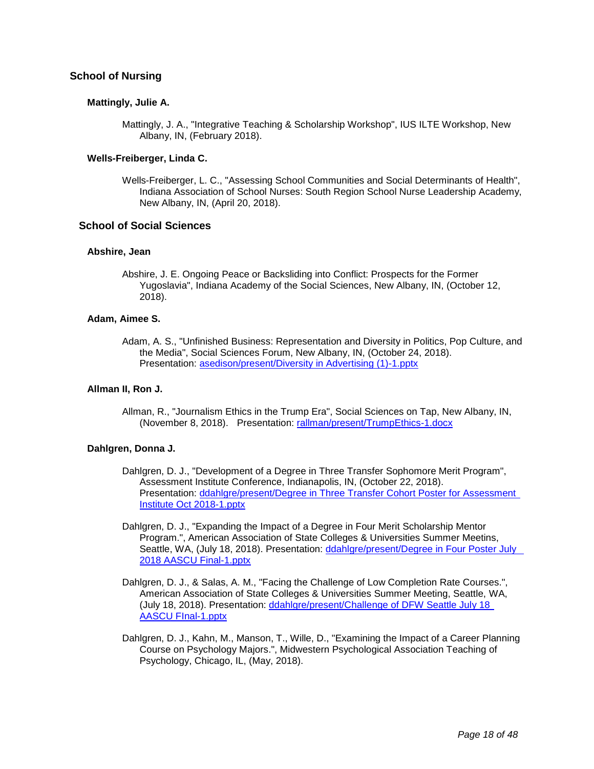## School of Nursing

### Mattingly, Julie A.

Mattingly, J. A., "Integrative Teaching & Scholarship Workshop", IUS ILTE Workshop, New Albany, IN, (February 2018).

### Wells-Freiberger, Linda C.

Wells-Freiberger, L. C., "Assessing School Communities and Social Determinants of Health", Indiana Association of School Nurses: South Region School Nurse Leadership Academy, New Albany, IN, (April 20, 2018).

## School of Social Sciences

### Abshire, Jean

Abshire, J. E. Ongoing Peace or Backsliding into Conflict: Prospects for the Former Yugoslavia", Indiana Academy of the Social Sciences, New Albany, IN, (October 12, 2018).

### Adam, Aimee S.

Adam, A. S., "Unfinished Business: Representation and Diversity in Politics, Pop Culture, and the Media", Social Sciences Forum, New Albany, IN, (October 24, 2018). Presentation: asedison/present/Diversity in Advertising (1)-1.pptx

### Allman II, Ron J.

Allman, R., "Journalism Ethics in the Trump Era", Social Sciences on Tap, New Albany, IN, (November 8, 2018). Presentation: rallman/present/TrumpEthics-1.docx

### Dahlgren, Donna J.

Dahlgren, D. J., "Development of a Degree in Three Transfer Sophomore Merit Program", Assessment Institute Conference, Indianapolis, IN, (October 22, 2018). Presentation: ddahlgre/present/Degree in Three Transfer Cohort Poster for Assessment Institute Oct 2018-1.pptx

Dahlgren, D. J., "Expanding the Impact of a Degree in Four Merit Scholarship Mentor Program.", American Association of State Colleges & Universities Summer Meetins, Seattle, WA, (July 18, 2018). Presentation: ddahlgre/present/Degree in Four Poster July 2018 AASCU Final-1.pptx

Dahlgren, D. J., & Salas, A. M., "Facing the Challenge of Low Completion Rate Courses.", American Association of State Colleges & Universities Summer Meeting, Seattle, WA, (July 18, 2018). Presentation: ddahlgre/present/Challenge of DFW Seattle July 18 AASCU FInal-1.pptx

Dahlgren, D. J., Kahn, M., Manson, T., Wille, D., "Examining the Impact of a Career Planning Course on Psychology Majors.", Midwestern Psychological Association Teaching of Psychology, Chicago, IL, (May, 2018).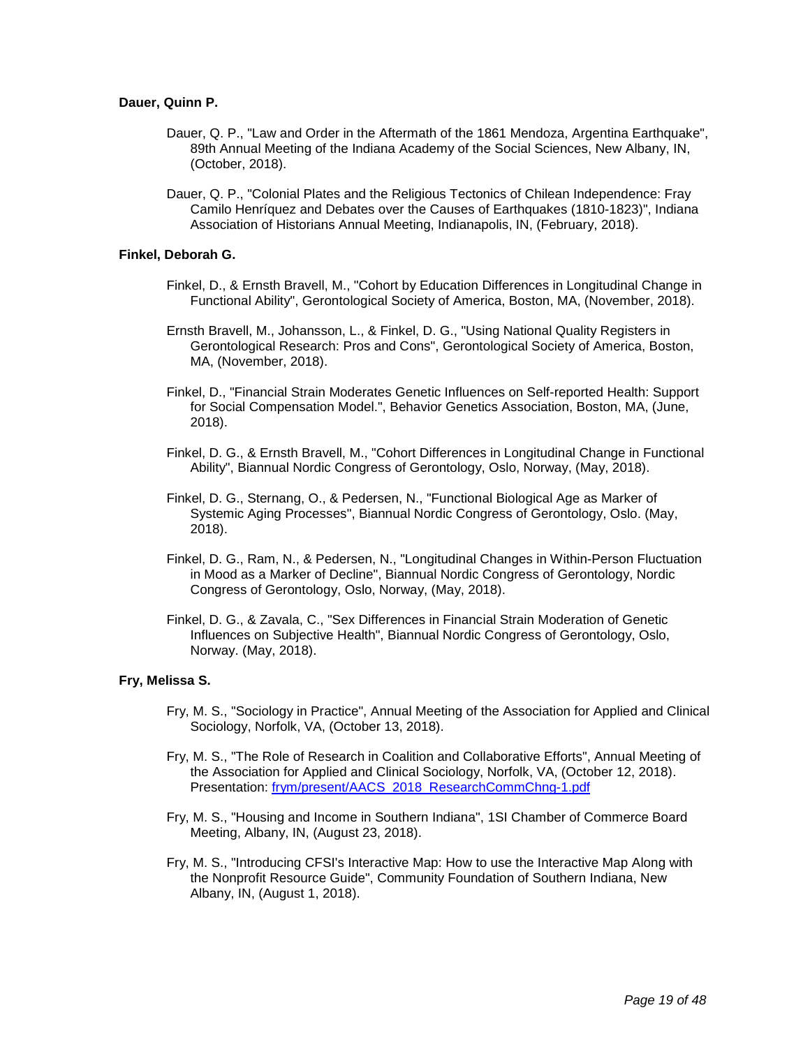**Dauer, Quinn P.**

Dauer, Q. P., "Law and Order in the Aftermath of the 1861 Mendoza, Argentina Earthquake", 89th Annual Meeting of the Indiana Academy of the Social Sciences, New Albany, IN, (October, 2018).

Dauer, Q. P., "Colonial Plates and the Religious Tectonics of Chilean Independence: Fray Camilo Henríquez and Debates over the Causes of Earthquakes (1810-1823)", Indiana Association of Historians Annual Meeting, Indianapolis, IN, (February, 2018).

**Finkel, Deborah G.**

Finkel, D., & Ernsth Bravell, M., "Cohort by Education Differences in Longitudinal Change in Functional Ability", Gerontological Society of America, Boston, MA, (November, 2018).

Ernsth Bravell, M., Johansson, L., & Finkel, D. G., "Using National Quality Registers in Gerontological Research: Pros and Cons", Gerontological Society of America, Boston, MA, (November, 2018).

Finkel, D., "Financial Strain Moderates Genetic Influences on Self-reported Health: Support for Social Compensation Model.", Behavior Genetics Association, Boston, MA, (June, 2018).

Finkel, D. G., & Ernsth Bravell, M., "Cohort Differences in Longitudinal Change in Functional Ability", Biannual Nordic Congress of Gerontology, Oslo, Norway, (May, 2018).

Finkel, D. G., Sternang, O., & Pedersen, N., "Functional Biological Age as Marker of Systemic Aging Processes", Biannual Nordic Congress of Gerontology, Oslo. (May, 2018).

Finkel, D. G., Ram, N., & Pedersen, N., "Longitudinal Changes in Within-Person Fluctuation in Mood as a Marker of Decline", Biannual Nordic Congress of Gerontology, Nordic Congress of Gerontology, Oslo, Norway, (May, 2018).

Finkel, D. G., & Zavala, C., "Sex Differences in Financial Strain Moderation of Genetic Influences on Subjective Health", Biannual Nordic Congress of Gerontology, Oslo, Norway. (May, 2018).

**Fry, Melissa S.**

Fry, M. S., "Sociology in Practice", Annual Meeting of the Association for Applied and Clinical Sociology, Norfolk, VA, (October 13, 2018).

Fry, M. S., "The Role of Research in Coalition and Collaborative Efforts", Annual Meeting of the Association for Applied and Clinical Sociology, Norfolk, VA, (October 12, 2018). Presentation: frym/present/AACS_2018_ResearchCommChng-1.pdf

Fry, M. S., "Housing and Income in Southern Indiana", 1SI Chamber of Commerce Board Meeting, Albany, IN, (August 23, 2018).

Fry, M. S., "Introducing CFSI's Interactive Map: How to use the Interactive Map Along with the Nonprofit Resource Guide", Community Foundation of Southern Indiana, New Albany, IN, (August 1, 2018).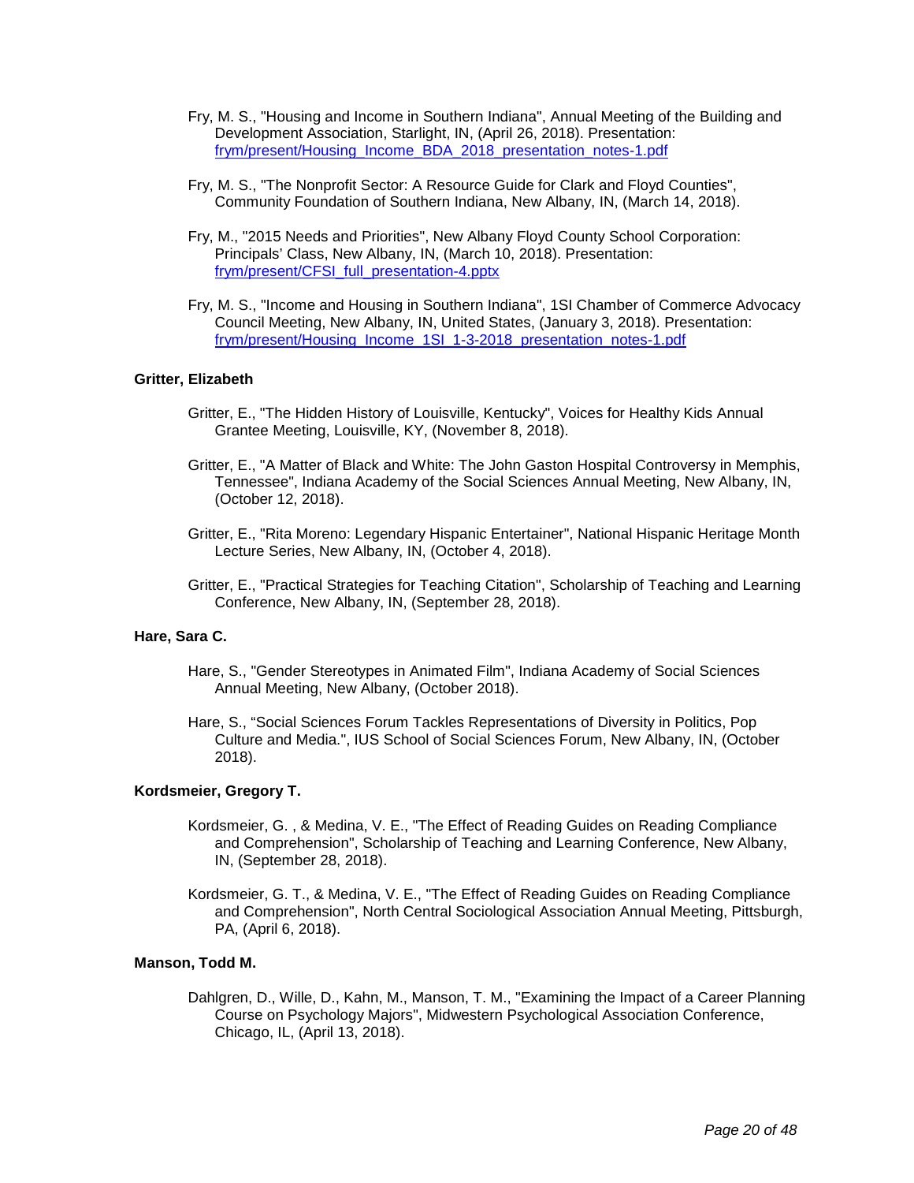Fry, M. S., "Housing and Income in Southern Indiana", Annual Meeting of the Building and Development Association, Starlight, IN, (April 26, 2018). Presentation: [frym/present/Housing_Income_BDA_2018_presentation_notes-1.pdf](frym/present/Housing_Income_BDA_2018_presentation_notes-1.pdf)

Fry, M. S., "The Nonprofit Sector: A Resource Guide for Clark and Floyd Counties", Community Foundation of Southern Indiana, New Albany, IN, (March 14, 2018).

Fry, M., "2015 Needs and Priorities", New Albany Floyd County School Corporation: Principals' Class, New Albany, IN, (March 10, 2018). Presentation: [frym/present/CFSI_full_presentation-4.pptx](frym/present/CFSI_full_presentation-4.pptx)

Fry, M. S., "Income and Housing in Southern Indiana", 1SI Chamber of Commerce Advocacy Council Meeting, New Albany, IN, United States, (January 3, 2018). Presentation: [frym/present/Housing_Income_1SI_1-3-2018_presentation_notes-1.pdf](frym/present/Housing_Income_1SI_1-3-2018_presentation_notes-1.pdf)

**Gritter, Elizabeth**

Gritter, E., "The Hidden History of Louisville, Kentucky", Voices for Healthy Kids Annual Grantee Meeting, Louisville, KY, (November 8, 2018).

Gritter, E., "A Matter of Black and White: The John Gaston Hospital Controversy in Memphis, Tennessee", Indiana Academy of the Social Sciences Annual Meeting, New Albany, IN, (October 12, 2018).

Gritter, E., "Rita Moreno: Legendary Hispanic Entertainer", National Hispanic Heritage Month Lecture Series, New Albany, IN, (October 4, 2018).

Gritter, E., "Practical Strategies for Teaching Citation", Scholarship of Teaching and Learning Conference, New Albany, IN, (September 28, 2018).

**Hare, Sara C.**

Hare, S., "Gender Stereotypes in Animated Film", Indiana Academy of Social Sciences Annual Meeting, New Albany, (October 2018).

Hare, S., "Social Sciences Forum Tackles Representations of Diversity in Politics, Pop Culture and Media.", IUS School of Social Sciences Forum, New Albany, IN, (October 2018).

**Kordsmeier, Gregory T.**

Kordsmeier, G. , & Medina, V. E., "The Effect of Reading Guides on Reading Compliance and Comprehension", Scholarship of Teaching and Learning Conference, New Albany, IN, (September 28, 2018).

Kordsmeier, G. T., & Medina, V. E., "The Effect of Reading Guides on Reading Compliance and Comprehension", North Central Sociological Association Annual Meeting, Pittsburgh, PA, (April 6, 2018).

**Manson, Todd M.**

Dahlgren, D., Wille, D., Kahn, M., Manson, T. M., "Examining the Impact of a Career Planning Course on Psychology Majors", Midwestern Psychological Association Conference, Chicago, IL, (April 13, 2018).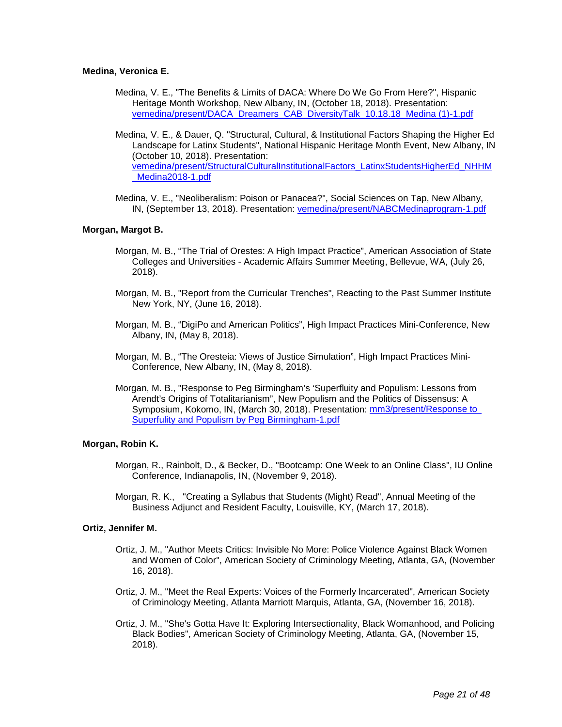**Medina, Veronica E.**

Medina, V. E., "The Benefits & Limits of DACA: Where Do We Go From Here?", Hispanic Heritage Month Workshop, New Albany, IN, (October 18, 2018). Presentation: vemedina/present/DACA_Dreamers_CAB_DiversityTalk_10.18.18_Medina (1)-1.pdf

Medina, V. E., & Dauer, Q. "Structural, Cultural, & Institutional Factors Shaping the Higher Ed Landscape for Latinx Students", National Hispanic Heritage Month Event, New Albany, IN (October 10, 2018). Presentation: vemedina/present/StructuralCulturalInstitutionalFactors_LatinxStudentsHigherEd_NHHM_Medina2018-1.pdf

Medina, V. E., "Neoliberalism: Poison or Panacea?", Social Sciences on Tap, New Albany, IN, (September 13, 2018). Presentation: vemedina/present/NABCMedinaprogram-1.pdf

**Morgan, Margot B.**

Morgan, M. B., "The Trial of Orestes: A High Impact Practice", American Association of State Colleges and Universities - Academic Affairs Summer Meeting, Bellevue, WA, (July 26, 2018).

Morgan, M. B., "Report from the Curricular Trenches", Reacting to the Past Summer Institute New York, NY, (June 16, 2018).

Morgan, M. B., "DigiPo and American Politics", High Impact Practices Mini-Conference, New Albany, IN, (May 8, 2018).

Morgan, M. B., "The Oresteia: Views of Justice Simulation", High Impact Practices Mini-Conference, New Albany, IN, (May 8, 2018).

Morgan, M. B., "Response to Peg Birmingham's 'Superfluity and Populism: Lessons from Arendt's Origins of Totalitarianism", New Populism and the Politics of Dissensus: A Symposium, Kokomo, IN, (March 30, 2018). Presentation: mm3/present/Response to Superfulity and Populism by Peg Birmingham-1.pdf

**Morgan, Robin K.**

Morgan, R., Rainbolt, D., & Becker, D., "Bootcamp: One Week to an Online Class", IU Online Conference, Indianapolis, IN, (November 9, 2018).

Morgan, R. K., "Creating a Syllabus that Students (Might) Read", Annual Meeting of the Business Adjunct and Resident Faculty, Louisville, KY, (March 17, 2018).

**Ortiz, Jennifer M.**

Ortiz, J. M., "Author Meets Critics: Invisible No More: Police Violence Against Black Women and Women of Color", American Society of Criminology Meeting, Atlanta, GA, (November 16, 2018).

Ortiz, J. M., "Meet the Real Experts: Voices of the Formerly Incarcerated", American Society of Criminology Meeting, Atlanta Marriott Marquis, Atlanta, GA, (November 16, 2018).

Ortiz, J. M., "She's Gotta Have It: Exploring Intersectionality, Black Womanhood, and Policing Black Bodies", American Society of Criminology Meeting, Atlanta, GA, (November 15, 2018).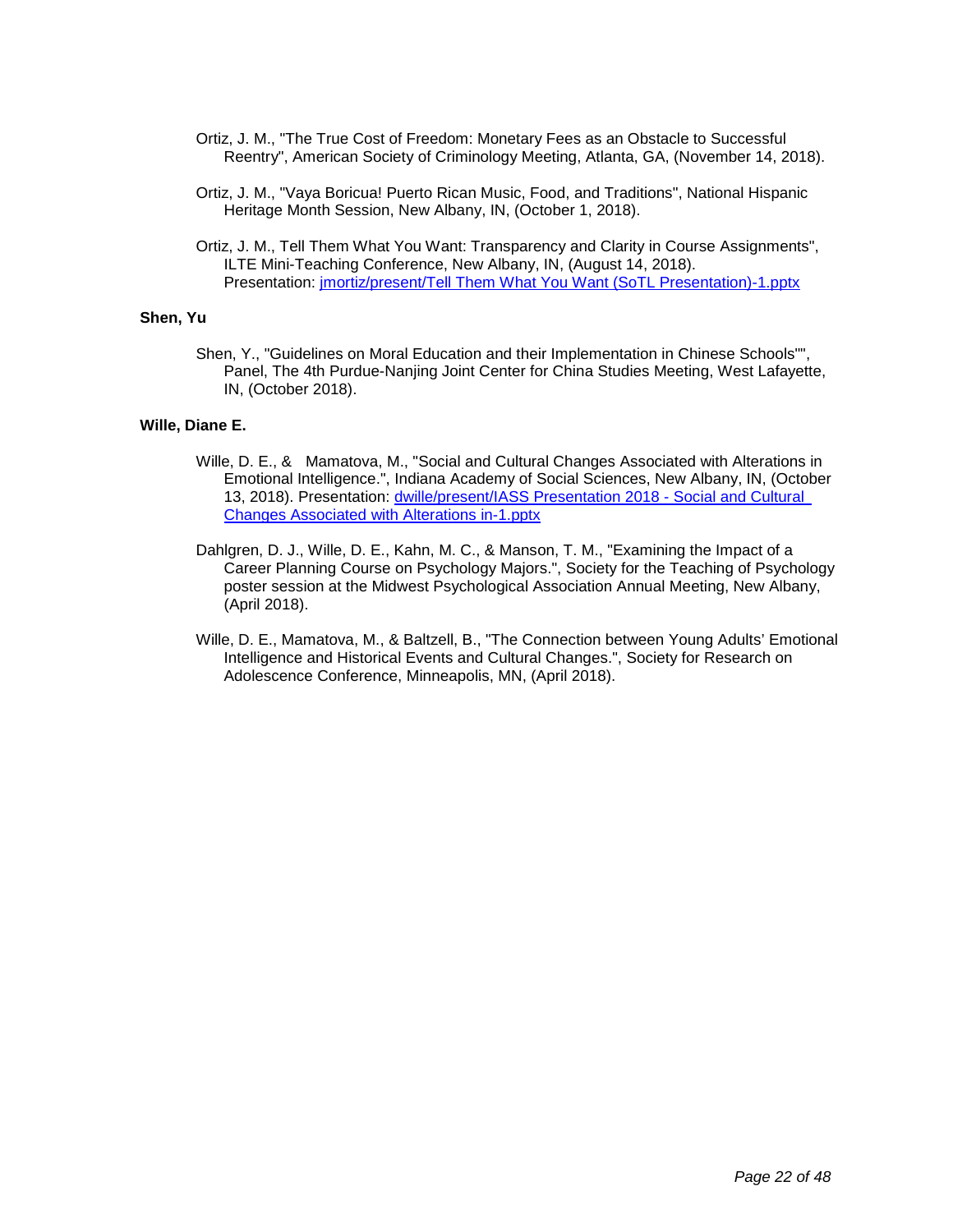Ortiz, J. M., "The True Cost of Freedom: Monetary Fees as an Obstacle to Successful Reentry", American Society of Criminology Meeting, Atlanta, GA, (November 14, 2018).

Ortiz, J. M., "Vaya Boricua! Puerto Rican Music, Food, and Traditions", National Hispanic Heritage Month Session, New Albany, IN, (October 1, 2018).

Ortiz, J. M., Tell Them What You Want: Transparency and Clarity in Course Assignments", ILTE Mini-Teaching Conference, New Albany, IN, (August 14, 2018). Presentation: [jmortiz/present/Tell Them What You Want (SoTL Presentation)-1.pptx]

**Shen, Yu**

Shen, Y., "Guidelines on Moral Education and their Implementation in Chinese Schools"", Panel, The 4th Purdue-Nanjing Joint Center for China Studies Meeting, West Lafayette, IN, (October 2018).

**Wille, Diane E.**

Wille, D. E., &  Mamatova, M., "Social and Cultural Changes Associated with Alterations in Emotional Intelligence.", Indiana Academy of Social Sciences, New Albany, IN, (October 13, 2018). Presentation: [dwille/present/IASS Presentation 2018 - Social and Cultural Changes Associated with Alterations in-1.pptx]

Dahlgren, D. J., Wille, D. E., Kahn, M. C., & Manson, T. M., "Examining the Impact of a Career Planning Course on Psychology Majors.", Society for the Teaching of Psychology poster session at the Midwest Psychological Association Annual Meeting, New Albany, (April 2018).

Wille, D. E., Mamatova, M., & Baltzell, B., "The Connection between Young Adults' Emotional Intelligence and Historical Events and Cultural Changes.", Society for Research on Adolescence Conference, Minneapolis, MN, (April 2018).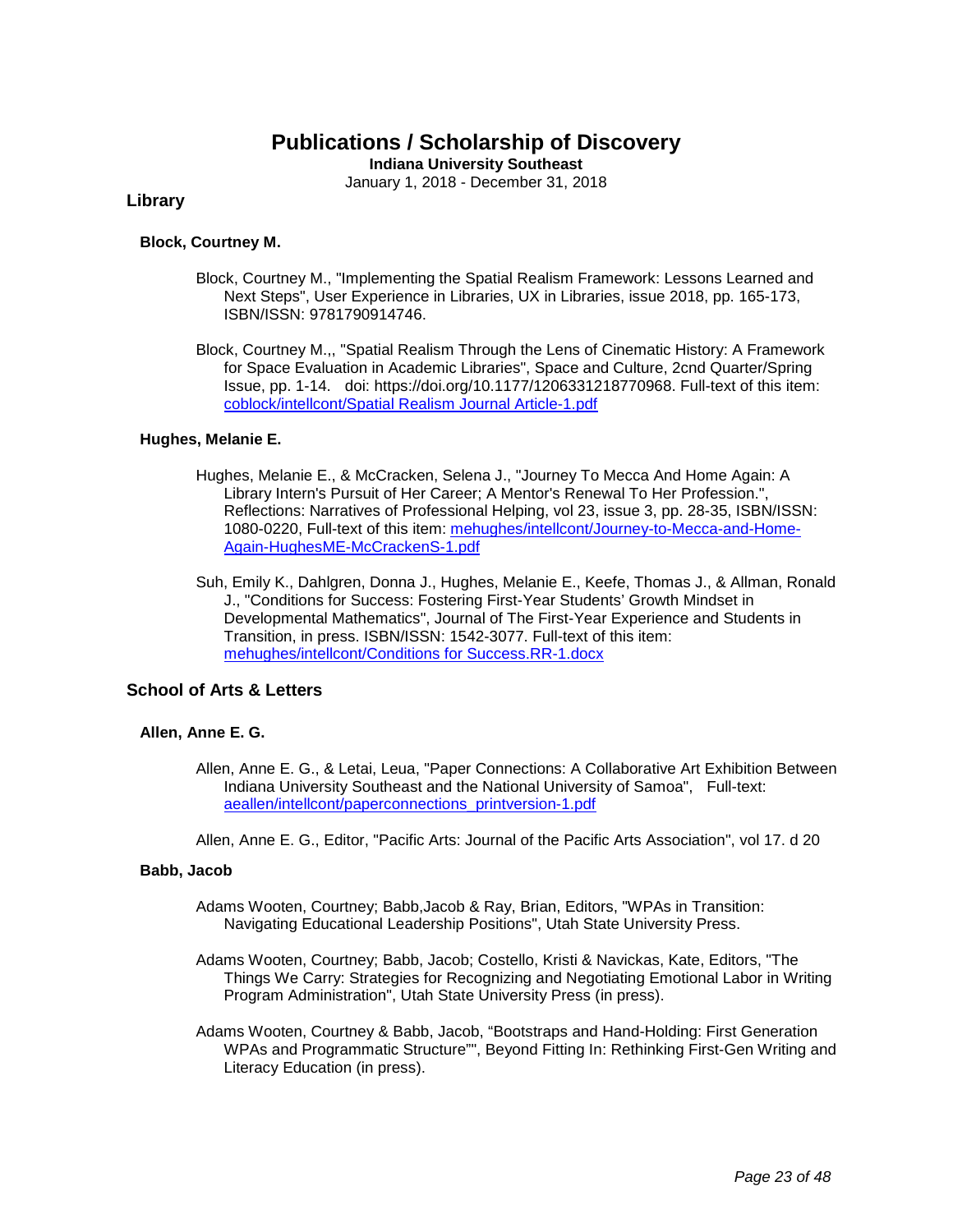# Publications / Scholarship of Discovery

**Indiana University Southeast**

January 1, 2018 - December 31, 2018

## Library

### Block, Courtney M.

Block, Courtney M., "Implementing the Spatial Realism Framework: Lessons Learned and Next Steps", User Experience in Libraries, UX in Libraries, issue 2018, pp. 165-173, ISBN/ISSN: 9781790914746.

Block, Courtney M.,, "Spatial Realism Through the Lens of Cinematic History: A Framework for Space Evaluation in Academic Libraries", Space and Culture, 2cnd Quarter/Spring Issue, pp. 1-14. doi: https://doi.org/10.1177/1206331218770968. Full-text of this item: [coblock/intellcont/Spatial Realism Journal Article-1.pdf](coblock/intellcont/Spatial Realism Journal Article-1.pdf)

### Hughes, Melanie E.

Hughes, Melanie E., & McCracken, Selena J., "Journey To Mecca And Home Again: A Library Intern's Pursuit of Her Career; A Mentor's Renewal To Her Profession.", Reflections: Narratives of Professional Helping, vol 23, issue 3, pp. 28-35, ISBN/ISSN: 1080-0220, Full-text of this item: [mehughes/intellcont/Journey-to-Mecca-and-Home-Again-HughesME-McCrackenS-1.pdf](mehughes/intellcont/Journey-to-Mecca-and-Home-Again-HughesME-McCrackenS-1.pdf)

Suh, Emily K., Dahlgren, Donna J., Hughes, Melanie E., Keefe, Thomas J., & Allman, Ronald J., "Conditions for Success: Fostering First-Year Students' Growth Mindset in Developmental Mathematics", Journal of The First-Year Experience and Students in Transition, in press. ISBN/ISSN: 1542-3077. Full-text of this item: [mehughes/intellcont/Conditions for Success.RR-1.docx](mehughes/intellcont/Conditions for Success.RR-1.docx)

## School of Arts & Letters

### Allen, Anne E. G.

Allen, Anne E. G., & Letai, Leua, "Paper Connections: A Collaborative Art Exhibition Between Indiana University Southeast and the National University of Samoa", Full-text: [aeallen/intellcont/paperconnections_printversion-1.pdf](aeallen/intellcont/paperconnections_printversion-1.pdf)

Allen, Anne E. G., Editor, "Pacific Arts: Journal of the Pacific Arts Association", vol 17. d 20

### Babb, Jacob

Adams Wooten, Courtney; Babb,Jacob & Ray, Brian, Editors, "WPAs in Transition: Navigating Educational Leadership Positions", Utah State University Press.

Adams Wooten, Courtney; Babb, Jacob; Costello, Kristi & Navickas, Kate, Editors, "The Things We Carry: Strategies for Recognizing and Negotiating Emotional Labor in Writing Program Administration", Utah State University Press (in press).

Adams Wooten, Courtney & Babb, Jacob, "Bootstraps and Hand-Holding: First Generation WPAs and Programmatic Structure"", Beyond Fitting In: Rethinking First-Gen Writing and Literacy Education (in press).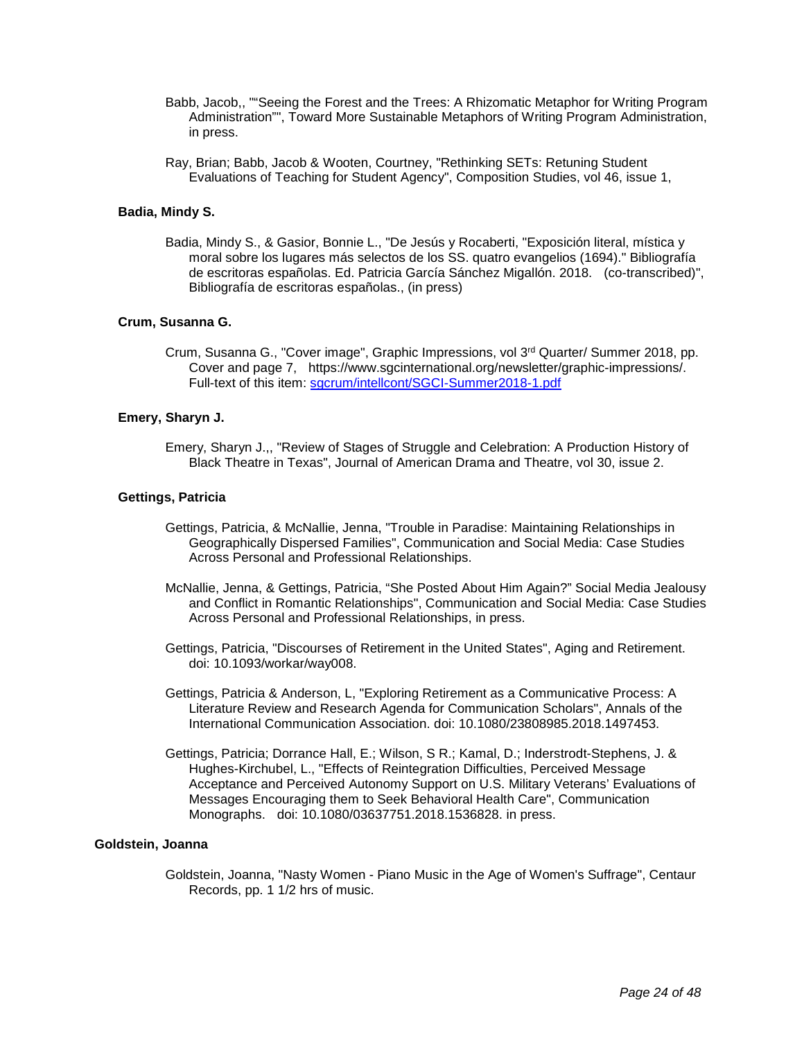Babb, Jacob,, ""Seeing the Forest and the Trees: A Rhizomatic Metaphor for Writing Program Administration"", Toward More Sustainable Metaphors of Writing Program Administration, in press.

Ray, Brian; Babb, Jacob & Wooten, Courtney, "Rethinking SETs: Retuning Student Evaluations of Teaching for Student Agency", Composition Studies, vol 46, issue 1,

### Badia, Mindy S.

Badia, Mindy S., & Gasior, Bonnie L., "De Jesús y Rocaberti, "Exposición literal, mística y moral sobre los lugares más selectos de los SS. quatro evangelios (1694)." Bibliografía de escritoras españolas. Ed. Patricia García Sánchez Migallón. 2018. (co-transcribed)", Bibliografía de escritoras españolas., (in press)

### Crum, Susanna G.

Crum, Susanna G., "Cover image", Graphic Impressions, vol 3rd Quarter/ Summer 2018, pp. Cover and page 7, https://www.sgcinternational.org/newsletter/graphic-impressions/. Full-text of this item: [sgcrum/intellcont/SGCI-Summer2018-1.pdf](sgcrum/intellcont/SGCI-Summer2018-1.pdf)

### Emery, Sharyn J.

Emery, Sharyn J.,, "Review of Stages of Struggle and Celebration: A Production History of Black Theatre in Texas", Journal of American Drama and Theatre, vol 30, issue 2.

### Gettings, Patricia

Gettings, Patricia, & McNallie, Jenna, "Trouble in Paradise: Maintaining Relationships in Geographically Dispersed Families", Communication and Social Media: Case Studies Across Personal and Professional Relationships.

McNallie, Jenna, & Gettings, Patricia, "She Posted About Him Again?" Social Media Jealousy and Conflict in Romantic Relationships", Communication and Social Media: Case Studies Across Personal and Professional Relationships, in press.

Gettings, Patricia, "Discourses of Retirement in the United States", Aging and Retirement. doi: 10.1093/workar/way008.

Gettings, Patricia & Anderson, L, "Exploring Retirement as a Communicative Process: A Literature Review and Research Agenda for Communication Scholars", Annals of the International Communication Association. doi: 10.1080/23808985.2018.1497453.

Gettings, Patricia; Dorrance Hall, E.; Wilson, S R.; Kamal, D.; Inderstrodt-Stephens, J. & Hughes-Kirchubel, L., "Effects of Reintegration Difficulties, Perceived Message Acceptance and Perceived Autonomy Support on U.S. Military Veterans' Evaluations of Messages Encouraging them to Seek Behavioral Health Care", Communication Monographs. doi: 10.1080/03637751.2018.1536828. in press.

### Goldstein, Joanna

Goldstein, Joanna, "Nasty Women - Piano Music in the Age of Women's Suffrage", Centaur Records, pp. 1 1/2 hrs of music.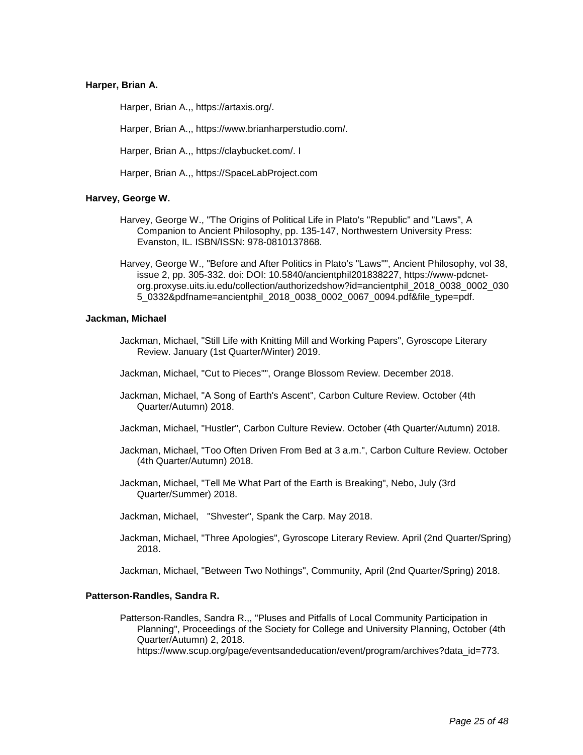**Harper, Brian A.**

Harper, Brian A.,, https://artaxis.org/.

Harper, Brian A.,, https://www.brianharperstudio.com/.

Harper, Brian A.,, https://claybucket.com/. I

Harper, Brian A.,, https://SpaceLabProject.com

**Harvey, George W.**

Harvey, George W., "The Origins of Political Life in Plato's "Republic" and "Laws", A Companion to Ancient Philosophy, pp. 135-147, Northwestern University Press: Evanston, IL. ISBN/ISSN: 978-0810137868.

Harvey, George W., "Before and After Politics in Plato's "Laws"", Ancient Philosophy, vol 38, issue 2, pp. 305-332. doi: DOI: 10.5840/ancientphil201838227, https://www-pdcnet-org.proxyse.uits.iu.edu/collection/authorizedshow?id=ancientphil_2018_0038_0002_0305_0332&pdfname=ancientphil_2018_0038_0002_0067_0094.pdf&file_type=pdf.

**Jackman, Michael**

Jackman, Michael, "Still Life with Knitting Mill and Working Papers", Gyroscope Literary Review. January (1st Quarter/Winter) 2019.

Jackman, Michael, "Cut to Pieces"", Orange Blossom Review. December 2018.

Jackman, Michael, "A Song of Earth's Ascent", Carbon Culture Review. October (4th Quarter/Autumn) 2018.

Jackman, Michael, "Hustler", Carbon Culture Review. October (4th Quarter/Autumn) 2018.

Jackman, Michael, "Too Often Driven From Bed at 3 a.m.", Carbon Culture Review. October (4th Quarter/Autumn) 2018.

Jackman, Michael, "Tell Me What Part of the Earth is Breaking", Nebo, July (3rd Quarter/Summer) 2018.

Jackman, Michael, "Shvester", Spank the Carp. May 2018.

Jackman, Michael, "Three Apologies", Gyroscope Literary Review. April (2nd Quarter/Spring) 2018.

Jackman, Michael, "Between Two Nothings", Community, April (2nd Quarter/Spring) 2018.

**Patterson-Randles, Sandra R.**

Patterson-Randles, Sandra R.,, "Pluses and Pitfalls of Local Community Participation in Planning", Proceedings of the Society for College and University Planning, October (4th Quarter/Autumn) 2, 2018. https://www.scup.org/page/eventsandeducation/event/program/archives?data_id=773.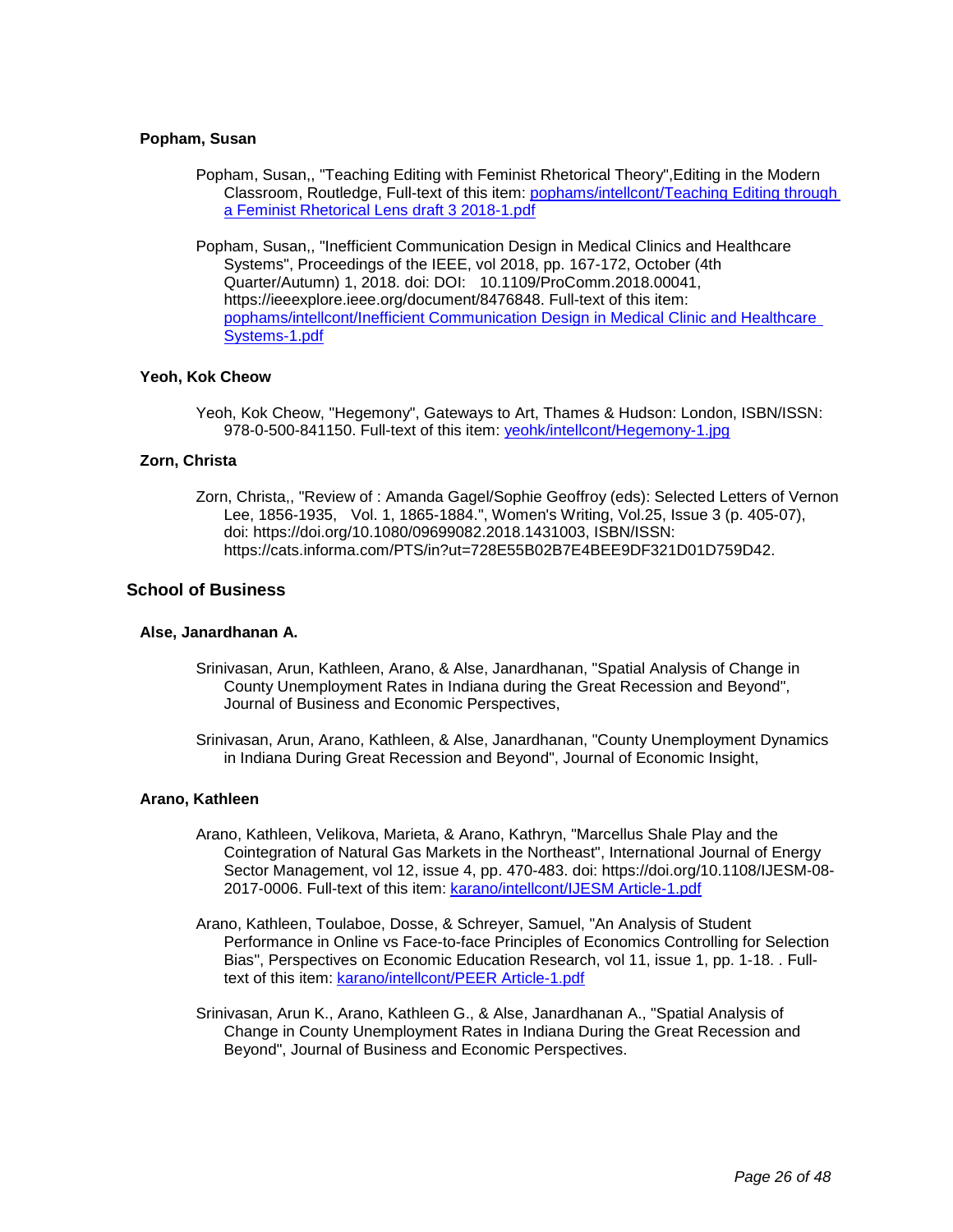### Popham, Susan

Popham, Susan,, "Teaching Editing with Feminist Rhetorical Theory",Editing in the Modern Classroom, Routledge, Full-text of this item: [pophams/intellcont/Teaching Editing through a Feminist Rhetorical Lens draft 3 2018-1.pdf](pophams/intellcont/Teaching Editing through a Feminist Rhetorical Lens draft 3 2018-1.pdf)

Popham, Susan,, "Inefficient Communication Design in Medical Clinics and Healthcare Systems", Proceedings of the IEEE, vol 2018, pp. 167-172, October (4th Quarter/Autumn) 1, 2018. doi: DOI: 10.1109/ProComm.2018.00041, https://ieeexplore.ieee.org/document/8476848. Full-text of this item: [pophams/intellcont/Inefficient Communication Design in Medical Clinic and Healthcare Systems-1.pdf](pophams/intellcont/Inefficient Communication Design in Medical Clinic and Healthcare Systems-1.pdf)

### Yeoh, Kok Cheow

Yeoh, Kok Cheow, "Hegemony", Gateways to Art, Thames & Hudson: London, ISBN/ISSN: 978-0-500-841150. Full-text of this item: [yeohk/intellcont/Hegemony-1.jpg](yeohk/intellcont/Hegemony-1.jpg)

### Zorn, Christa

Zorn, Christa,, "Review of : Amanda Gagel/Sophie Geoffroy (eds): Selected Letters of Vernon Lee, 1856-1935, Vol. 1, 1865-1884.", Women's Writing, Vol.25, Issue 3 (p. 405-07), doi: https://doi.org/10.1080/09699082.2018.1431003, ISBN/ISSN: https://cats.informa.com/PTS/in?ut=728E55B02B7E4BEE9DF321D01D759D42.

## School of Business

### Alse, Janardhanan A.

Srinivasan, Arun, Kathleen, Arano, & Alse, Janardhanan, "Spatial Analysis of Change in County Unemployment Rates in Indiana during the Great Recession and Beyond", Journal of Business and Economic Perspectives,

Srinivasan, Arun, Arano, Kathleen, & Alse, Janardhanan, "County Unemployment Dynamics in Indiana During Great Recession and Beyond", Journal of Economic Insight,

### Arano, Kathleen

Arano, Kathleen, Velikova, Marieta, & Arano, Kathryn, "Marcellus Shale Play and the Cointegration of Natural Gas Markets in the Northeast", International Journal of Energy Sector Management, vol 12, issue 4, pp. 470-483. doi: https://doi.org/10.1108/IJESM-08-2017-0006. Full-text of this item: [karano/intellcont/IJESM Article-1.pdf](karano/intellcont/IJESM Article-1.pdf)

Arano, Kathleen, Toulaboe, Dosse, & Schreyer, Samuel, "An Analysis of Student Performance in Online vs Face-to-face Principles of Economics Controlling for Selection Bias", Perspectives on Economic Education Research, vol 11, issue 1, pp. 1-18. . Full-text of this item: [karano/intellcont/PEER Article-1.pdf](karano/intellcont/PEER Article-1.pdf)

Srinivasan, Arun K., Arano, Kathleen G., & Alse, Janardhanan A., "Spatial Analysis of Change in County Unemployment Rates in Indiana During the Great Recession and Beyond", Journal of Business and Economic Perspectives.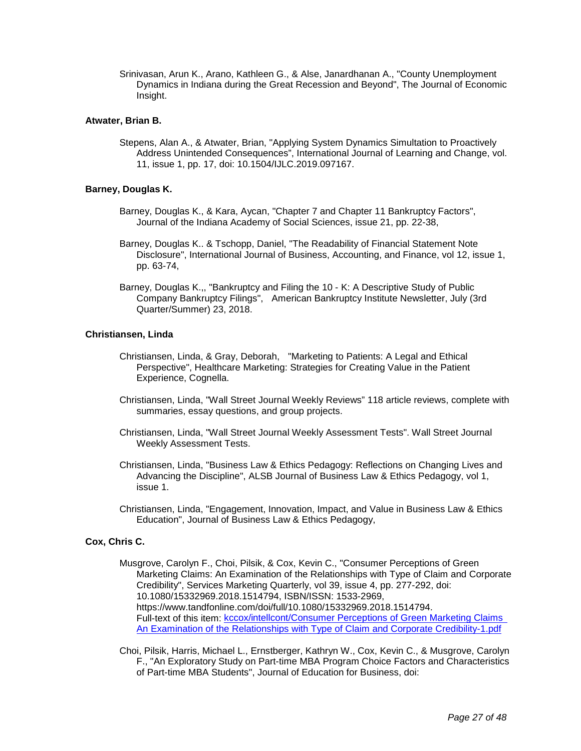Srinivasan, Arun K., Arano, Kathleen G., & Alse, Janardhanan A., "County Unemployment Dynamics in Indiana during the Great Recession and Beyond", The Journal of Economic Insight.

**Atwater, Brian B.**

Stepens, Alan A., & Atwater, Brian, "Applying System Dynamics Simulation to Proactively Address Unintended Consequences", International Journal of Learning and Change, vol. 11, issue 1, pp. 17, doi: 10.1504/IJLC.2019.097167.

**Barney, Douglas K.**

Barney, Douglas K., & Kara, Aycan, "Chapter 7 and Chapter 11 Bankruptcy Factors", Journal of the Indiana Academy of Social Sciences, issue 21, pp. 22-38,

Barney, Douglas K.. & Tschopp, Daniel, "The Readability of Financial Statement Note Disclosure", International Journal of Business, Accounting, and Finance, vol 12, issue 1, pp. 63-74,

Barney, Douglas K.,, "Bankruptcy and Filing the 10 - K: A Descriptive Study of Public Company Bankruptcy Filings", American Bankruptcy Institute Newsletter, July (3rd Quarter/Summer) 23, 2018.

**Christiansen, Linda**

Christiansen, Linda, & Gray, Deborah, "Marketing to Patients: A Legal and Ethical Perspective", Healthcare Marketing: Strategies for Creating Value in the Patient Experience, Cognella.

Christiansen, Linda, "Wall Street Journal Weekly Reviews" 118 article reviews, complete with summaries, essay questions, and group projects.

Christiansen, Linda, "Wall Street Journal Weekly Assessment Tests". Wall Street Journal Weekly Assessment Tests.

Christiansen, Linda, "Business Law & Ethics Pedagogy: Reflections on Changing Lives and Advancing the Discipline", ALSB Journal of Business Law & Ethics Pedagogy, vol 1, issue 1.

Christiansen, Linda, "Engagement, Innovation, Impact, and Value in Business Law & Ethics Education", Journal of Business Law & Ethics Pedagogy,

**Cox, Chris C.**

Musgrove, Carolyn F., Choi, Pilsik, & Cox, Kevin C., "Consumer Perceptions of Green Marketing Claims: An Examination of the Relationships with Type of Claim and Corporate Credibility", Services Marketing Quarterly, vol 39, issue 4, pp. 277-292, doi: 10.1080/15332969.2018.1514794, ISBN/ISSN: 1533-2969, https://www.tandfonline.com/doi/full/10.1080/15332969.2018.1514794. Full-text of this item: kccox/intellcont/Consumer Perceptions of Green Marketing Claims An Examination of the Relationships with Type of Claim and Corporate Credibility-1.pdf

Choi, Pilsik, Harris, Michael L., Ernstberger, Kathryn W., Cox, Kevin C., & Musgrove, Carolyn F., "An Exploratory Study on Part-time MBA Program Choice Factors and Characteristics of Part-time MBA Students", Journal of Education for Business, doi: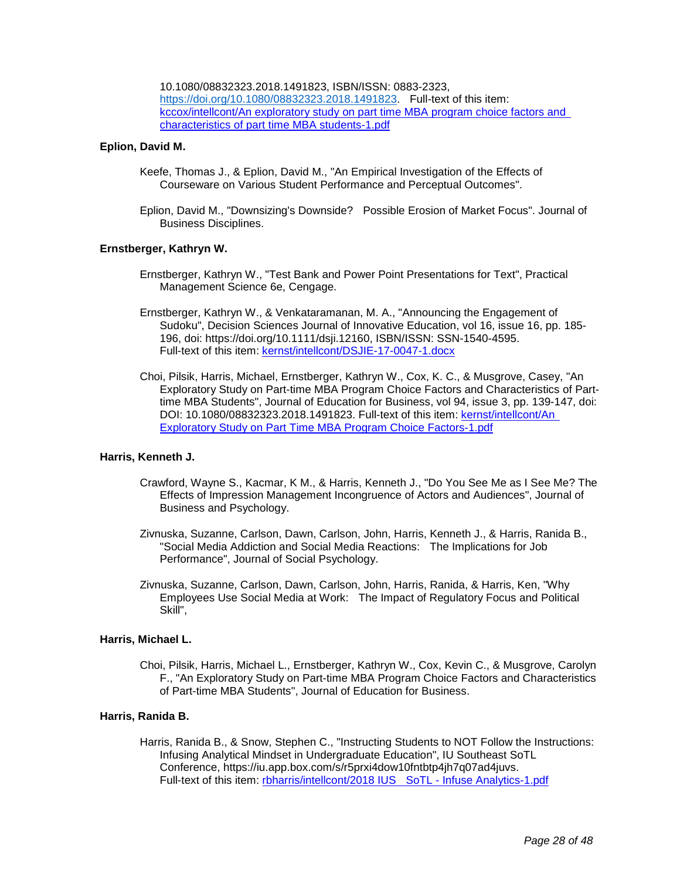10.1080/08832323.2018.1491823, ISBN/ISSN: 0883-2323, [https://doi.org/10.1080/08832323.2018.1491823](https://doi.org/10.1080/08832323.2018.1491823). Full-text of this item: [kccox/intellcont/An exploratory study on part time MBA program choice factors and characteristics of part time MBA students-1.pdf](kccox/intellcont/An exploratory study on part time MBA program choice factors and characteristics of part time MBA students-1.pdf)

**Eplion, David M.**

Keefe, Thomas J., & Eplion, David M., "An Empirical Investigation of the Effects of Courseware on Various Student Performance and Perceptual Outcomes".

Eplion, David M., "Downsizing's Downside? Possible Erosion of Market Focus". Journal of Business Disciplines.

**Ernstberger, Kathryn W.**

Ernstberger, Kathryn W., "Test Bank and Power Point Presentations for Text", Practical Management Science 6e, Cengage.

Ernstberger, Kathryn W., & Venkataramanan, M. A., "Announcing the Engagement of Sudoku", Decision Sciences Journal of Innovative Education, vol 16, issue 16, pp. 185-196, doi: https://doi.org/10.1111/dsji.12160, ISBN/ISSN: SSN-1540-4595. Full-text of this item: [kernst/intellcont/DSJIE-17-0047-1.docx](kernst/intellcont/DSJIE-17-0047-1.docx)

Choi, Pilsik, Harris, Michael, Ernstberger, Kathryn W., Cox, K. C., & Musgrove, Casey, "An Exploratory Study on Part-time MBA Program Choice Factors and Characteristics of Part-time MBA Students", Journal of Education for Business, vol 94, issue 3, pp. 139-147, doi: DOI: 10.1080/08832323.2018.1491823. Full-text of this item: [kernst/intellcont/An Exploratory Study on Part Time MBA Program Choice Factors-1.pdf](kernst/intellcont/An Exploratory Study on Part Time MBA Program Choice Factors-1.pdf)

**Harris, Kenneth J.**

Crawford, Wayne S., Kacmar, K M., & Harris, Kenneth J., "Do You See Me as I See Me? The Effects of Impression Management Incongruence of Actors and Audiences", Journal of Business and Psychology.

Zivnuska, Suzanne, Carlson, Dawn, Carlson, John, Harris, Kenneth J., & Harris, Ranida B., "Social Media Addiction and Social Media Reactions: The Implications for Job Performance", Journal of Social Psychology.

Zivnuska, Suzanne, Carlson, Dawn, Carlson, John, Harris, Ranida, & Harris, Ken, "Why Employees Use Social Media at Work: The Impact of Regulatory Focus and Political Skill",

**Harris, Michael L.**

Choi, Pilsik, Harris, Michael L., Ernstberger, Kathryn W., Cox, Kevin C., & Musgrove, Carolyn F., "An Exploratory Study on Part-time MBA Program Choice Factors and Characteristics of Part-time MBA Students", Journal of Education for Business.

**Harris, Ranida B.**

Harris, Ranida B., & Snow, Stephen C., "Instructing Students to NOT Follow the Instructions: Infusing Analytical Mindset in Undergraduate Education", IU Southeast SoTL Conference, https://iu.app.box.com/s/r5prxi4dow10fntbtp4jh7q07ad4juvs. Full-text of this item: [rbharris/intellcont/2018 IUS SoTL - Infuse Analytics-1.pdf](rbharris/intellcont/2018 IUS SoTL - Infuse Analytics-1.pdf)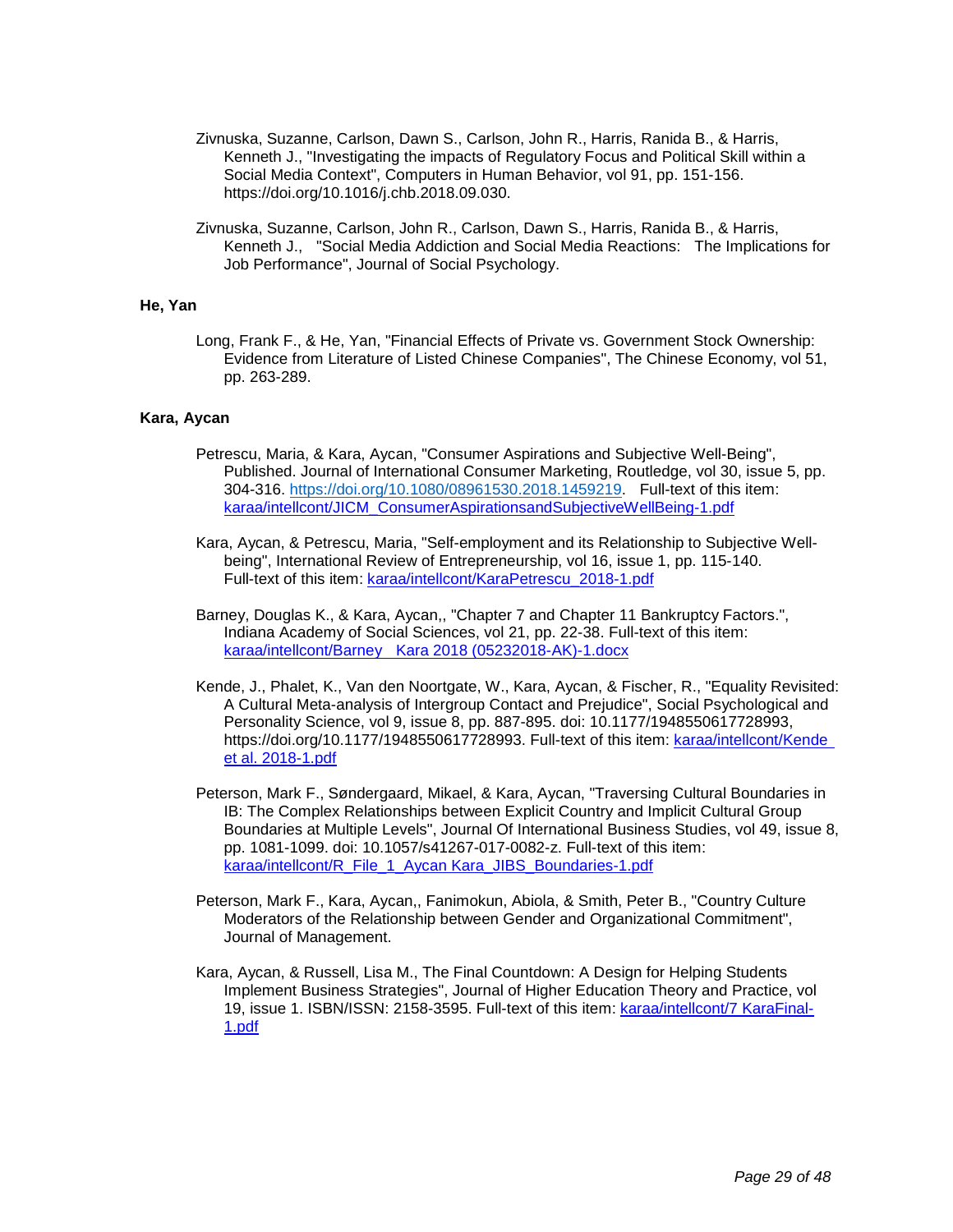Zivnuska, Suzanne, Carlson, Dawn S., Carlson, John R., Harris, Ranida B., & Harris, Kenneth J., "Investigating the impacts of Regulatory Focus and Political Skill within a Social Media Context", Computers in Human Behavior, vol 91, pp. 151-156. https://doi.org/10.1016/j.chb.2018.09.030.

Zivnuska, Suzanne, Carlson, John R., Carlson, Dawn S., Harris, Ranida B., & Harris, Kenneth J., "Social Media Addiction and Social Media Reactions: The Implications for Job Performance", Journal of Social Psychology.

**He, Yan**

Long, Frank F., & He, Yan, "Financial Effects of Private vs. Government Stock Ownership: Evidence from Literature of Listed Chinese Companies", The Chinese Economy, vol 51, pp. 263-289.

**Kara, Aycan**

Petrescu, Maria, & Kara, Aycan, "Consumer Aspirations and Subjective Well-Being", Published. Journal of International Consumer Marketing, Routledge, vol 30, issue 5, pp. 304-316. [https://doi.org/10.1080/08961530.2018.1459219](https://doi.org/10.1080/08961530.2018.1459219). Full-text of this item: karaa/intellcont/JICM_ConsumerAspirationsandSubjectiveWellBeing-1.pdf

Kara, Aycan, & Petrescu, Maria, "Self-employment and its Relationship to Subjective Well-being", International Review of Entrepreneurship, vol 16, issue 1, pp. 115-140. Full-text of this item: karaa/intellcont/KaraPetrescu_2018-1.pdf

Barney, Douglas K., & Kara, Aycan,, "Chapter 7 and Chapter 11 Bankruptcy Factors.", Indiana Academy of Social Sciences, vol 21, pp. 22-38. Full-text of this item: karaa/intellcont/Barney Kara 2018 (05232018-AK)-1.docx

Kende, J., Phalet, K., Van den Noortgate, W., Kara, Aycan, & Fischer, R., "Equality Revisited: A Cultural Meta-analysis of Intergroup Contact and Prejudice", Social Psychological and Personality Science, vol 9, issue 8, pp. 887-895. doi: 10.1177/1948550617728993, https://doi.org/10.1177/1948550617728993. Full-text of this item: karaa/intellcont/Kende et al. 2018-1.pdf

Peterson, Mark F., Søndergaard, Mikael, & Kara, Aycan, "Traversing Cultural Boundaries in IB: The Complex Relationships between Explicit Country and Implicit Cultural Group Boundaries at Multiple Levels", Journal Of International Business Studies, vol 49, issue 8, pp. 1081-1099. doi: 10.1057/s41267-017-0082-z. Full-text of this item: karaa/intellcont/R_File_1_Aycan Kara_JIBS_Boundaries-1.pdf

Peterson, Mark F., Kara, Aycan,, Fanimokun, Abiola, & Smith, Peter B., "Country Culture Moderators of the Relationship between Gender and Organizational Commitment", Journal of Management.

Kara, Aycan, & Russell, Lisa M., The Final Countdown: A Design for Helping Students Implement Business Strategies", Journal of Higher Education Theory and Practice, vol 19, issue 1. ISBN/ISSN: 2158-3595. Full-text of this item: karaa/intellcont/7 KaraFinal-1.pdf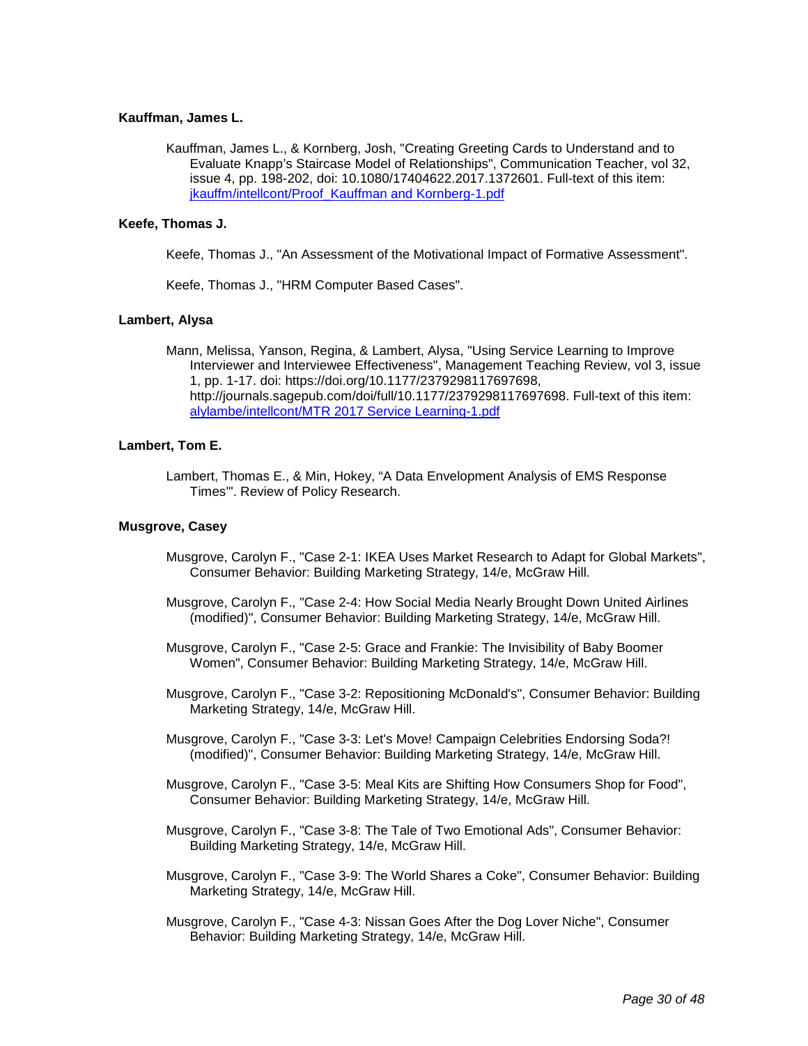**Kauffman, James L.**

Kauffman, James L., & Kornberg, Josh, "Creating Greeting Cards to Understand and to Evaluate Knapp's Staircase Model of Relationships", Communication Teacher, vol 32, issue 4, pp. 198-202, doi: 10.1080/17404622.2017.1372601. Full-text of this item: [jkauffm/intellcont/Proof_Kauffman and Kornberg-1.pdf](jkauffm/intellcont/Proof_Kauffman and Kornberg-1.pdf)

**Keefe, Thomas J.**

Keefe, Thomas J., "An Assessment of the Motivational Impact of Formative Assessment".

Keefe, Thomas J., "HRM Computer Based Cases".

**Lambert, Alysa**

Mann, Melissa, Yanson, Regina, & Lambert, Alysa, "Using Service Learning to Improve Interviewer and Interviewee Effectiveness", Management Teaching Review, vol 3, issue 1, pp. 1-17. doi: https://doi.org/10.1177/2379298117697698, http://journals.sagepub.com/doi/full/10.1177/2379298117697698. Full-text of this item: [alylambe/intellcont/MTR 2017 Service Learning-1.pdf](alylambe/intellcont/MTR 2017 Service Learning-1.pdf)

**Lambert, Tom E.**

Lambert, Thomas E., & Min, Hokey, "A Data Envelopment Analysis of EMS Response Times'". Review of Policy Research.

**Musgrove, Casey**

Musgrove, Carolyn F., "Case 2-1: IKEA Uses Market Research to Adapt for Global Markets", Consumer Behavior: Building Marketing Strategy, 14/e, McGraw Hill.

Musgrove, Carolyn F., "Case 2-4: How Social Media Nearly Brought Down United Airlines (modified)", Consumer Behavior: Building Marketing Strategy, 14/e, McGraw Hill.

Musgrove, Carolyn F., "Case 2-5: Grace and Frankie: The Invisibility of Baby Boomer Women", Consumer Behavior: Building Marketing Strategy, 14/e, McGraw Hill.

Musgrove, Carolyn F., "Case 3-2: Repositioning McDonald's", Consumer Behavior: Building Marketing Strategy, 14/e, McGraw Hill.

Musgrove, Carolyn F., "Case 3-3: Let's Move! Campaign Celebrities Endorsing Soda?! (modified)", Consumer Behavior: Building Marketing Strategy, 14/e, McGraw Hill.

Musgrove, Carolyn F., "Case 3-5: Meal Kits are Shifting How Consumers Shop for Food", Consumer Behavior: Building Marketing Strategy, 14/e, McGraw Hill.

Musgrove, Carolyn F., "Case 3-8: The Tale of Two Emotional Ads", Consumer Behavior: Building Marketing Strategy, 14/e, McGraw Hill.

Musgrove, Carolyn F., "Case 3-9: The World Shares a Coke", Consumer Behavior: Building Marketing Strategy, 14/e, McGraw Hill.

Musgrove, Carolyn F., "Case 4-3: Nissan Goes After the Dog Lover Niche", Consumer Behavior: Building Marketing Strategy, 14/e, McGraw Hill.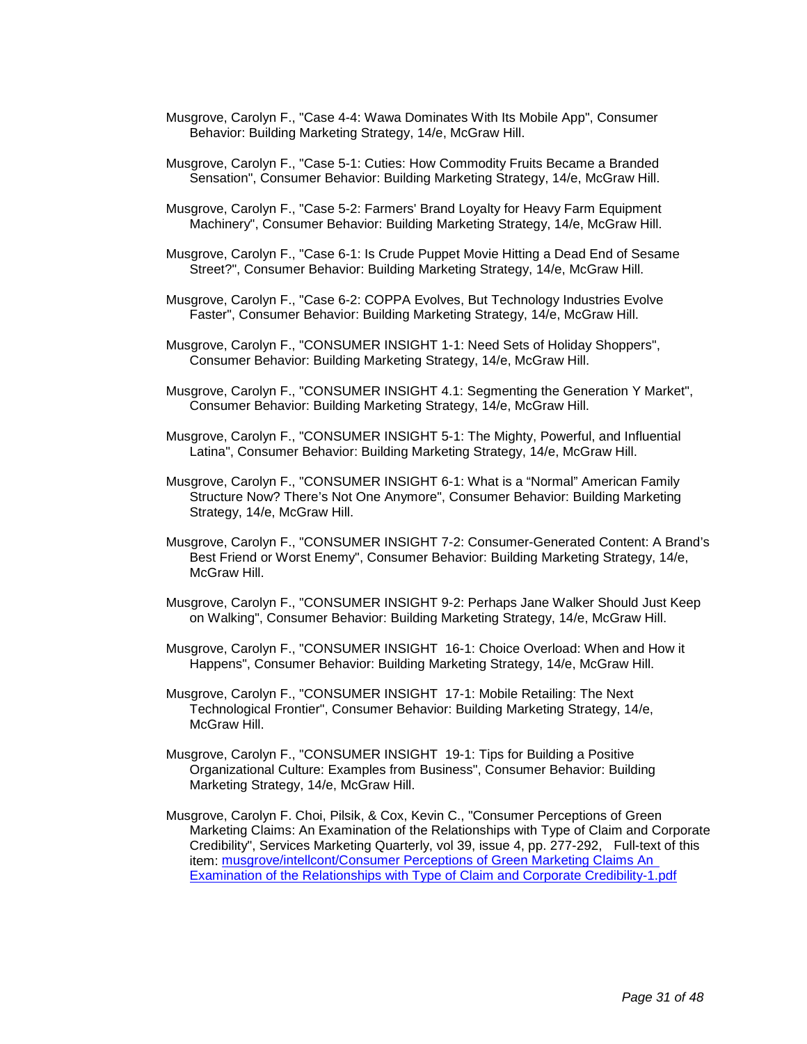Musgrove, Carolyn F., "Case 4-4: Wawa Dominates With Its Mobile App", Consumer Behavior: Building Marketing Strategy, 14/e, McGraw Hill.

Musgrove, Carolyn F., "Case 5-1: Cuties: How Commodity Fruits Became a Branded Sensation", Consumer Behavior: Building Marketing Strategy, 14/e, McGraw Hill.

Musgrove, Carolyn F., "Case 5-2: Farmers' Brand Loyalty for Heavy Farm Equipment Machinery", Consumer Behavior: Building Marketing Strategy, 14/e, McGraw Hill.

Musgrove, Carolyn F., "Case 6-1: Is Crude Puppet Movie Hitting a Dead End of Sesame Street?", Consumer Behavior: Building Marketing Strategy, 14/e, McGraw Hill.

Musgrove, Carolyn F., "Case 6-2: COPPA Evolves, But Technology Industries Evolve Faster", Consumer Behavior: Building Marketing Strategy, 14/e, McGraw Hill.

Musgrove, Carolyn F., "CONSUMER INSIGHT 1-1: Need Sets of Holiday Shoppers", Consumer Behavior: Building Marketing Strategy, 14/e, McGraw Hill.

Musgrove, Carolyn F., "CONSUMER INSIGHT 4.1: Segmenting the Generation Y Market", Consumer Behavior: Building Marketing Strategy, 14/e, McGraw Hill.

Musgrove, Carolyn F., "CONSUMER INSIGHT 5-1: The Mighty, Powerful, and Influential Latina", Consumer Behavior: Building Marketing Strategy, 14/e, McGraw Hill.

Musgrove, Carolyn F., "CONSUMER INSIGHT 6-1: What is a "Normal" American Family Structure Now? There's Not One Anymore", Consumer Behavior: Building Marketing Strategy, 14/e, McGraw Hill.

Musgrove, Carolyn F., "CONSUMER INSIGHT 7-2: Consumer-Generated Content: A Brand's Best Friend or Worst Enemy", Consumer Behavior: Building Marketing Strategy, 14/e, McGraw Hill.

Musgrove, Carolyn F., "CONSUMER INSIGHT 9-2: Perhaps Jane Walker Should Just Keep on Walking", Consumer Behavior: Building Marketing Strategy, 14/e, McGraw Hill.

Musgrove, Carolyn F., "CONSUMER INSIGHT 16-1: Choice Overload: When and How it Happens", Consumer Behavior: Building Marketing Strategy, 14/e, McGraw Hill.

Musgrove, Carolyn F., "CONSUMER INSIGHT 17-1: Mobile Retailing: The Next Technological Frontier", Consumer Behavior: Building Marketing Strategy, 14/e, McGraw Hill.

Musgrove, Carolyn F., "CONSUMER INSIGHT 19-1: Tips for Building a Positive Organizational Culture: Examples from Business", Consumer Behavior: Building Marketing Strategy, 14/e, McGraw Hill.

Musgrove, Carolyn F. Choi, Pilsik, & Cox, Kevin C., "Consumer Perceptions of Green Marketing Claims: An Examination of the Relationships with Type of Claim and Corporate Credibility", Services Marketing Quarterly, vol 39, issue 4, pp. 277-292, Full-text of this item: musgrove/intellcont/Consumer Perceptions of Green Marketing Claims An Examination of the Relationships with Type of Claim and Corporate Credibility-1.pdf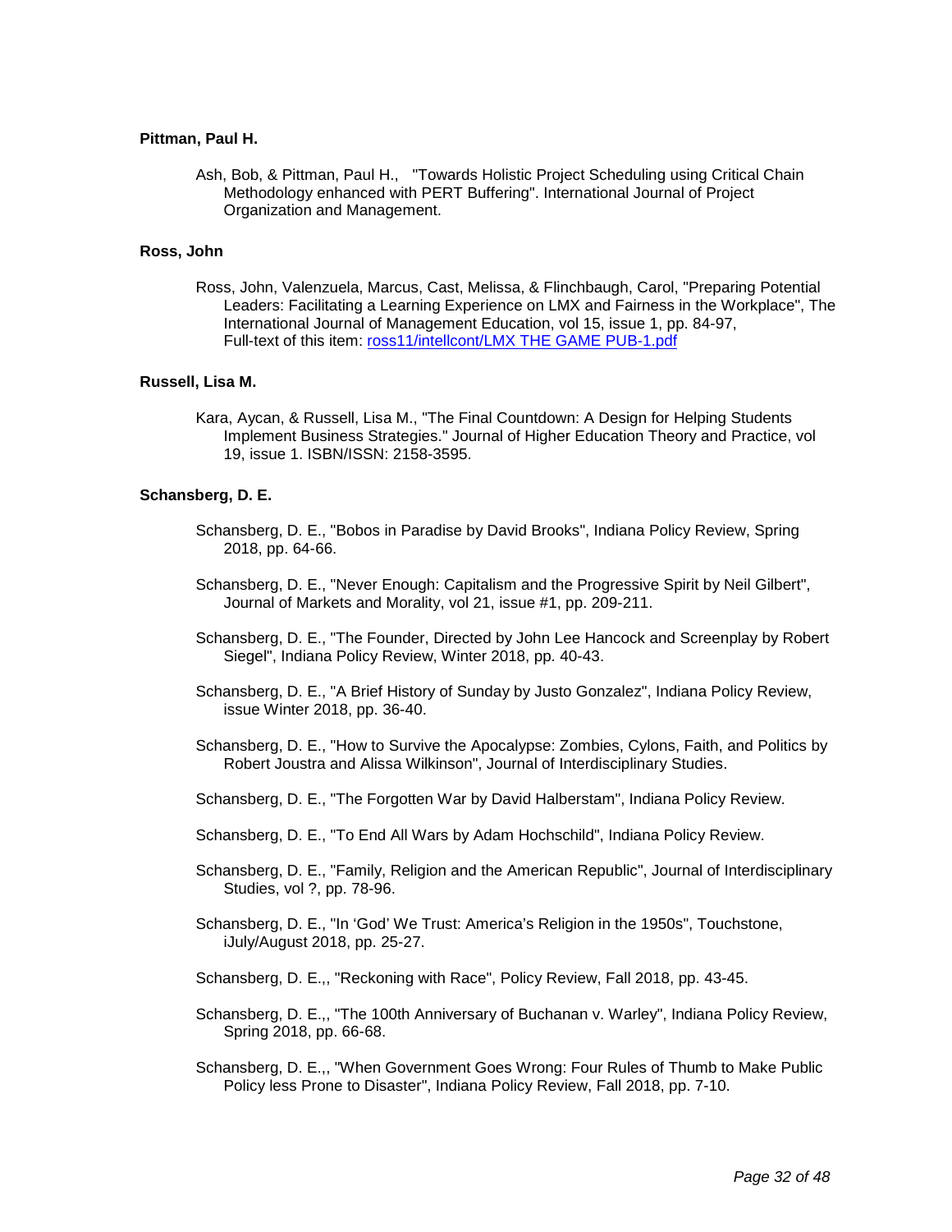**Pittman, Paul H.**

Ash, Bob, & Pittman, Paul H., "Towards Holistic Project Scheduling using Critical Chain Methodology enhanced with PERT Buffering". International Journal of Project Organization and Management.

**Ross, John**

Ross, John, Valenzuela, Marcus, Cast, Melissa, & Flinchbaugh, Carol, "Preparing Potential Leaders: Facilitating a Learning Experience on LMX and Fairness in the Workplace", The International Journal of Management Education, vol 15, issue 1, pp. 84-97, Full-text of this item: [ross11/intellcont/LMX THE GAME PUB-1.pdf](ross11/intellcont/LMX THE GAME PUB-1.pdf)

**Russell, Lisa M.**

Kara, Aycan, & Russell, Lisa M., "The Final Countdown: A Design for Helping Students Implement Business Strategies." Journal of Higher Education Theory and Practice, vol 19, issue 1. ISBN/ISSN: 2158-3595.

**Schansberg, D. E.**

Schansberg, D. E., "Bobos in Paradise by David Brooks", Indiana Policy Review, Spring 2018, pp. 64-66.

Schansberg, D. E., "Never Enough: Capitalism and the Progressive Spirit by Neil Gilbert", Journal of Markets and Morality, vol 21, issue #1, pp. 209-211.

Schansberg, D. E., "The Founder, Directed by John Lee Hancock and Screenplay by Robert Siegel", Indiana Policy Review, Winter 2018, pp. 40-43.

Schansberg, D. E., "A Brief History of Sunday by Justo Gonzalez", Indiana Policy Review, issue Winter 2018, pp. 36-40.

Schansberg, D. E., "How to Survive the Apocalypse: Zombies, Cylons, Faith, and Politics by Robert Joustra and Alissa Wilkinson", Journal of Interdisciplinary Studies.

Schansberg, D. E., "The Forgotten War by David Halberstam", Indiana Policy Review.

Schansberg, D. E., "To End All Wars by Adam Hochschild", Indiana Policy Review.

Schansberg, D. E., "Family, Religion and the American Republic", Journal of Interdisciplinary Studies, vol ?, pp. 78-96.

Schansberg, D. E., "In 'God' We Trust: America's Religion in the 1950s", Touchstone, iJuly/August 2018, pp. 25-27.

Schansberg, D. E.,, "Reckoning with Race", Policy Review, Fall 2018, pp. 43-45.

Schansberg, D. E.,, "The 100th Anniversary of Buchanan v. Warley", Indiana Policy Review, Spring 2018, pp. 66-68.

Schansberg, D. E.,, "When Government Goes Wrong: Four Rules of Thumb to Make Public Policy less Prone to Disaster", Indiana Policy Review, Fall 2018, pp. 7-10.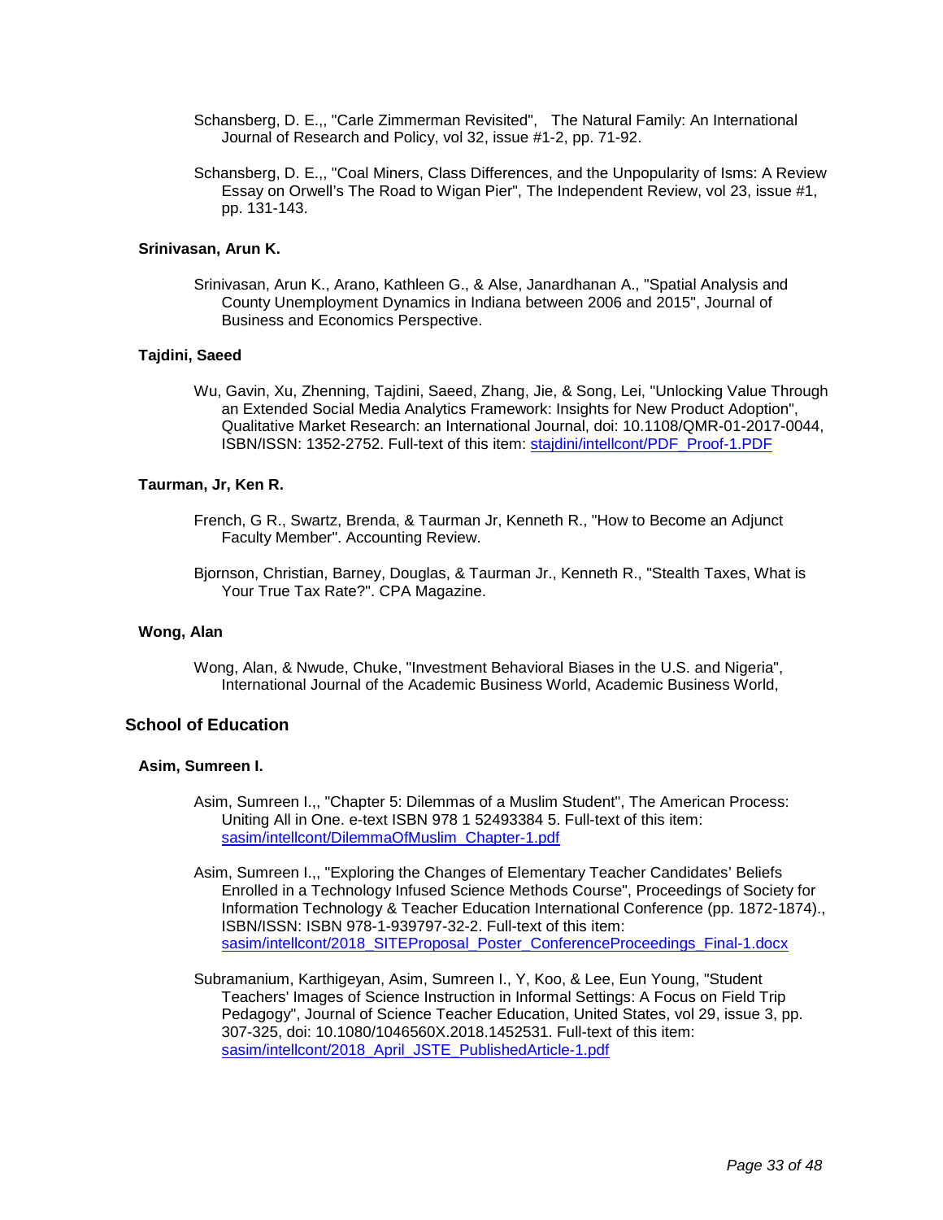Schansberg, D. E.,, "Carle Zimmerman Revisited",   The Natural Family: An International Journal of Research and Policy, vol 32, issue #1-2, pp. 71-92.

Schansberg, D. E.,, "Coal Miners, Class Differences, and the Unpopularity of Isms: A Review Essay on Orwell's The Road to Wigan Pier", The Independent Review, vol 23, issue #1, pp. 131-143.

### Srinivasan, Arun K.

Srinivasan, Arun K., Arano, Kathleen G., & Alse, Janardhanan A., "Spatial Analysis and County Unemployment Dynamics in Indiana between 2006 and 2015", Journal of Business and Economics Perspective.

### Tajdini, Saeed

Wu, Gavin, Xu, Zhenning, Tajdini, Saeed, Zhang, Jie, & Song, Lei, "Unlocking Value Through an Extended Social Media Analytics Framework: Insights for New Product Adoption", Qualitative Market Research: an International Journal, doi: 10.1108/QMR-01-2017-0044, ISBN/ISSN: 1352-2752. Full-text of this item: stajdini/intellcont/PDF_Proof-1.PDF

### Taurman, Jr, Ken R.

French, G R., Swartz, Brenda, & Taurman Jr, Kenneth R., "How to Become an Adjunct Faculty Member". Accounting Review.

Bjornson, Christian, Barney, Douglas, & Taurman Jr., Kenneth R., "Stealth Taxes, What is Your True Tax Rate?". CPA Magazine.

### Wong, Alan

Wong, Alan, & Nwude, Chuke, "Investment Behavioral Biases in the U.S. and Nigeria", International Journal of the Academic Business World, Academic Business World,

## School of Education

### Asim, Sumreen I.

Asim, Sumreen I.,, "Chapter 5: Dilemmas of a Muslim Student", The American Process: Uniting All in One. e-text ISBN 978 1 52493384 5. Full-text of this item: sasim/intellcont/DilemmaOfMuslim_Chapter-1.pdf

Asim, Sumreen I.,, "Exploring the Changes of Elementary Teacher Candidates' Beliefs Enrolled in a Technology Infused Science Methods Course", Proceedings of Society for Information Technology & Teacher Education International Conference (pp. 1872-1874)., ISBN/ISSN: ISBN 978-1-939797-32-2. Full-text of this item: sasim/intellcont/2018_SITEProposal_Poster_ConferenceProceedings_Final-1.docx

Subramanium, Karthigeyan, Asim, Sumreen I., Y, Koo, & Lee, Eun Young, "Student Teachers' Images of Science Instruction in Informal Settings: A Focus on Field Trip Pedagogy", Journal of Science Teacher Education, United States, vol 29, issue 3, pp. 307-325, doi: 10.1080/1046560X.2018.1452531. Full-text of this item: sasim/intellcont/2018_April_JSTE_PublishedArticle-1.pdf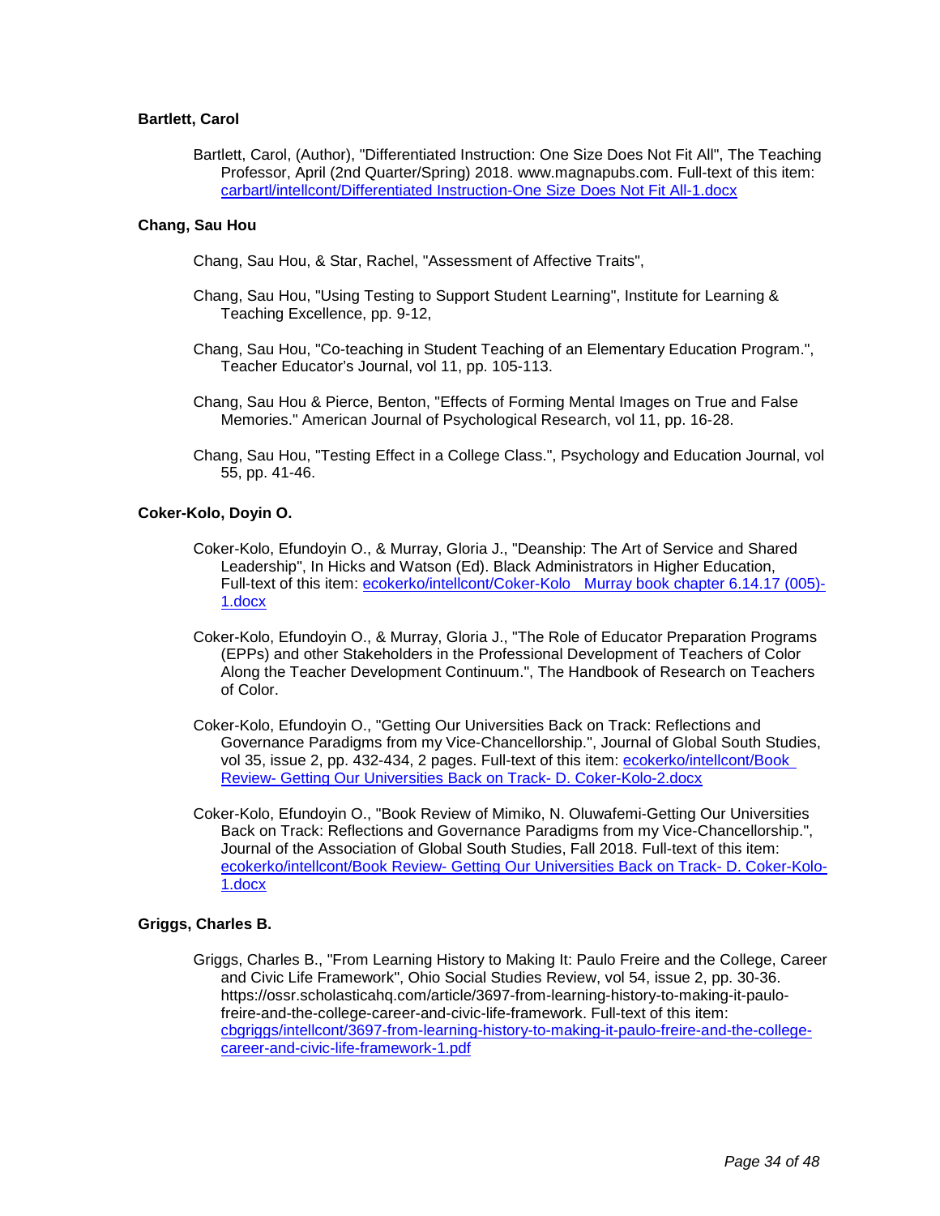**Bartlett, Carol**

Bartlett, Carol, (Author), "Differentiated Instruction: One Size Does Not Fit All", The Teaching Professor, April (2nd Quarter/Spring) 2018. www.magnapubs.com. Full-text of this item: carbartl/intellcont/Differentiated Instruction-One Size Does Not Fit All-1.docx

**Chang, Sau Hou**

Chang, Sau Hou, & Star, Rachel, "Assessment of Affective Traits",

Chang, Sau Hou, "Using Testing to Support Student Learning", Institute for Learning & Teaching Excellence, pp. 9-12,

Chang, Sau Hou, "Co-teaching in Student Teaching of an Elementary Education Program.", Teacher Educator's Journal, vol 11, pp. 105-113.

Chang, Sau Hou & Pierce, Benton, "Effects of Forming Mental Images on True and False Memories." American Journal of Psychological Research, vol 11, pp. 16-28.

Chang, Sau Hou, "Testing Effect in a College Class.", Psychology and Education Journal, vol 55, pp. 41-46.

**Coker-Kolo, Doyin O.**

Coker-Kolo, Efundoyin O., & Murray, Gloria J., "Deanship: The Art of Service and Shared Leadership", In Hicks and Watson (Ed). Black Administrators in Higher Education, Full-text of this item: ecokerko/intellcont/Coker-Kolo  Murray book chapter 6.14.17 (005)-1.docx

Coker-Kolo, Efundoyin O., & Murray, Gloria J., "The Role of Educator Preparation Programs (EPPs) and other Stakeholders in the Professional Development of Teachers of Color Along the Teacher Development Continuum.", The Handbook of Research on Teachers of Color.

Coker-Kolo, Efundoyin O., "Getting Our Universities Back on Track: Reflections and Governance Paradigms from my Vice-Chancellorship.", Journal of Global South Studies, vol 35, issue 2, pp. 432-434, 2 pages. Full-text of this item: ecokerko/intellcont/Book Review- Getting Our Universities Back on Track- D. Coker-Kolo-2.docx

Coker-Kolo, Efundoyin O., "Book Review of Mimiko, N. Oluwafemi-Getting Our Universities Back on Track: Reflections and Governance Paradigms from my Vice-Chancellorship.", Journal of the Association of Global South Studies, Fall 2018. Full-text of this item: ecokerko/intellcont/Book Review- Getting Our Universities Back on Track- D. Coker-Kolo-1.docx

**Griggs, Charles B.**

Griggs, Charles B., "From Learning History to Making It: Paulo Freire and the College, Career and Civic Life Framework", Ohio Social Studies Review, vol 54, issue 2, pp. 30-36. https://ossr.scholasticahq.com/article/3697-from-learning-history-to-making-it-paulo-freire-and-the-college-career-and-civic-life-framework. Full-text of this item: cbgriggs/intellcont/3697-from-learning-history-to-making-it-paulo-freire-and-the-college-career-and-civic-life-framework-1.pdf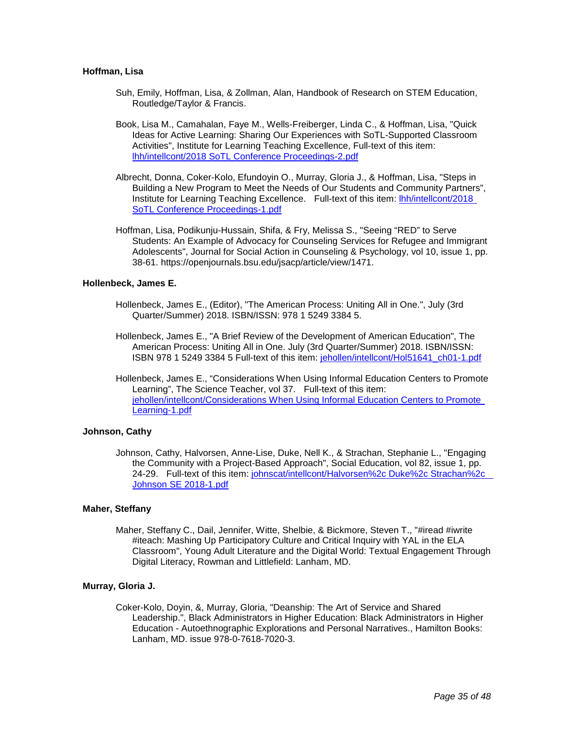**Hoffman, Lisa**

Suh, Emily, Hoffman, Lisa, & Zollman, Alan, Handbook of Research on STEM Education, Routledge/Taylor & Francis.

Book, Lisa M., Camahalan, Faye M., Wells-Freiberger, Linda C., & Hoffman, Lisa, "Quick Ideas for Active Learning: Sharing Our Experiences with SoTL-Supported Classroom Activities", Institute for Learning Teaching Excellence, Full-text of this item: [lhh/intellcont/2018 SoTL Conference Proceedings-2.pdf](lhh/intellcont/2018 SoTL Conference Proceedings-2.pdf)

Albrecht, Donna, Coker-Kolo, Efundoyin O., Murray, Gloria J., & Hoffman, Lisa, "Steps in Building a New Program to Meet the Needs of Our Students and Community Partners", Institute for Learning Teaching Excellence. Full-text of this item: [lhh/intellcont/2018 SoTL Conference Proceedings-1.pdf](lhh/intellcont/2018 SoTL Conference Proceedings-1.pdf)

Hoffman, Lisa, Podikunju-Hussain, Shifa, & Fry, Melissa S., "Seeing "RED" to Serve Students: An Example of Advocacy for Counseling Services for Refugee and Immigrant Adolescents", Journal for Social Action in Counseling & Psychology, vol 10, issue 1, pp. 38-61. https://openjournals.bsu.edu/jsacp/article/view/1471.

**Hollenbeck, James E.**

Hollenbeck, James E., (Editor), "The American Process: Uniting All in One.", July (3rd Quarter/Summer) 2018. ISBN/ISSN: 978 1 5249 3384 5.

Hollenbeck, James E., "A Brief Review of the Development of American Education", The American Process: Uniting All in One. July (3rd Quarter/Summer) 2018. ISBN/ISSN: ISBN 978 1 5249 3384 5 Full-text of this item: [jehollen/intellcont/Hol51641_ch01-1.pdf](jehollen/intellcont/Hol51641_ch01-1.pdf)

Hollenbeck, James E., "Considerations When Using Informal Education Centers to Promote Learning", The Science Teacher, vol 37. Full-text of this item: [jehollen/intellcont/Considerations When Using Informal Education Centers to Promote Learning-1.pdf](jehollen/intellcont/Considerations When Using Informal Education Centers to Promote Learning-1.pdf)

**Johnson, Cathy**

Johnson, Cathy, Halvorsen, Anne-Lise, Duke, Nell K., & Strachan, Stephanie L., "Engaging the Community with a Project-Based Approach", Social Education, vol 82, issue 1, pp. 24-29. Full-text of this item: [johnscat/intellcont/Halvorsen%2c Duke%2c Strachan%2c Johnson SE 2018-1.pdf](johnscat/intellcont/Halvorsen%2c Duke%2c Strachan%2c Johnson SE 2018-1.pdf)

**Maher, Steffany**

Maher, Steffany C., Dail, Jennifer, Witte, Shelbie, & Bickmore, Steven T., "#iread #iwrite #iteach: Mashing Up Participatory Culture and Critical Inquiry with YAL in the ELA Classroom", Young Adult Literature and the Digital World: Textual Engagement Through Digital Literacy, Rowman and Littlefield: Lanham, MD.

**Murray, Gloria J.**

Coker-Kolo, Doyin, &, Murray, Gloria, "Deanship: The Art of Service and Shared Leadership.", Black Administrators in Higher Education: Black Administrators in Higher Education - Autoethnographic Explorations and Personal Narratives., Hamilton Books: Lanham, MD. issue 978-0-7618-7020-3.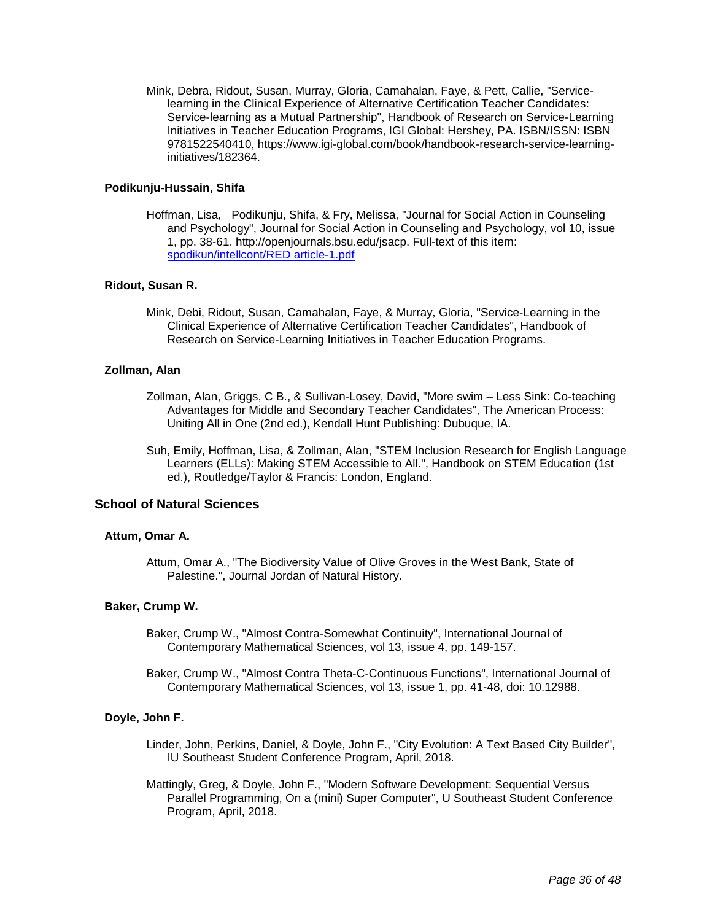Mink, Debra, Ridout, Susan, Murray, Gloria, Camahalan, Faye, & Pett, Callie, "Service-learning in the Clinical Experience of Alternative Certification Teacher Candidates: Service-learning as a Mutual Partnership", Handbook of Research on Service-Learning Initiatives in Teacher Education Programs, IGI Global: Hershey, PA. ISBN/ISSN: ISBN 9781522540410, https://www.igi-global.com/book/handbook-research-service-learning-initiatives/182364.

### Podikunju-Hussain, Shifa

Hoffman, Lisa, Podikunju, Shifa, & Fry, Melissa, "Journal for Social Action in Counseling and Psychology", Journal for Social Action in Counseling and Psychology, vol 10, issue 1, pp. 38-61. http://openjournals.bsu.edu/jsacp. Full-text of this item: [spodikun/intellcont/RED article-1.pdf](spodikun/intellcont/RED article-1.pdf)

### Ridout, Susan R.

Mink, Debi, Ridout, Susan, Camahalan, Faye, & Murray, Gloria, "Service-Learning in the Clinical Experience of Alternative Certification Teacher Candidates", Handbook of Research on Service-Learning Initiatives in Teacher Education Programs.

### Zollman, Alan

Zollman, Alan, Griggs, C B., & Sullivan-Losey, David, "More swim – Less Sink: Co-teaching Advantages for Middle and Secondary Teacher Candidates", The American Process: Uniting All in One (2nd ed.), Kendall Hunt Publishing: Dubuque, IA.

Suh, Emily, Hoffman, Lisa, & Zollman, Alan, "STEM Inclusion Research for English Language Learners (ELLs): Making STEM Accessible to All.", Handbook on STEM Education (1st ed.), Routledge/Taylor & Francis: London, England.

## School of Natural Sciences

### Attum, Omar A.

Attum, Omar A., "The Biodiversity Value of Olive Groves in the West Bank, State of Palestine.", Journal Jordan of Natural History.

### Baker, Crump W.

Baker, Crump W., "Almost Contra-Somewhat Continuity", International Journal of Contemporary Mathematical Sciences, vol 13, issue 4, pp. 149-157.

Baker, Crump W., "Almost Contra Theta-C-Continuous Functions", International Journal of Contemporary Mathematical Sciences, vol 13, issue 1, pp. 41-48, doi: 10.12988.

### Doyle, John F.

Linder, John, Perkins, Daniel, & Doyle, John F., "City Evolution: A Text Based City Builder", IU Southeast Student Conference Program, April, 2018.

Mattingly, Greg, & Doyle, John F., "Modern Software Development: Sequential Versus Parallel Programming, On a (mini) Super Computer", U Southeast Student Conference Program, April, 2018.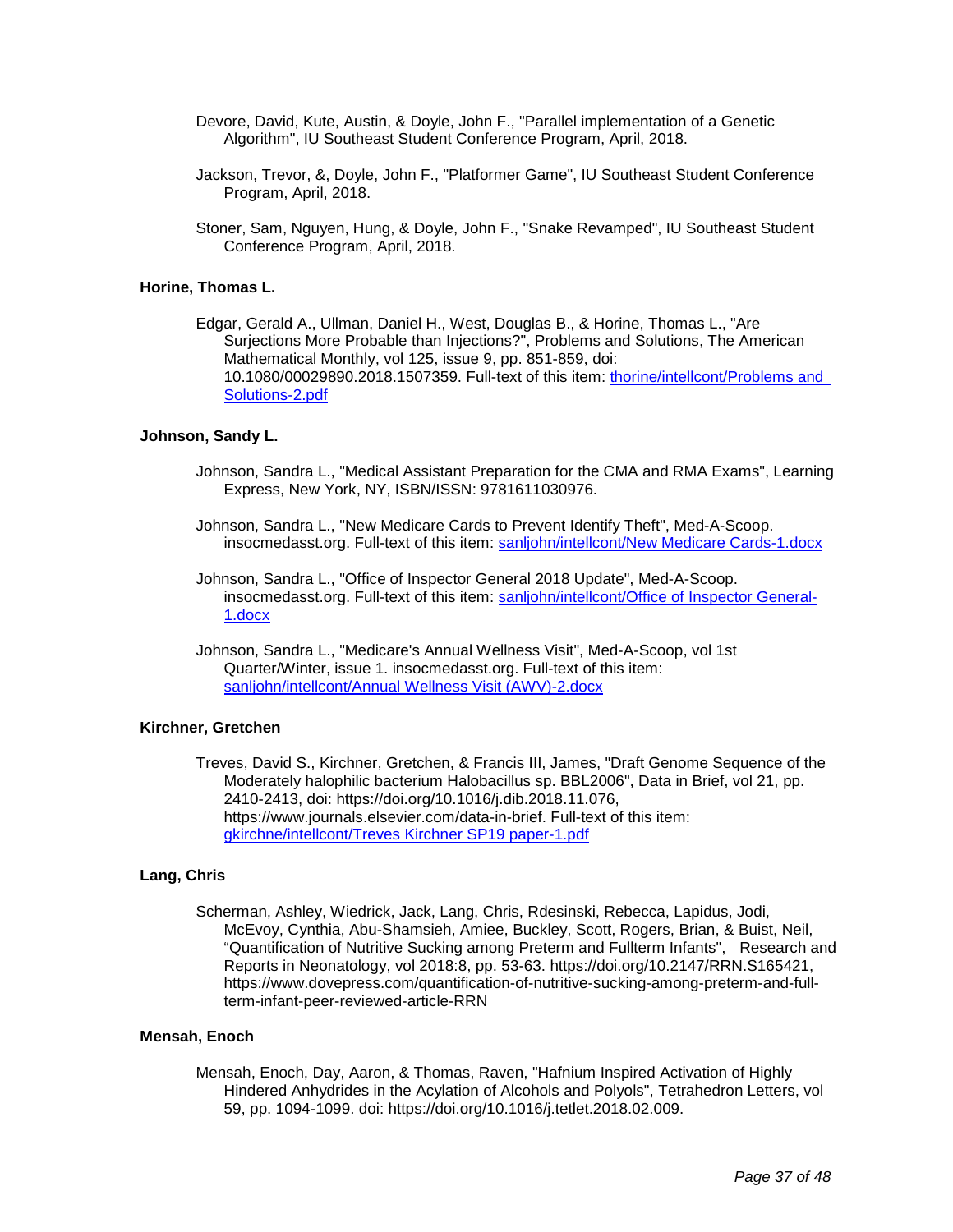Devore, David, Kute, Austin, & Doyle, John F., "Parallel implementation of a Genetic Algorithm", IU Southeast Student Conference Program, April, 2018.

Jackson, Trevor, &, Doyle, John F., "Platformer Game", IU Southeast Student Conference Program, April, 2018.

Stoner, Sam, Nguyen, Hung, & Doyle, John F., "Snake Revamped", IU Southeast Student Conference Program, April, 2018.

**Horine, Thomas L.**

Edgar, Gerald A., Ullman, Daniel H., West, Douglas B., & Horine, Thomas L., "Are Surjections More Probable than Injections?", Problems and Solutions, The American Mathematical Monthly, vol 125, issue 9, pp. 851-859, doi: 10.1080/00029890.2018.1507359. Full-text of this item: [thorine/intellcont/Problems and Solutions-2.pdf](thorine/intellcont/Problems and Solutions-2.pdf)

**Johnson, Sandy L.**

Johnson, Sandra L., "Medical Assistant Preparation for the CMA and RMA Exams", Learning Express, New York, NY, ISBN/ISSN: 9781611030976.

Johnson, Sandra L., "New Medicare Cards to Prevent Identify Theft", Med-A-Scoop. insocmedasst.org. Full-text of this item: [sanljohn/intellcont/New Medicare Cards-1.docx](sanljohn/intellcont/New Medicare Cards-1.docx)

Johnson, Sandra L., "Office of Inspector General 2018 Update", Med-A-Scoop. insocmedasst.org. Full-text of this item: [sanljohn/intellcont/Office of Inspector General-1.docx](sanljohn/intellcont/Office of Inspector General-1.docx)

Johnson, Sandra L., "Medicare's Annual Wellness Visit", Med-A-Scoop, vol 1st Quarter/Winter, issue 1. insocmedasst.org. Full-text of this item: [sanljohn/intellcont/Annual Wellness Visit (AWV)-2.docx](sanljohn/intellcont/Annual Wellness Visit (AWV)-2.docx)

**Kirchner, Gretchen**

Treves, David S., Kirchner, Gretchen, & Francis III, James, "Draft Genome Sequence of the Moderately halophilic bacterium Halobacillus sp. BBL2006", Data in Brief, vol 21, pp. 2410-2413, doi: https://doi.org/10.1016/j.dib.2018.11.076, https://www.journals.elsevier.com/data-in-brief. Full-text of this item: [gkirchne/intellcont/Treves Kirchner SP19 paper-1.pdf](gkirchne/intellcont/Treves Kirchner SP19 paper-1.pdf)

**Lang, Chris**

Scherman, Ashley, Wiedrick, Jack, Lang, Chris, Rdesinski, Rebecca, Lapidus, Jodi, McEvoy, Cynthia, Abu-Shamsieh, Amiee, Buckley, Scott, Rogers, Brian, & Buist, Neil, "Quantification of Nutritive Sucking among Preterm and Fullterm Infants", Research and Reports in Neonatology, vol 2018:8, pp. 53-63. https://doi.org/10.2147/RRN.S165421, https://www.dovepress.com/quantification-of-nutritive-sucking-among-preterm-and-full-term-infant-peer-reviewed-article-RRN

**Mensah, Enoch**

Mensah, Enoch, Day, Aaron, & Thomas, Raven, "Hafnium Inspired Activation of Highly Hindered Anhydrides in the Acylation of Alcohols and Polyols", Tetrahedron Letters, vol 59, pp. 1094-1099. doi: https://doi.org/10.1016/j.tetlet.2018.02.009.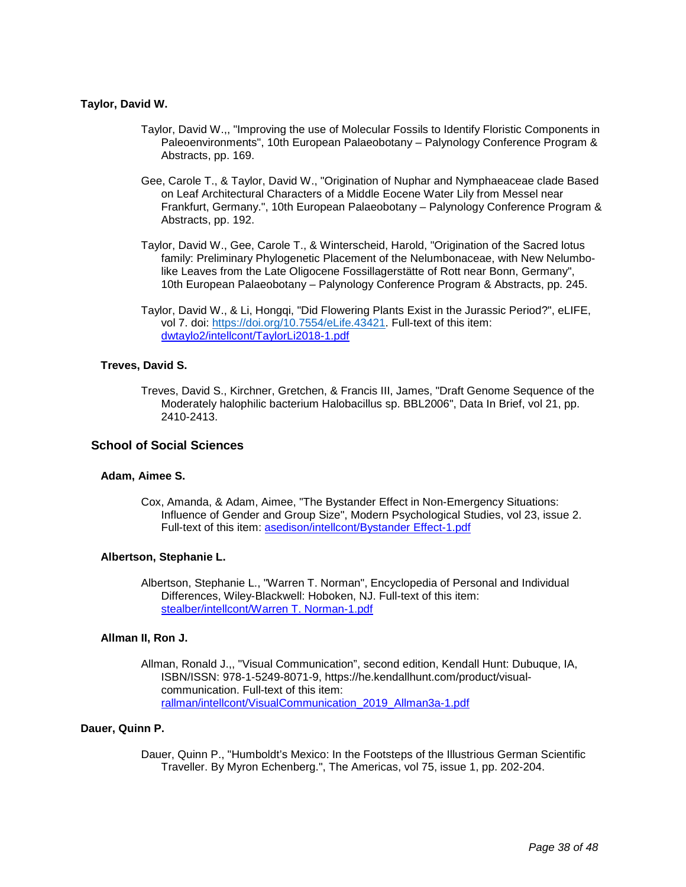#### Taylor, David W.

Taylor, David W.,, "Improving the use of Molecular Fossils to Identify Floristic Components in Paleoenvironments", 10th European Palaeobotany – Palynology Conference Program & Abstracts, pp. 169.

Gee, Carole T., & Taylor, David W., "Origination of Nuphar and Nymphaeaceae clade Based on Leaf Architectural Characters of a Middle Eocene Water Lily from Messel near Frankfurt, Germany.", 10th European Palaeobotany – Palynology Conference Program & Abstracts, pp. 192.

Taylor, David W., Gee, Carole T., & Winterscheid, Harold, "Origination of the Sacred lotus family: Preliminary Phylogenetic Placement of the Nelumbonaceae, with New Nelumbo-like Leaves from the Late Oligocene Fossillagerstätte of Rott near Bonn, Germany", 10th European Palaeobotany – Palynology Conference Program & Abstracts, pp. 245.

Taylor, David W., & Li, Hongqi, "Did Flowering Plants Exist in the Jurassic Period?", eLIFE, vol 7. doi: [https://doi.org/10.7554/eLife.43421](https://doi.org/10.7554/eLife.43421). Full-text of this item: [dwtaylo2/intellcont/TaylorLi2018-1.pdf](dwtaylo2/intellcont/TaylorLi2018-1.pdf)

#### Treves, David S.

Treves, David S., Kirchner, Gretchen, & Francis III, James, "Draft Genome Sequence of the Moderately halophilic bacterium Halobacillus sp. BBL2006", Data In Brief, vol 21, pp. 2410-2413.

### School of Social Sciences

#### Adam, Aimee S.

Cox, Amanda, & Adam, Aimee, "The Bystander Effect in Non-Emergency Situations: Influence of Gender and Group Size", Modern Psychological Studies, vol 23, issue 2. Full-text of this item: [asedison/intellcont/Bystander Effect-1.pdf](asedison/intellcont/Bystander Effect-1.pdf)

#### Albertson, Stephanie L.

Albertson, Stephanie L., "Warren T. Norman", Encyclopedia of Personal and Individual Differences, Wiley-Blackwell: Hoboken, NJ. Full-text of this item: [stealber/intellcont/Warren T. Norman-1.pdf](stealber/intellcont/Warren T. Norman-1.pdf)

#### Allman II, Ron J.

Allman, Ronald J.,, "Visual Communication", second edition, Kendall Hunt: Dubuque, IA, ISBN/ISSN: 978-1-5249-8071-9, https://he.kendallhunt.com/product/visual-communication. Full-text of this item: [rallman/intellcont/VisualCommunication_2019_Allman3a-1.pdf](rallman/intellcont/VisualCommunication_2019_Allman3a-1.pdf)

#### Dauer, Quinn P.

Dauer, Quinn P., "Humboldt's Mexico: In the Footsteps of the Illustrious German Scientific Traveller. By Myron Echenberg.", The Americas, vol 75, issue 1, pp. 202-204.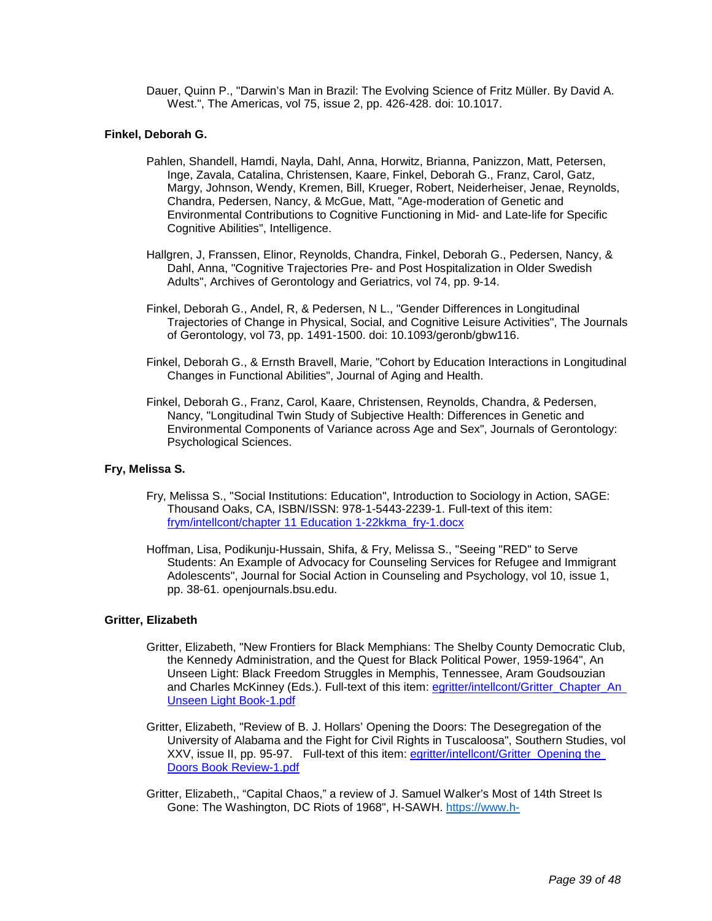Dauer, Quinn P., "Darwin's Man in Brazil: The Evolving Science of Fritz Müller. By David A. West.", The Americas, vol 75, issue 2, pp. 426-428. doi: 10.1017.

**Finkel, Deborah G.**

Pahlen, Shandell, Hamdi, Nayla, Dahl, Anna, Horwitz, Brianna, Panizzon, Matt, Petersen, Inge, Zavala, Catalina, Christensen, Kaare, Finkel, Deborah G., Franz, Carol, Gatz, Margy, Johnson, Wendy, Kremen, Bill, Krueger, Robert, Neiderheiser, Jenae, Reynolds, Chandra, Pedersen, Nancy, & McGue, Matt, "Age-moderation of Genetic and Environmental Contributions to Cognitive Functioning in Mid- and Late-life for Specific Cognitive Abilities", Intelligence.

Hallgren, J, Franssen, Elinor, Reynolds, Chandra, Finkel, Deborah G., Pedersen, Nancy, & Dahl, Anna, "Cognitive Trajectories Pre- and Post Hospitalization in Older Swedish Adults", Archives of Gerontology and Geriatrics, vol 74, pp. 9-14.

Finkel, Deborah G., Andel, R, & Pedersen, N L., "Gender Differences in Longitudinal Trajectories of Change in Physical, Social, and Cognitive Leisure Activities", The Journals of Gerontology, vol 73, pp. 1491-1500. doi: 10.1093/geronb/gbw116.

Finkel, Deborah G., & Ernsth Bravell, Marie, "Cohort by Education Interactions in Longitudinal Changes in Functional Abilities", Journal of Aging and Health.

Finkel, Deborah G., Franz, Carol, Kaare, Christensen, Reynolds, Chandra, & Pedersen, Nancy, "Longitudinal Twin Study of Subjective Health: Differences in Genetic and Environmental Components of Variance across Age and Sex", Journals of Gerontology: Psychological Sciences.

**Fry, Melissa S.**

Fry, Melissa S., "Social Institutions: Education", Introduction to Sociology in Action, SAGE: Thousand Oaks, CA, ISBN/ISSN: 978-1-5443-2239-1. Full-text of this item: frym/intellcont/chapter 11 Education 1-22kkma_fry-1.docx

Hoffman, Lisa, Podikunju-Hussain, Shifa, & Fry, Melissa S., "Seeing "RED" to Serve Students: An Example of Advocacy for Counseling Services for Refugee and Immigrant Adolescents", Journal for Social Action in Counseling and Psychology, vol 10, issue 1, pp. 38-61. openjournals.bsu.edu.

**Gritter, Elizabeth**

Gritter, Elizabeth, "New Frontiers for Black Memphians: The Shelby County Democratic Club, the Kennedy Administration, and the Quest for Black Political Power, 1959-1964", An Unseen Light: Black Freedom Struggles in Memphis, Tennessee, Aram Goudsouzian and Charles McKinney (Eds.). Full-text of this item: egritter/intellcont/Gritter_Chapter_An Unseen Light Book-1.pdf

Gritter, Elizabeth, "Review of B. J. Hollars' Opening the Doors: The Desegregation of the University of Alabama and the Fight for Civil Rights in Tuscaloosa", Southern Studies, vol XXV, issue II, pp. 95-97. Full-text of this item: egritter/intellcont/Gritter_Opening the Doors Book Review-1.pdf

Gritter, Elizabeth,, "Capital Chaos," a review of J. Samuel Walker's Most of 14th Street Is Gone: The Washington, DC Riots of 1968", H-SAWH. https://www.h-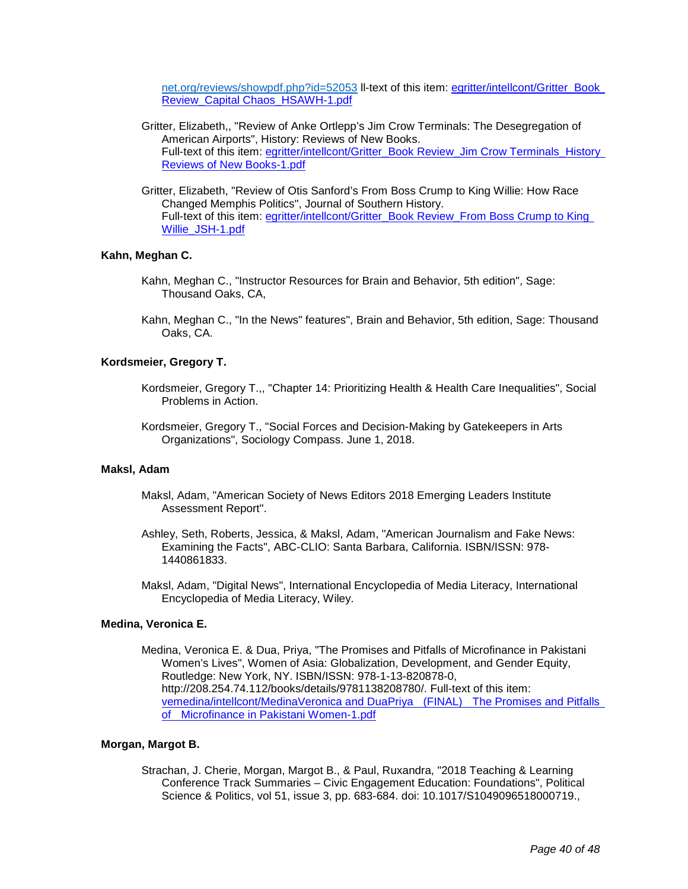net.org/reviews/showpdf.php?id=52053 ll-text of this item: egritter/intellcont/Gritter_Book_Review_Capital Chaos_HSAWH-1.pdf

Gritter, Elizabeth,, "Review of Anke Ortlepp's Jim Crow Terminals: The Desegregation of American Airports", History: Reviews of New Books.
Full-text of this item: egritter/intellcont/Gritter_Book Review_Jim Crow Terminals_History Reviews of New Books-1.pdf

Gritter, Elizabeth, "Review of Otis Sanford's From Boss Crump to King Willie: How Race Changed Memphis Politics", Journal of Southern History.
Full-text of this item: egritter/intellcont/Gritter_Book Review_From Boss Crump to King Willie_JSH-1.pdf

**Kahn, Meghan C.**

Kahn, Meghan C., "Instructor Resources for Brain and Behavior, 5th edition", Sage: Thousand Oaks, CA,

Kahn, Meghan C., "In the News" features", Brain and Behavior, 5th edition, Sage: Thousand Oaks, CA.

**Kordsmeier, Gregory T.**

Kordsmeier, Gregory T.,, "Chapter 14: Prioritizing Health & Health Care Inequalities", Social Problems in Action.

Kordsmeier, Gregory T., "Social Forces and Decision-Making by Gatekeepers in Arts Organizations", Sociology Compass. June 1, 2018.

**Maksl, Adam**

Maksl, Adam, "American Society of News Editors 2018 Emerging Leaders Institute Assessment Report".

Ashley, Seth, Roberts, Jessica, & Maksl, Adam, "American Journalism and Fake News: Examining the Facts", ABC-CLIO: Santa Barbara, California. ISBN/ISSN: 978-1440861833.

Maksl, Adam, "Digital News", International Encyclopedia of Media Literacy, International Encyclopedia of Media Literacy, Wiley.

**Medina, Veronica E.**

Medina, Veronica E. & Dua, Priya, "The Promises and Pitfalls of Microfinance in Pakistani Women's Lives", Women of Asia: Globalization, Development, and Gender Equity, Routledge: New York, NY. ISBN/ISSN: 978-1-13-820878-0, http://208.254.74.112/books/details/9781138208780/. Full-text of this item: vemedina/intellcont/MedinaVeronica and DuaPriya (FINAL) The Promises and Pitfalls of Microfinance in Pakistani Women-1.pdf

**Morgan, Margot B.**

Strachan, J. Cherie, Morgan, Margot B., & Paul, Ruxandra, "2018 Teaching & Learning Conference Track Summaries – Civic Engagement Education: Foundations", Political Science & Politics, vol 51, issue 3, pp. 683-684. doi: 10.1017/S1049096518000719.,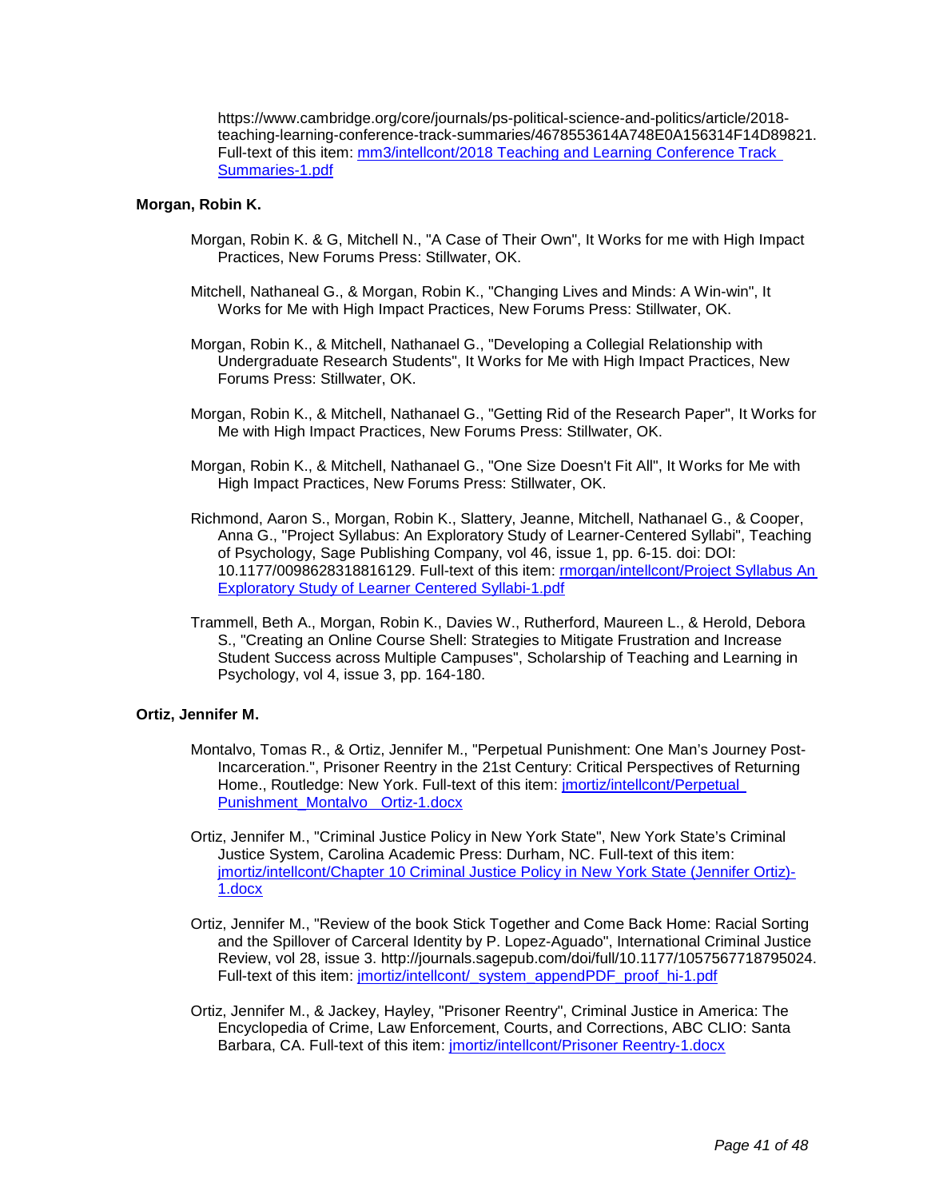https://www.cambridge.org/core/journals/ps-political-science-and-politics/article/2018-teaching-learning-conference-track-summaries/4678553614A748E0A156314F14D89821. Full-text of this item: [mm3/intellcont/2018 Teaching and Learning Conference Track Summaries-1.pdf](mm3/intellcont/2018 Teaching and Learning Conference Track Summaries-1.pdf)

**Morgan, Robin K.**

Morgan, Robin K. & G, Mitchell N., "A Case of Their Own", It Works for me with High Impact Practices, New Forums Press: Stillwater, OK.

Mitchell, Nathaneal G., & Morgan, Robin K., "Changing Lives and Minds: A Win-win", It Works for Me with High Impact Practices, New Forums Press: Stillwater, OK.

Morgan, Robin K., & Mitchell, Nathanael G., "Developing a Collegial Relationship with Undergraduate Research Students", It Works for Me with High Impact Practices, New Forums Press: Stillwater, OK.

Morgan, Robin K., & Mitchell, Nathanael G., "Getting Rid of the Research Paper", It Works for Me with High Impact Practices, New Forums Press: Stillwater, OK.

Morgan, Robin K., & Mitchell, Nathanael G., "One Size Doesn't Fit All", It Works for Me with High Impact Practices, New Forums Press: Stillwater, OK.

Richmond, Aaron S., Morgan, Robin K., Slattery, Jeanne, Mitchell, Nathanael G., & Cooper, Anna G., "Project Syllabus: An Exploratory Study of Learner-Centered Syllabi", Teaching of Psychology, Sage Publishing Company, vol 46, issue 1, pp. 6-15. doi: DOI: 10.1177/0098628318816129. Full-text of this item: [rmorgan/intellcont/Project Syllabus An Exploratory Study of Learner Centered Syllabi-1.pdf](rmorgan/intellcont/Project Syllabus An Exploratory Study of Learner Centered Syllabi-1.pdf)

Trammell, Beth A., Morgan, Robin K., Davies W., Rutherford, Maureen L., & Herold, Debora S., "Creating an Online Course Shell: Strategies to Mitigate Frustration and Increase Student Success across Multiple Campuses", Scholarship of Teaching and Learning in Psychology, vol 4, issue 3, pp. 164-180.

**Ortiz, Jennifer M.**

Montalvo, Tomas R., & Ortiz, Jennifer M., "Perpetual Punishment: One Man's Journey Post-Incarceration.", Prisoner Reentry in the 21st Century: Critical Perspectives of Returning Home., Routledge: New York. Full-text of this item: [jmortiz/intellcont/Perpetual Punishment_Montalvo _Ortiz-1.docx](jmortiz/intellcont/Perpetual Punishment_Montalvo _Ortiz-1.docx)

Ortiz, Jennifer M., "Criminal Justice Policy in New York State", New York State's Criminal Justice System, Carolina Academic Press: Durham, NC. Full-text of this item: [jmortiz/intellcont/Chapter 10 Criminal Justice Policy in New York State (Jennifer Ortiz)-1.docx](jmortiz/intellcont/Chapter 10 Criminal Justice Policy in New York State (Jennifer Ortiz)-1.docx)

Ortiz, Jennifer M., "Review of the book Stick Together and Come Back Home: Racial Sorting and the Spillover of Carceral Identity by P. Lopez-Aguado", International Criminal Justice Review, vol 28, issue 3. http://journals.sagepub.com/doi/full/10.1177/1057567718795024. Full-text of this item: [jmortiz/intellcont/_system_appendPDF_proof_hi-1.pdf](jmortiz/intellcont/_system_appendPDF_proof_hi-1.pdf)

Ortiz, Jennifer M., & Jackey, Hayley, "Prisoner Reentry", Criminal Justice in America: The Encyclopedia of Crime, Law Enforcement, Courts, and Corrections, ABC CLIO: Santa Barbara, CA. Full-text of this item: [jmortiz/intellcont/Prisoner Reentry-1.docx](jmortiz/intellcont/Prisoner Reentry-1.docx)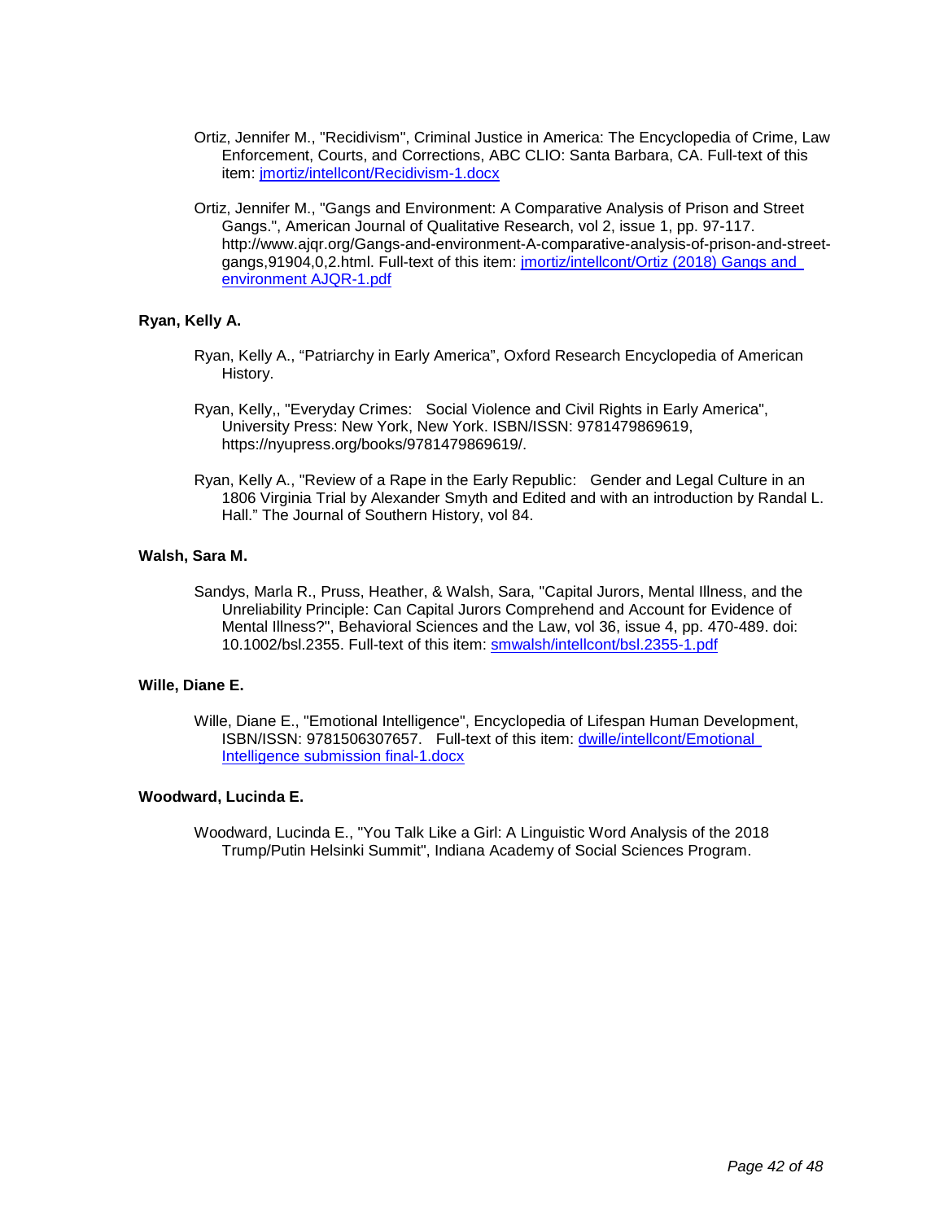Ortiz, Jennifer M., "Recidivism", Criminal Justice in America: The Encyclopedia of Crime, Law Enforcement, Courts, and Corrections, ABC CLIO: Santa Barbara, CA. Full-text of this item: jmortiz/intellcont/Recidivism-1.docx

Ortiz, Jennifer M., "Gangs and Environment: A Comparative Analysis of Prison and Street Gangs.", American Journal of Qualitative Research, vol 2, issue 1, pp. 97-117. http://www.ajqr.org/Gangs-and-environment-A-comparative-analysis-of-prison-and-street-gangs,91904,0,2.html. Full-text of this item: jmortiz/intellcont/Ortiz (2018) Gangs and environment AJQR-1.pdf

**Ryan, Kelly A.**

Ryan, Kelly A., "Patriarchy in Early America", Oxford Research Encyclopedia of American History.

Ryan, Kelly,, "Everyday Crimes: Social Violence and Civil Rights in Early America", University Press: New York, New York. ISBN/ISSN: 9781479869619, https://nyupress.org/books/9781479869619/.

Ryan, Kelly A., "Review of a Rape in the Early Republic: Gender and Legal Culture in an 1806 Virginia Trial by Alexander Smyth and Edited and with an introduction by Randal L. Hall." The Journal of Southern History, vol 84.

**Walsh, Sara M.**

Sandys, Marla R., Pruss, Heather, & Walsh, Sara, "Capital Jurors, Mental Illness, and the Unreliability Principle: Can Capital Jurors Comprehend and Account for Evidence of Mental Illness?", Behavioral Sciences and the Law, vol 36, issue 4, pp. 470-489. doi: 10.1002/bsl.2355. Full-text of this item: smwalsh/intellcont/bsl.2355-1.pdf

**Wille, Diane E.**

Wille, Diane E., "Emotional Intelligence", Encyclopedia of Lifespan Human Development, ISBN/ISSN: 9781506307657. Full-text of this item: dwille/intellcont/Emotional Intelligence submission final-1.docx

**Woodward, Lucinda E.**

Woodward, Lucinda E., "You Talk Like a Girl: A Linguistic Word Analysis of the 2018 Trump/Putin Helsinki Summit", Indiana Academy of Social Sciences Program.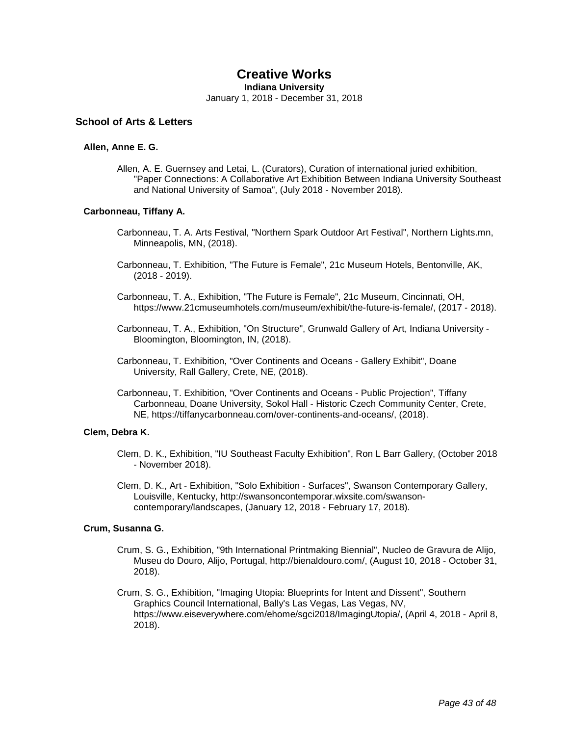# Creative Works

**Indiana University**

January 1, 2018 - December 31, 2018

## School of Arts & Letters

### Allen, Anne E. G.

Allen, A. E. Guernsey and Letai, L. (Curators), Curation of international juried exhibition, "Paper Connections: A Collaborative Art Exhibition Between Indiana University Southeast and National University of Samoa", (July 2018 - November 2018).

### Carbonneau, Tiffany A.

Carbonneau, T. A. Arts Festival, "Northern Spark Outdoor Art Festival", Northern Lights.mn, Minneapolis, MN, (2018).

Carbonneau, T. Exhibition, "The Future is Female", 21c Museum Hotels, Bentonville, AK, (2018 - 2019).

Carbonneau, T. A., Exhibition, "The Future is Female", 21c Museum, Cincinnati, OH, https://www.21cmuseumhotels.com/museum/exhibit/the-future-is-female/, (2017 - 2018).

Carbonneau, T. A., Exhibition, "On Structure", Grunwald Gallery of Art, Indiana University - Bloomington, Bloomington, IN, (2018).

Carbonneau, T. Exhibition, "Over Continents and Oceans - Gallery Exhibit", Doane University, Rall Gallery, Crete, NE, (2018).

Carbonneau, T. Exhibition, "Over Continents and Oceans - Public Projection", Tiffany Carbonneau, Doane University, Sokol Hall - Historic Czech Community Center, Crete, NE, https://tiffanycarbonneau.com/over-continents-and-oceans/, (2018).

### Clem, Debra K.

Clem, D. K., Exhibition, "IU Southeast Faculty Exhibition", Ron L Barr Gallery, (October 2018 - November 2018).

Clem, D. K., Art - Exhibition, "Solo Exhibition - Surfaces", Swanson Contemporary Gallery, Louisville, Kentucky, http://swansoncontemporar.wixsite.com/swanson-contemporary/landscapes, (January 12, 2018 - February 17, 2018).

### Crum, Susanna G.

Crum, S. G., Exhibition, "9th International Printmaking Biennial", Nucleo de Gravura de Alijo, Museu do Douro, Alijo, Portugal, http://bienaldouro.com/, (August 10, 2018 - October 31, 2018).

Crum, S. G., Exhibition, "Imaging Utopia: Blueprints for Intent and Dissent", Southern Graphics Council International, Bally's Las Vegas, Las Vegas, NV, https://www.eiseverywhere.com/ehome/sgci2018/ImagingUtopia/, (April 4, 2018 - April 8, 2018).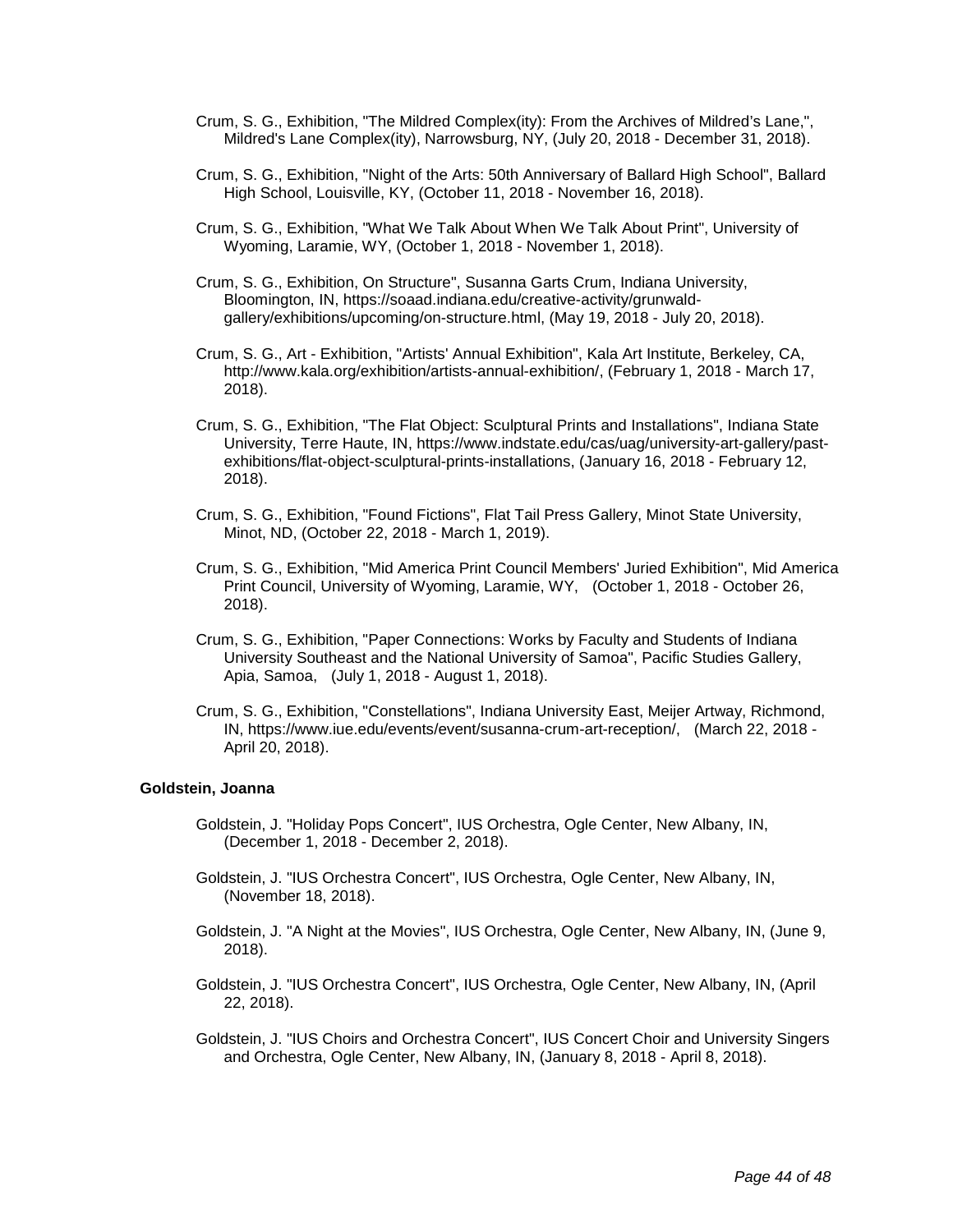Crum, S. G., Exhibition, "The Mildred Complex(ity): From the Archives of Mildred's Lane,", Mildred's Lane Complex(ity), Narrowsburg, NY, (July 20, 2018 - December 31, 2018).

Crum, S. G., Exhibition, "Night of the Arts: 50th Anniversary of Ballard High School", Ballard High School, Louisville, KY, (October 11, 2018 - November 16, 2018).

Crum, S. G., Exhibition, "What We Talk About When We Talk About Print", University of Wyoming, Laramie, WY, (October 1, 2018 - November 1, 2018).

Crum, S. G., Exhibition, On Structure", Susanna Garts Crum, Indiana University, Bloomington, IN, https://soaad.indiana.edu/creative-activity/grunwald-gallery/exhibitions/upcoming/on-structure.html, (May 19, 2018 - July 20, 2018).

Crum, S. G., Art - Exhibition, "Artists' Annual Exhibition", Kala Art Institute, Berkeley, CA, http://www.kala.org/exhibition/artists-annual-exhibition/, (February 1, 2018 - March 17, 2018).

Crum, S. G., Exhibition, "The Flat Object: Sculptural Prints and Installations", Indiana State University, Terre Haute, IN, https://www.indstate.edu/cas/uag/university-art-gallery/past-exhibitions/flat-object-sculptural-prints-installations, (January 16, 2018 - February 12, 2018).

Crum, S. G., Exhibition, "Found Fictions", Flat Tail Press Gallery, Minot State University, Minot, ND, (October 22, 2018 - March 1, 2019).

Crum, S. G., Exhibition, "Mid America Print Council Members' Juried Exhibition", Mid America Print Council, University of Wyoming, Laramie, WY, (October 1, 2018 - October 26, 2018).

Crum, S. G., Exhibition, "Paper Connections: Works by Faculty and Students of Indiana University Southeast and the National University of Samoa", Pacific Studies Gallery, Apia, Samoa, (July 1, 2018 - August 1, 2018).

Crum, S. G., Exhibition, "Constellations", Indiana University East, Meijer Artway, Richmond, IN, https://www.iue.edu/events/event/susanna-crum-art-reception/, (March 22, 2018 - April 20, 2018).

**Goldstein, Joanna**

Goldstein, J. "Holiday Pops Concert", IUS Orchestra, Ogle Center, New Albany, IN, (December 1, 2018 - December 2, 2018).

Goldstein, J. "IUS Orchestra Concert", IUS Orchestra, Ogle Center, New Albany, IN, (November 18, 2018).

Goldstein, J. "A Night at the Movies", IUS Orchestra, Ogle Center, New Albany, IN, (June 9, 2018).

Goldstein, J. "IUS Orchestra Concert", IUS Orchestra, Ogle Center, New Albany, IN, (April 22, 2018).

Goldstein, J. "IUS Choirs and Orchestra Concert", IUS Concert Choir and University Singers and Orchestra, Ogle Center, New Albany, IN, (January 8, 2018 - April 8, 2018).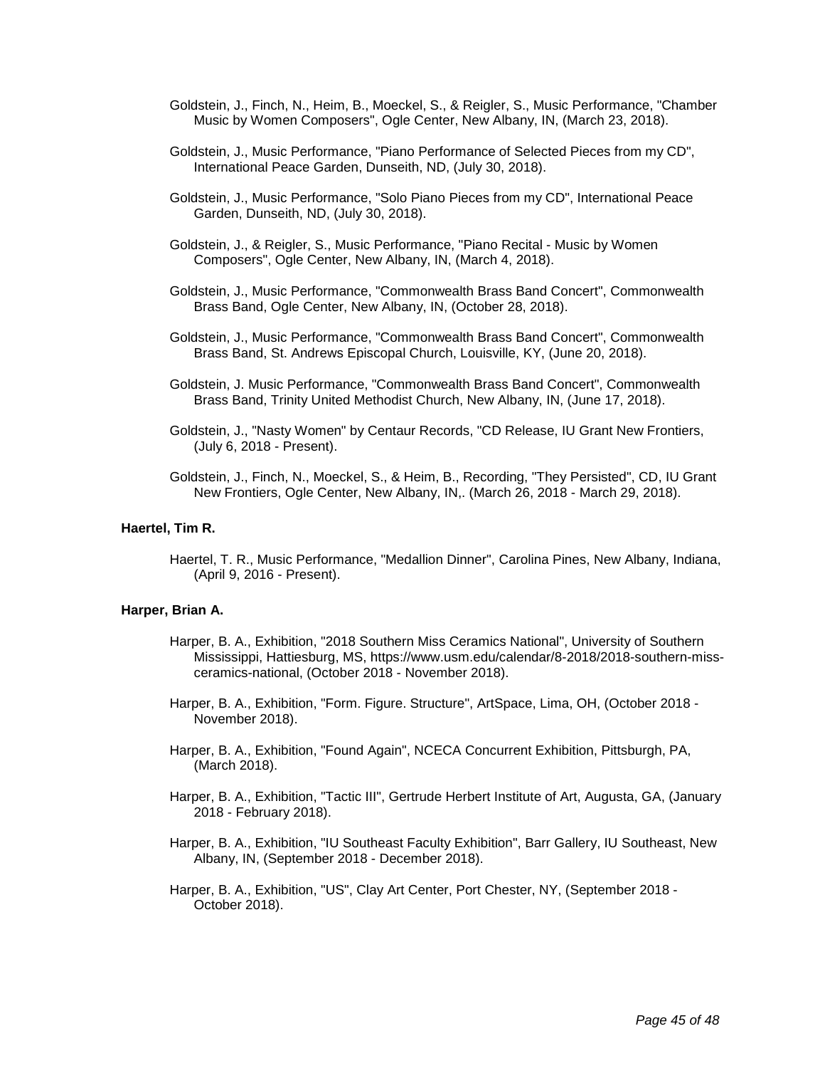Goldstein, J., Finch, N., Heim, B., Moeckel, S., & Reigler, S., Music Performance, "Chamber Music by Women Composers", Ogle Center, New Albany, IN, (March 23, 2018).

Goldstein, J., Music Performance, "Piano Performance of Selected Pieces from my CD", International Peace Garden, Dunseith, ND, (July 30, 2018).

Goldstein, J., Music Performance, "Solo Piano Pieces from my CD", International Peace Garden, Dunseith, ND, (July 30, 2018).

Goldstein, J., & Reigler, S., Music Performance, "Piano Recital - Music by Women Composers", Ogle Center, New Albany, IN, (March 4, 2018).

Goldstein, J., Music Performance, "Commonwealth Brass Band Concert", Commonwealth Brass Band, Ogle Center, New Albany, IN, (October 28, 2018).

Goldstein, J., Music Performance, "Commonwealth Brass Band Concert", Commonwealth Brass Band, St. Andrews Episcopal Church, Louisville, KY, (June 20, 2018).

Goldstein, J. Music Performance, "Commonwealth Brass Band Concert", Commonwealth Brass Band, Trinity United Methodist Church, New Albany, IN, (June 17, 2018).

Goldstein, J., "Nasty Women" by Centaur Records, "CD Release, IU Grant New Frontiers, (July 6, 2018 - Present).

Goldstein, J., Finch, N., Moeckel, S., & Heim, B., Recording, "They Persisted", CD, IU Grant New Frontiers, Ogle Center, New Albany, IN,. (March 26, 2018 - March 29, 2018).

**Haertel, Tim R.**

Haertel, T. R., Music Performance, "Medallion Dinner", Carolina Pines, New Albany, Indiana, (April 9, 2016 - Present).

**Harper, Brian A.**

Harper, B. A., Exhibition, "2018 Southern Miss Ceramics National", University of Southern Mississippi, Hattiesburg, MS, https://www.usm.edu/calendar/8-2018/2018-southern-miss-ceramics-national, (October 2018 - November 2018).

Harper, B. A., Exhibition, "Form. Figure. Structure", ArtSpace, Lima, OH, (October 2018 - November 2018).

Harper, B. A., Exhibition, "Found Again", NCECA Concurrent Exhibition, Pittsburgh, PA, (March 2018).

Harper, B. A., Exhibition, "Tactic III", Gertrude Herbert Institute of Art, Augusta, GA, (January 2018 - February 2018).

Harper, B. A., Exhibition, "IU Southeast Faculty Exhibition", Barr Gallery, IU Southeast, New Albany, IN, (September 2018 - December 2018).

Harper, B. A., Exhibition, "US", Clay Art Center, Port Chester, NY, (September 2018 - October 2018).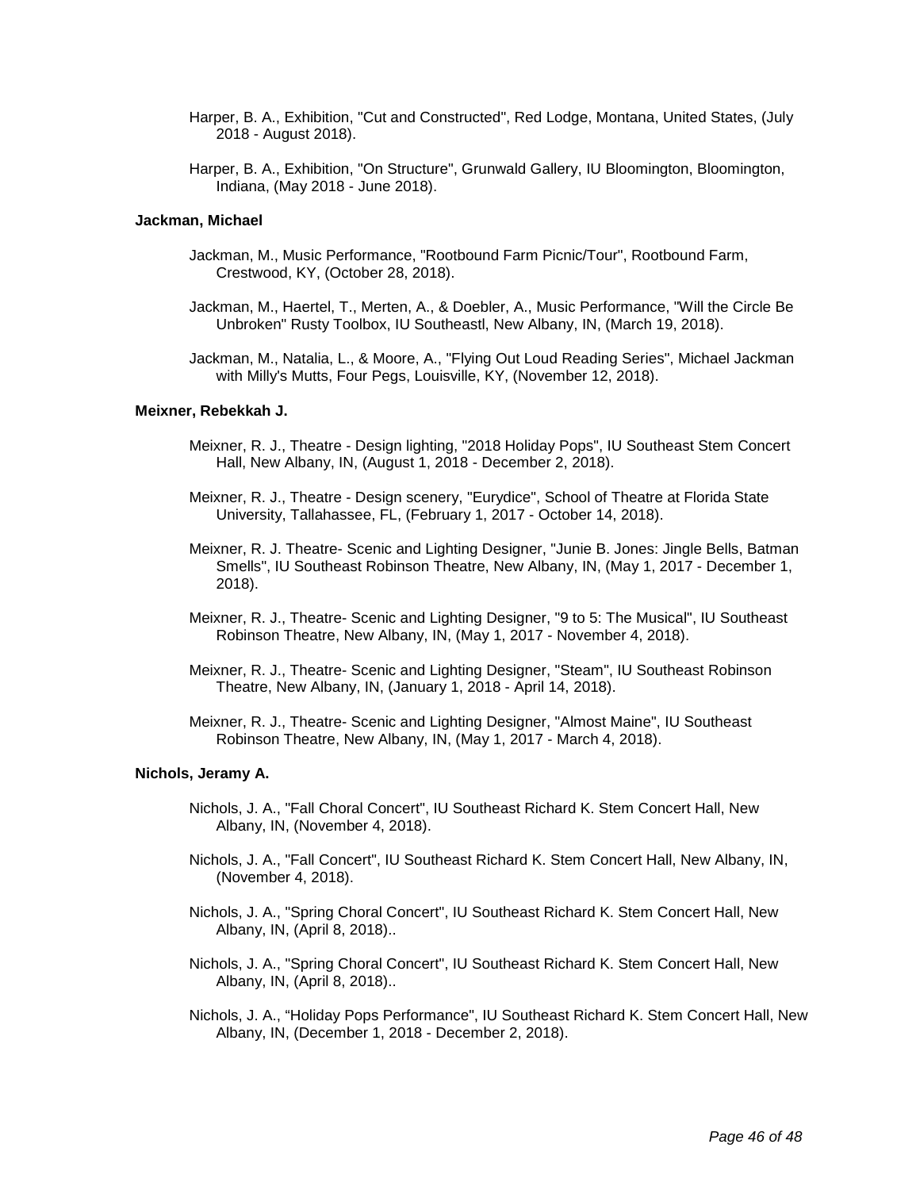Harper, B. A., Exhibition, "Cut and Constructed", Red Lodge, Montana, United States, (July 2018 - August 2018).

Harper, B. A., Exhibition, "On Structure", Grunwald Gallery, IU Bloomington, Bloomington, Indiana, (May 2018 - June 2018).

**Jackman, Michael**

Jackman, M., Music Performance, "Rootbound Farm Picnic/Tour", Rootbound Farm, Crestwood, KY, (October 28, 2018).

Jackman, M., Haertel, T., Merten, A., & Doebler, A., Music Performance, "Will the Circle Be Unbroken" Rusty Toolbox, IU Southeastl, New Albany, IN, (March 19, 2018).

Jackman, M., Natalia, L., & Moore, A., "Flying Out Loud Reading Series", Michael Jackman with Milly's Mutts, Four Pegs, Louisville, KY, (November 12, 2018).

**Meixner, Rebekkah J.**

Meixner, R. J., Theatre - Design lighting, "2018 Holiday Pops", IU Southeast Stem Concert Hall, New Albany, IN, (August 1, 2018 - December 2, 2018).

Meixner, R. J., Theatre - Design scenery, "Eurydice", School of Theatre at Florida State University, Tallahassee, FL, (February 1, 2017 - October 14, 2018).

Meixner, R. J. Theatre- Scenic and Lighting Designer, "Junie B. Jones: Jingle Bells, Batman Smells", IU Southeast Robinson Theatre, New Albany, IN, (May 1, 2017 - December 1, 2018).

Meixner, R. J., Theatre- Scenic and Lighting Designer, "9 to 5: The Musical", IU Southeast Robinson Theatre, New Albany, IN, (May 1, 2017 - November 4, 2018).

Meixner, R. J., Theatre- Scenic and Lighting Designer, "Steam", IU Southeast Robinson Theatre, New Albany, IN, (January 1, 2018 - April 14, 2018).

Meixner, R. J., Theatre- Scenic and Lighting Designer, "Almost Maine", IU Southeast Robinson Theatre, New Albany, IN, (May 1, 2017 - March 4, 2018).

**Nichols, Jeramy A.**

Nichols, J. A., "Fall Choral Concert", IU Southeast Richard K. Stem Concert Hall, New Albany, IN, (November 4, 2018).

Nichols, J. A., "Fall Concert", IU Southeast Richard K. Stem Concert Hall, New Albany, IN, (November 4, 2018).

Nichols, J. A., "Spring Choral Concert", IU Southeast Richard K. Stem Concert Hall, New Albany, IN, (April 8, 2018)..

Nichols, J. A., "Spring Choral Concert", IU Southeast Richard K. Stem Concert Hall, New Albany, IN, (April 8, 2018)..

Nichols, J. A., “Holiday Pops Performance", IU Southeast Richard K. Stem Concert Hall, New Albany, IN, (December 1, 2018 - December 2, 2018).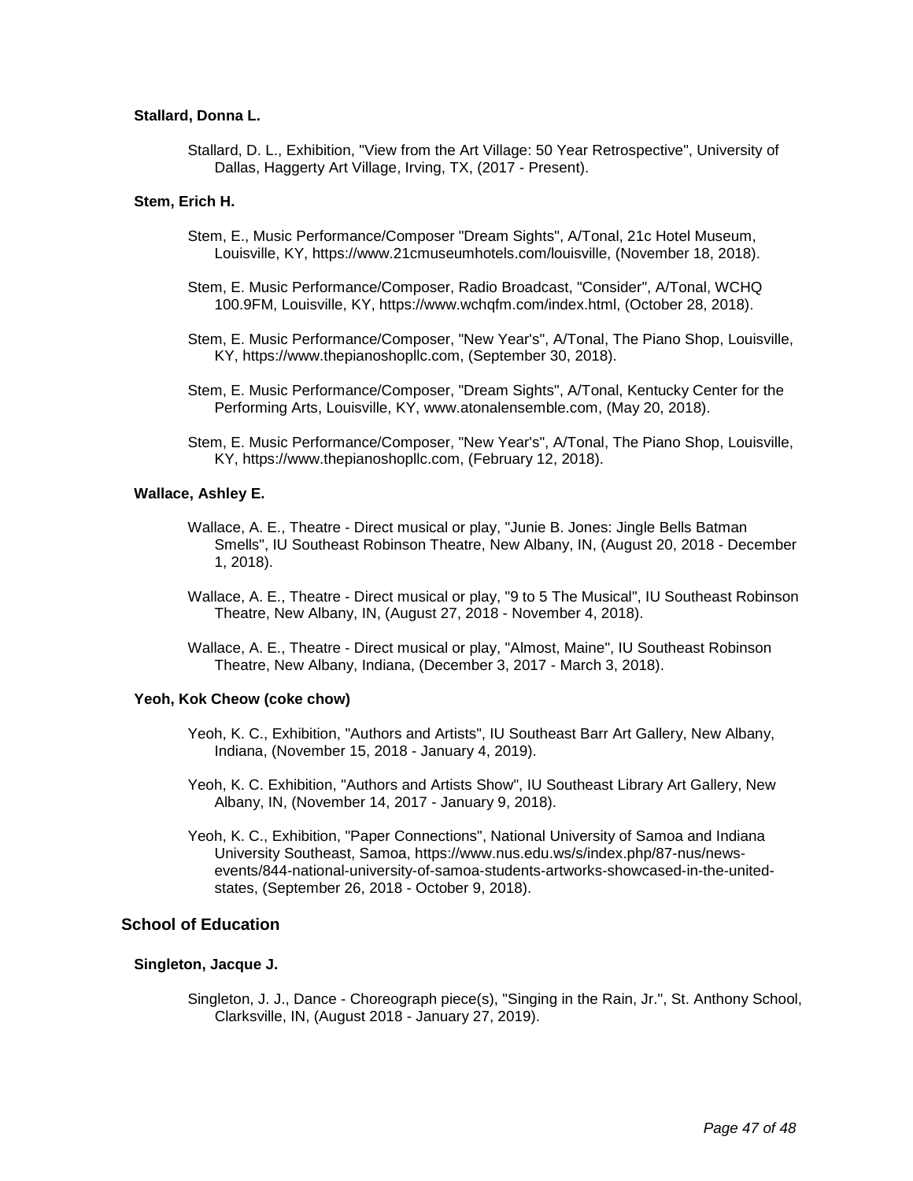**Stallard, Donna L.**

Stallard, D. L., Exhibition, "View from the Art Village: 50 Year Retrospective", University of Dallas, Haggerty Art Village, Irving, TX, (2017 - Present).

**Stem, Erich H.**

Stem, E., Music Performance/Composer "Dream Sights", A/Tonal, 21c Hotel Museum, Louisville, KY, https://www.21cmuseumhotels.com/louisville, (November 18, 2018).

Stem, E. Music Performance/Composer, Radio Broadcast, "Consider", A/Tonal, WCHQ 100.9FM, Louisville, KY, https://www.wchqfm.com/index.html, (October 28, 2018).

Stem, E. Music Performance/Composer, "New Year's", A/Tonal, The Piano Shop, Louisville, KY, https://www.thepianoshopllc.com, (September 30, 2018).

Stem, E. Music Performance/Composer, "Dream Sights", A/Tonal, Kentucky Center for the Performing Arts, Louisville, KY, www.atonalensemble.com, (May 20, 2018).

Stem, E. Music Performance/Composer, "New Year's", A/Tonal, The Piano Shop, Louisville, KY, https://www.thepianoshopllc.com, (February 12, 2018).

**Wallace, Ashley E.**

Wallace, A. E., Theatre - Direct musical or play, "Junie B. Jones: Jingle Bells Batman Smells", IU Southeast Robinson Theatre, New Albany, IN, (August 20, 2018 - December 1, 2018).

Wallace, A. E., Theatre - Direct musical or play, "9 to 5 The Musical", IU Southeast Robinson Theatre, New Albany, IN, (August 27, 2018 - November 4, 2018).

Wallace, A. E., Theatre - Direct musical or play, "Almost, Maine", IU Southeast Robinson Theatre, New Albany, Indiana, (December 3, 2017 - March 3, 2018).

**Yeoh, Kok Cheow (coke chow)**

Yeoh, K. C., Exhibition, "Authors and Artists", IU Southeast Barr Art Gallery, New Albany, Indiana, (November 15, 2018 - January 4, 2019).

Yeoh, K. C. Exhibition, "Authors and Artists Show", IU Southeast Library Art Gallery, New Albany, IN, (November 14, 2017 - January 9, 2018).

Yeoh, K. C., Exhibition, "Paper Connections", National University of Samoa and Indiana University Southeast, Samoa, https://www.nus.edu.ws/s/index.php/87-nus/news-events/844-national-university-of-samoa-students-artworks-showcased-in-the-united-states, (September 26, 2018 - October 9, 2018).

## School of Education

**Singleton, Jacque J.**

Singleton, J. J., Dance - Choreograph piece(s), "Singing in the Rain, Jr.", St. Anthony School, Clarksville, IN, (August 2018 - January 27, 2019).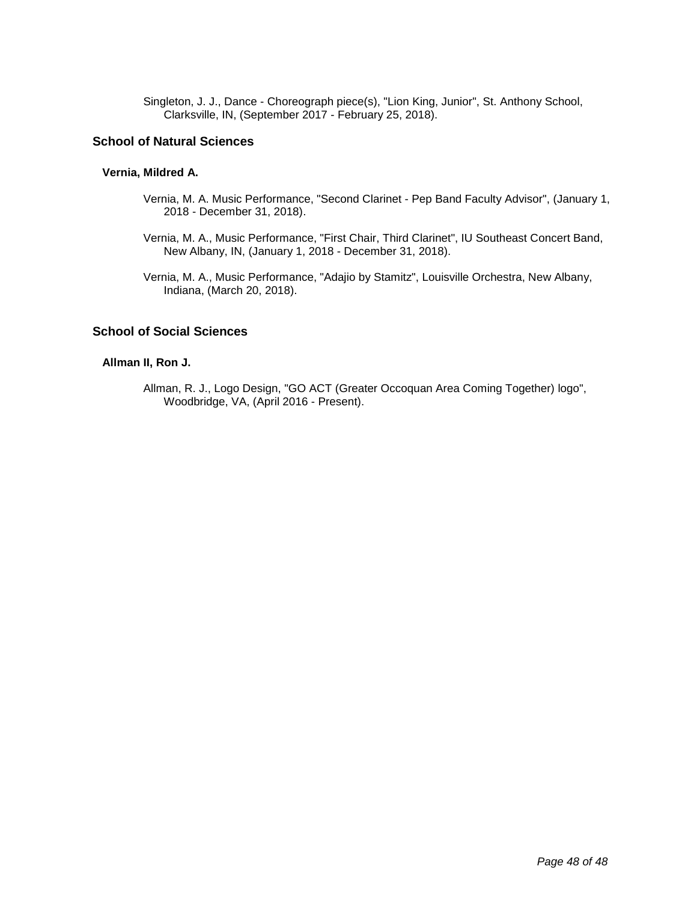Singleton, J. J., Dance - Choreograph piece(s), "Lion King, Junior", St. Anthony School, Clarksville, IN, (September 2017 - February 25, 2018).

## School of Natural Sciences

### Vernia, Mildred A.

Vernia, M. A. Music Performance, "Second Clarinet - Pep Band Faculty Advisor", (January 1, 2018 - December 31, 2018).

Vernia, M. A., Music Performance, "First Chair, Third Clarinet", IU Southeast Concert Band, New Albany, IN, (January 1, 2018 - December 31, 2018).

Vernia, M. A., Music Performance, "Adajio by Stamitz", Louisville Orchestra, New Albany, Indiana, (March 20, 2018).

## School of Social Sciences

### Allman II, Ron J.

Allman, R. J., Logo Design, "GO ACT (Greater Occoquan Area Coming Together) logo", Woodbridge, VA, (April 2016 - Present).